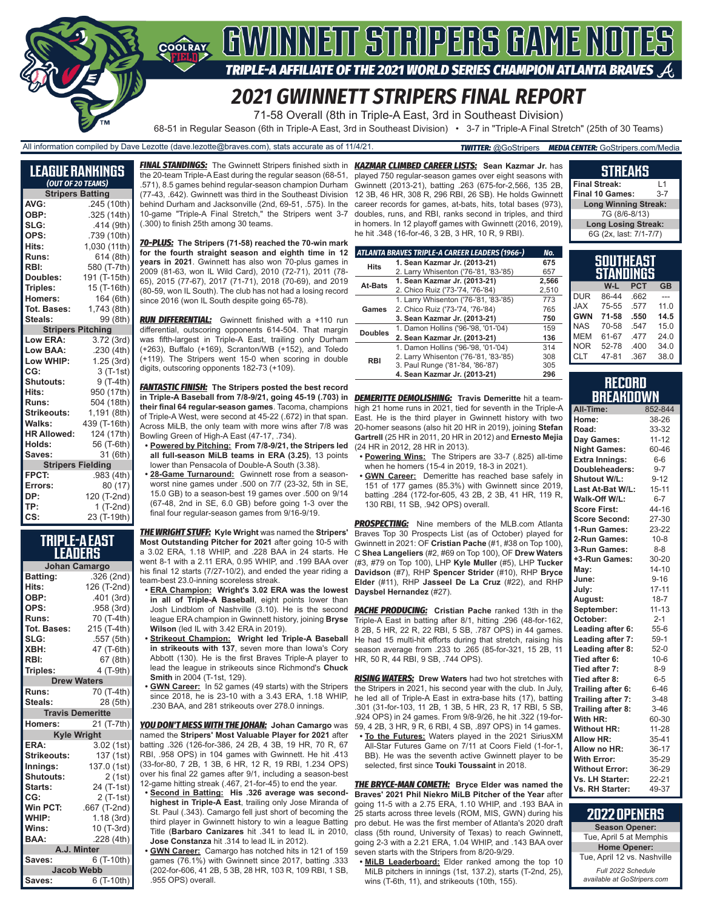# GWINNETT STRIPERS GAME NOTES

*TRIPLE-A AFFILIATE OF THE 2021 WORLD SERIES CHAMPION ATLANTA BRAVES*

# 2021 GWINNETT STRIPERS FINAL REPORT

71-58 Overall (8th in Triple-A East, 3rd in Southeast Division)

68-51 in Regular Season (6th in Triple-A East, 3rd in Southeast Division) • 3-7 in "Triple-A Final Stretch" (25th of 30 Teams)

All information compiled by Dave Lezotte (dave.lezotte@braves.com), stats accurate as of 11/4/21. **TWITTER:** @GoStripers **MEDIA CENTER:** GoStripers.com/Media

## LEAGUE RANKINGS
*(OUT OF 20 TEAMS)*

| Stripers Batting | |
|---|---|
| AVG: | .245 (10th) |
| OBP: | .325 (14th) |
| SLG: | .414 (9th) |
| OPS: | .739 (10th) |
| Hits: | 1,030 (11th) |
| Runs: | 614 (8th) |
| RBI: | 580 (T-7th) |
| Doubles: | 191 (T-15th) |
| Triples: | 15 (T-16th) |
| Homers: | 164 (6th) |
| Tot. Bases: | 1,743 (8th) |
| Steals: | 99 (8th) |
| **Stripers Pitching** | |
| Low ERA: | 3.72 (3rd) |
| Low BAA: | .230 (4th) |
| Low WHIP: | 1.25 (3rd) |
| CG: | 3 (T-1st) |
| Shutouts: | 9 (T-4th) |
| Hits: | 950 (17th) |
| Runs: | 504 (18th) |
| Strikeouts: | 1,191 (8th) |
| Walks: | 439 (T-16th) |
| HR Allowed: | 124 (17th) |
| Holds: | 56 (T-6th) |
| Saves: | 31 (6th) |
| **Stripers Fielding** | |
| FPCT: | .983 (4th) |
| Errors: | 80 (17) |
| DP: | 120 (T-2nd) |
| TP: | 1 (T-2nd) |
| CS: | 23 (T-19th) |

## TRIPLE-A EAST LEADERS

| Johan Camargo | |
|---|---|
| Batting: | .326 (2nd) |
| Hits: | 126 (T-2nd) |
| OBP: | .401 (3rd) |
| OPS: | .958 (3rd) |
| Runs: | 70 (T-4th) |
| Tot. Bases: | 215 (T-4th) |
| SLG: | .557 (5th) |
| XBH: | 47 (T-6th) |
| RBI: | 67 (8th) |
| Triples: | 4 (T-9th) |
| **Drew Waters** | |
| Runs: | 70 (T-4th) |
| Steals: | 28 (5th) |
| **Travis Demeritte** | |
| Homers: | 21 (T-7th) |
| **Kyle Wright** | |
| ERA: | 3.02 (1st) |
| Strikeouts: | 137 (1st) |
| Innings: | 137.0 (1st) |
| Shutouts: | 2 (1st) |
| Starts: | 24 (T-1st) |
| CG: | 2 (T-1st) |
| Win PCT: | .667 (T-2nd) |
| WHIP: | 1.18 (3rd) |
| Wins: | 10 (T-3rd) |
| BAA: | .228 (4th) |
| **A.J. Minter** | |
| Saves: | 6 (T-10th) |
| **Jacob Webb** | |
| Saves: | 6 (T-10th) |

***FINAL STANDINGS:*** The Gwinnett Stripers finished sixth in the 20-team Triple-A East during the regular season (68-51, .571), 8.5 games behind regular-season champion Durham (77-43, .642). Gwinnett was third in the Southeast Division behind Durham and Jacksonville (2nd, 69-51, .575). In the 10-game "Triple-A Final Stretch," the Stripers went 3-7 (.300) to finish 25th among 30 teams.

***70-PLUS:*** **The Stripers (71-58) reached the 70-win mark for the fourth straight season and eighth time in 12 years in 2021**. Gwinnett has also won 70-plus games in 2009 (81-63, won IL Wild Card), 2010 (72-71), 2011 (78-65), 2015 (77-67), 2017 (71-71), 2018 (70-69), and 2019 (80-59, won IL South). The club has not had a losing record since 2016 (won IL South despite going 65-78).

***RUN DIFFERENTIAL:*** Gwinnett finished with a +110 run differential, outscoring opponents 614-504. That margin was fifth-largest in Triple-A East, trailing only Durham (+263), Buffalo (+169), Scranton/WB (+152), and Toledo (+119). The Stripers went 15-0 when scoring in double digits, outscoring opponents 182-73 (+109).

***FANTASTIC FINISH:*** **The Stripers posted the best record in Triple-A Baseball from 7/8-9/21, going 45-19 (.703) in their final 64 regular-season games**. Tacoma, champions of Triple-A West, were second at 45-22 (.672) in that span. Across MiLB, the only team with more wins after 7/8 was Bowling Green of High-A East (47-17, .734).

- **Powered by Pitching: From 7/8-9/21, the Stripers led all full-season MiLB teams in ERA (3.25)**, 13 points lower than Pensacola of Double-A South (3.38).
- **28-Game Turnaround:** Gwinnett rose from a season-worst nine games under .500 on 7/7 (23-32, 5th in SE, 15.0 GB) to a season-best 19 games over .500 on 9/14 (67-48, 2nd in SE, 6.0 GB) before going 1-3 over the final four regular-season games from 9/16-9/19.

***THE WRIGHT STUFF:*** **Kyle Wright** was named the **Stripers' Most Outstanding Pitcher for 2021** after going 10-5 with a 3.02 ERA, 1.18 WHIP, and .228 BAA in 24 starts. He went 8-1 with a 2.11 ERA, 0.95 WHIP, and .199 BAA over his final 12 starts (7/27-10/2), and ended the year riding a team-best 23.0-inning scoreless streak.

- **ERA Champion: Wright's 3.02 ERA was the lowest in all of Triple-A Baseball**, eight points lower than Josh Lindblom of Nashville (3.10). He is the second league ERA champion in Gwinnett history, joining **Bryse Wilson** (led IL with 3.42 ERA in 2019).
- **Strikeout Champion: Wright led Triple-A Baseball in strikeouts with 137**, seven more than Iowa's Cory Abbott (130). He is the first Braves Triple-A player to lead the league in strikeouts since Richmond's **Chuck Smith** in 2004 (T-1st, 129).
- **GWN Career:** In 52 games (49 starts) with the Stripers since 2018, he is 23-10 with a 3.43 ERA, 1.18 WHIP, .230 BAA, and 281 strikeouts over 278.0 innings.

***YOU DON'T MESS WITH THE JOHAN:*** **Johan Camargo** was named the **Stripers' Most Valuable Player for 2021** after batting .326 (126-for-386, 24 2B, 4 3B, 19 HR, 70 R, 67 RBI, .958 OPS) in 104 games with Gwinnett. He hit .413 (33-for-80, 7 2B, 1 3B, 6 HR, 12 R, 19 RBI, 1.234 OPS) over his final 22 games after 9/1, including a season-best 12-game hitting streak (.467, 21-for-45) to end the year.

- **Second in Batting: His .326 average was second-highest in Triple-A East**, trailing only Jose Miranda of St. Paul (.343). Camargo fell just short of becoming the third player in Gwinnett history to win a league Batting Title (**Barbaro Canizares** hit .341 to lead IL in 2010, **Jose Constanza** hit .314 to lead IL in 2012).
- **GWN Career:** Camargo has notched hits in 121 of 159 games (76.1%) with Gwinnett since 2017, batting .333 (202-for-606, 41 2B, 5 3B, 28 HR, 103 R, 109 RBI, 1 SB, .955 OPS) overall.

***KAZMAR CLIMBED CAREER LISTS:*** **Sean Kazmar Jr.** has played 750 regular-season games over eight seasons with Gwinnett (2013-21), batting .263 (675-for-2,566, 135 2B, 12 3B, 46 HR, 308 R, 296 RBI, 26 SB). He holds Gwinnett career records for games, at-bats, hits, total bases (973), doubles, runs, and RBI, ranks second in triples, and third in homers. In 12 playoff games with Gwinnett (2016, 2019), he hit .348 (16-for-46, 3 2B, 3 HR, 10 R, 9 RBI).

| | ATLANTA BRAVES TRIPLE-A CAREER LEADERS (1966-) | No. |
|---|---|---|
| Hits | **1. Sean Kazmar Jr. (2013-21)** | **675** |
| | 2. Larry Whisenton ('76-'81, '83-'85) | 657 |
| At-Bats | **1. Sean Kazmar Jr. (2013-21)** | **2,566** |
| | 2. Chico Ruiz ('73-'74, '76-'84) | 2,510 |
| Games | 1. Larry Whisenton ('76-'81, '83-'85) | 773 |
| | 2. Chico Ruiz ('73-'74, '76-'84) | 765 |
| | **3. Sean Kazmar Jr. (2013-21)** | **750** |
| Doubles | 1. Damon Hollins ('96-'98, '01-'04) | 159 |
| | **2. Sean Kazmar Jr. (2013-21)** | **136** |
| RBI | 1. Damon Hollins ('96-'98, '01-'04) | 314 |
| | 2. Larry Whisenton ('76-'81, '83-'85) | 308 |
| | 3. Paul Runge ('81-'84, '86-'87) | 305 |
| | **4. Sean Kazmar Jr. (2013-21)** | **296** |

***DEMERITTE DEMOLISHING:*** **Travis Demeritte** hit a team-high 21 home runs in 2021, tied for seventh in the Triple-A East. He is the third player in Gwinnett history with two 20-homer seasons (also hit 20 HR in 2019), joining **Stefan Gartrell** (25 HR in 2011, 20 HR in 2012) and **Ernesto Mejia** (24 HR in 2012, 28 HR in 2013).

- **Powering Wins:** The Stripers are 33-7 (.825) all-time when he homers (15-4 in 2019, 18-3 in 2021).
- **GWN Career:** Demeritte has reached base safely in 151 of 177 games (85.3%) with Gwinnett since 2019, batting .284 (172-for-605, 43 2B, 2 3B, 41 HR, 119 R, 130 RBI, 11 SB, .942 OPS) overall.

***PROSPECTING:*** Nine members of the MLB.com Atlanta Braves Top 30 Prospects List (as of October) played for Gwinnett in 2021: OF **Cristian Pache** (#1, #38 on Top 100), C **Shea Langeliers** (#2, #69 on Top 100), OF **Drew Waters** (#3, #79 on Top 100), LHP **Kyle Muller** (#5), LHP **Tucker Davidson** (#7), RHP **Spencer Strider** (#10), RHP **Bryce Elder** (#11), RHP **Jasseel De La Cruz** (#22), and RHP **Daysbel Hernandez** (#27).

***PACHE PRODUCING:*** **Cristian Pache** ranked 13th in the Triple-A East in batting after 8/1, hitting .296 (48-for-162, 8 2B, 5 HR, 22 R, 22 RBI, 5 SB, .787 OPS) in 44 games. He had 15 multi-hit efforts during that stretch, raising his season average from .233 to .265 (85-for-321, 15 2B, 11 HR, 50 R, 44 RBI, 9 SB, .744 OPS).

***RISING WATERS:*** **Drew Waters** had two hot stretches with the Stripers in 2021, his second year with the club. In July, he led all of Triple-A East in extra-base hits (17), batting .301 (31-for-103, 11 2B, 1 3B, 5 HR, 23 R, 17 RBI, 5 SB, .924 OPS) in 24 games. From 9/8-9/26, he hit .322 (19-for-59, 4 2B, 3 HR, 9 R, 6 RBI, 4 SB, .897 OPS) in 14 games.

- **To the Futures:** Waters played in the 2021 SiriusXM All-Star Futures Game on 7/11 at Coors Field (1-for-1, BB). He was the seventh active Gwinnett player to be selected, first since **Touki Toussaint** in 2018.

***THE BRYCE-MAN COMETH:*** **Bryce Elder was named the Braves' 2021 Phil Niekro MiLB Pitcher of the Year** after going 11-5 with a 2.75 ERA, 1.10 WHIP, and .193 BAA in 25 starts across three levels (ROM, MIS, GWN) during his pro debut. He was the first member of Atlanta's 2020 draft class (5th round, University of Texas) to reach Gwinnett, going 2-3 with a 2.21 ERA, 1.04 WHIP, and .143 BAA over seven starts with the Stripers from 8/20-9/29.

- **MiLB Leaderboard:** Elder ranked among the top 10 MiLB pitchers in innings (1st, 137.2), starts (T-2nd, 25), wins (T-6th, 11), and strikeouts (10th, 155).

## STREAKS

| | |
|---|---|
| Final Streak: | L1 |
| Final 10 Games: | 3-7 |
| **Long Winning Streak:** | |
| 7G (8/6-8/13) | |
| **Long Losing Streak:** | |
| 6G (2x, last: 7/1-7/7) | |

## SOUTHEAST STANDINGS

| | W-L | PCT | GB |
|---|---|---|---|
| DUR | 86-44 | .662 | --- |
| JAX | 75-55 | .577 | 11.0 |
| **GWN** | **71-58** | **.550** | **14.5** |
| NAS | 70-58 | .547 | 15.0 |
| MEM | 61-67 | .477 | 24.0 |
| NOR | 52-78 | .400 | 34.0 |
| CLT | 47-81 | .367 | 38.0 |

## RECORD BREAKDOWN

| | |
|---|---|
| All-Time: | 852-844 |
| Home: | 38-26 |
| Road: | 33-32 |
| Day Games: | 11-12 |
| Night Games: | 60-46 |
| Extra Innings: | 6-6 |
| Doubleheaders: | 9-7 |
| Shutout W/L: | 9-12 |
| Last At-Bat W/L: | 15-11 |
| Walk-Off W/L: | 6-7 |
| Score First: | 44-16 |
| Score Second: | 27-30 |
| 1-Run Games: | 23-22 |
| 2-Run Games: | 10-8 |
| 3-Run Games: | 8-8 |
| +3-Run Games: | 30-20 |
| May: | 14-10 |
| June: | 9-16 |
| July: | 17-11 |
| August: | 18-7 |
| September: | 11-13 |
| October: | 2-1 |
| Leading after 6: | 55-6 |
| Leading after 7: | 59-1 |
| Leading after 8: | 52-0 |
| Tied after 6: | 10-6 |
| Tied after 7: | 8-9 |
| Tied after 8: | 6-5 |
| Trailing after 6: | 6-46 |
| Trailing after 7: | 3-48 |
| Trailing after 8: | 3-46 |
| With HR: | 60-30 |
| Without HR: | 11-28 |
| Allow HR: | 35-41 |
| Allow no HR: | 36-17 |
| With Error: | 35-29 |
| Without Error: | 36-29 |
| Vs. LH Starter: | 22-21 |
| Vs. RH Starter: | 49-37 |

## 2022 OPENERS

**Season Opener:**
Tue, April 5 at Memphis

**Home Opener:**
Tue, April 12 vs. Nashville

*Full 2022 Schedule available at GoStripers.com*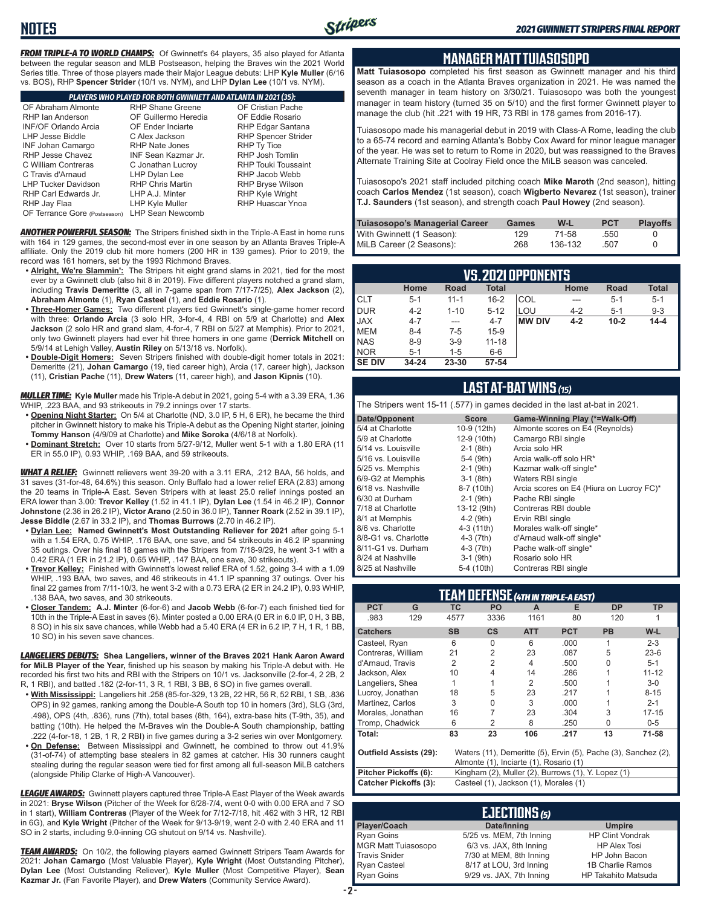# NOTES

***FROM TRIPLE-A TO WORLD CHAMPS:*** Of Gwinnett's 64 players, 35 also played for Atlanta between the regular season and MLB Postseason, helping the Braves win the 2021 World Series title. Three of those players made their Major League debuts: LHP **Kyle Muller** (6/16 vs. BOS), RHP **Spencer Strider** (10/1 vs. NYM), and LHP **Dylan Lee** (10/1 vs. NYM).

| *PLAYERS WHO PLAYED FOR BOTH GWINNETT AND ATLANTA IN 2021 (35):* | | |
|---|---|---|
| OF Abraham Almonte | RHP Shane Greene | OF Cristian Pache |
| RHP Ian Anderson | OF Guillermo Heredia | OF Eddie Rosario |
| INF/OF Orlando Arcia | OF Ender Inciarte | RHP Edgar Santana |
| LHP Jesse Biddle | C Alex Jackson | RHP Spencer Strider |
| INF Johan Camargo | RHP Nate Jones | RHP Ty Tice |
| RHP Jesse Chavez | INF Sean Kazmar Jr. | RHP Josh Tomlin |
| C William Contreras | C Jonathan Lucroy | RHP Touki Toussaint |
| C Travis d'Arnaud | LHP Dylan Lee | RHP Jacob Webb |
| LHP Tucker Davidson | RHP Chris Martin | RHP Bryse Wilson |
| RHP Carl Edwards Jr. | LHP A.J. Minter | RHP Kyle Wright |
| RHP Jay Flaa | LHP Kyle Muller | RHP Huascar Ynoa |
| OF Terrance Gore (Postseason) | LHP Sean Newcomb | |

***ANOTHER POWERFUL SEASON:*** The Stripers finished sixth in the Triple-A East in home runs with 164 in 129 games, the second-most ever in one season by an Atlanta Braves Triple-A affiliate. Only the 2019 club hit more homers (200 HR in 139 games). Prior to 2019, the record was 161 homers, set by the 1993 Richmond Braves.

- **Alright, We're Slammin':** The Stripers hit eight grand slams in 2021, tied for the most ever by a Gwinnett club (also hit 8 in 2019). Five different players notched a grand slam, including **Travis Demeritte** (3, all in 7-game span from 7/17-7/25), **Alex Jackson** (2), **Abraham Almonte** (1), **Ryan Casteel** (1), and **Eddie Rosario** (1).
- **Three-Homer Games:** Two different players tied Gwinnett's single-game homer record with three: **Orlando Arcia** (3 solo HR, 3-for-4, 4 RBI on 5/9 at Charlotte) and **Alex Jackson** (2 solo HR and grand slam, 4-for-4, 7 RBI on 5/27 at Memphis). Prior to 2021, only two Gwinnett players had ever hit three homers in one game (**Derrick Mitchell** on 5/9/14 at Lehigh Valley, **Austin Riley** on 5/13/18 vs. Norfolk).
- **Double-Digit Homers:** Seven Stripers finished with double-digit homer totals in 2021: Demeritte (21), **Johan Camargo** (19, tied career high), Arcia (17, career high), Jackson (11), **Cristian Pache** (11), **Drew Waters** (11, career high), and **Jason Kipnis** (10).

***MULLER TIME:*** **Kyle Muller** made his Triple-A debut in 2021, going 5-4 with a 3.39 ERA, 1.36 WHIP, .223 BAA, and 93 strikeouts in 79.2 innings over 17 starts.

- **Opening Night Starter:** On 5/4 at Charlotte (ND, 3.0 IP, 5 H, 6 ER), he became the third pitcher in Gwinnett history to make his Triple-A debut as the Opening Night starter, joining **Tommy Hanson** (4/9/09 at Charlotte) and **Mike Soroka** (4/6/18 at Norfolk).
- **Dominant Stretch:** Over 10 starts from 5/27-9/12, Muller went 5-1 with a 1.80 ERA (11 ER in 55.0 IP), 0.93 WHIP, .169 BAA, and 59 strikeouts.

***WHAT A RELIEF:*** Gwinnett relievers went 39-20 with a 3.11 ERA, .212 BAA, 56 holds, and 31 saves (31-for-48, 64.6%) this season. Only Buffalo had a lower relief ERA (2.83) among the 20 teams in Triple-A East. Seven Stripers with at least 25.0 relief innings posted an ERA lower than 3.00: **Trevor Kelley** (1.52 in 41.1 IP), **Dylan Lee** (1.54 in 46.2 IP), **Connor Johnstone** (2.36 in 26.2 IP), **Victor Arano** (2.50 in 36.0 IP), **Tanner Roark** (2.52 in 39.1 IP), **Jesse Biddle** (2.67 in 33.2 IP), and **Thomas Burrows** (2.70 in 46.2 IP).

- **Dylan Lee: Named Gwinnett's Most Outstanding Reliever for 2021** after going 5-1 with a 1.54 ERA, 0.75 WHIP, .176 BAA, one save, and 54 strikeouts in 46.2 IP spanning 35 outings. Over his final 18 games with the Stripers from 7/18-9/29, he went 3-1 with a 0.42 ERA (1 ER in 21.2 IP), 0.65 WHIP, .147 BAA, one save, 30 strikeouts).
- **Trevor Kelley:** Finished with Gwinnett's lowest relief ERA of 1.52, going 3-4 with a 1.09 WHIP, .193 BAA, two saves, and 46 strikeouts in 41.1 IP spanning 37 outings. Over his final 22 games from 7/11-10/3, he went 3-2 with a 0.73 ERA (2 ER in 24.2 IP), 0.93 WHIP, .138 BAA, two saves, and 30 strikeouts.
- **Closer Tandem: A.J. Minter** (6-for-6) and **Jacob Webb** (6-for-7) each finished tied for 10th in the Triple-A East in saves (6). Minter posted a 0.00 ERA (0 ER in 6.0 IP, 0 H, 3 BB, 8 SO) in his six save chances, while Webb had a 5.40 ERA (4 ER in 6.2 IP, 7 H, 1 R, 1 BB, 10 SO) in his seven save chances.

***LANGELIERS DEBUTS:*** **Shea Langeliers, winner of the Braves 2021 Hank Aaron Award for MiLB Player of the Year,** finished up his season by making his Triple-A debut with. He recorded his first two hits and RBI with the Stripers on 10/1 vs. Jacksonville (2-for-4, 2 2B, 2 R, 1 RBI), and batted .182 (2-for-11, 3 R, 1 RBI, 3 BB, 6 SO) in five games overall.

- **With Mississippi:** Langeliers hit .258 (85-for-329, 13 2B, 22 HR, 56 R, 52 RBI, 1 SB, .836 OPS) in 92 games, ranking among the Double-A South top 10 in homers (3rd), SLG (3rd, .498), OPS (4th, .836), runs (7th), total bases (8th, 164), extra-base hits (T-9th, 35), and batting (10th). He helped the M-Braves win the Double-A South championship, batting .222 (4-for-18, 1 2B, 1 R, 2 RBI) in five games during a 3-2 series win over Montgomery.
- **On Defense:** Between Mississippi and Gwinnett, he combined to throw out 41.9% (31-of-74) of attempting base stealers in 82 games at catcher. His 30 runners caught stealing during the regular season were tied for first among all full-season MiLB catchers (alongside Philip Clarke of High-A Vancouver).

***LEAGUE AWARDS:*** Gwinnett players captured three Triple-A East Player of the Week awards in 2021: **Bryse Wilson** (Pitcher of the Week for 6/28-7/4, went 0-0 with 0.00 ERA and 7 SO in 1 start), **William Contreras** (Player of the Week for 7/12-7/18, hit .462 with 3 HR, 12 RBI in 6G), and **Kyle Wright** (Pitcher of the Week for 9/13-9/19, went 2-0 with 2.40 ERA and 11 SO in 2 starts, including 9.0-inning CG shutout on 9/14 vs. Nashville).

***TEAM AWARDS:*** On 10/2, the following players earned Gwinnett Stripers Team Awards for 2021: **Johan Camargo** (Most Valuable Player), **Kyle Wright** (Most Outstanding Pitcher), **Dylan Lee** (Most Outstanding Reliever), **Kyle Muller** (Most Competitive Player), **Sean Kazmar Jr.** (Fan Favorite Player), and **Drew Waters** (Community Service Award).

## MANAGER MATT TUIASOSOPO

**Matt Tuiasosopo** completed his first season as Gwinnett manager and his third season as a coach in the Atlanta Braves organization in 2021. He was named the seventh manager in team history on 3/30/21. Tuiasosopo was both the youngest manager in team history (turned 35 on 5/10) and the first former Gwinnett player to manage the club (hit .221 with 19 HR, 73 RBI in 178 games from 2016-17).

Tuiasosopo made his managerial debut in 2019 with Class-A Rome, leading the club to a 65-74 record and earning Atlanta's Bobby Cox Award for minor league manager of the year. He was set to return to Rome in 2020, but was reassigned to the Braves Alternate Training Site at Coolray Field once the MiLB season was canceled.

Tuiasosopo's 2021 staff included pitching coach **Mike Maroth** (2nd season), hitting coach **Carlos Mendez** (1st season), coach **Wigberto Nevarez** (1st season), trainer **T.J. Saunders** (1st season), and strength coach **Paul Howey** (2nd season).

| Tuiasosopo's Managerial Career | Games | W-L | PCT | Playoffs |
|---|---|---|---|---|
| With Gwinnett (1 Season): | 129 | 71-58 | .550 | 0 |
| MiLB Career (2 Seasons): | 268 | 136-132 | .507 | 0 |

## VS. 2021 OPPONENTS

| | Home | Road | Total | | Home | Road | Total |
|---|---|---|---|---|---|---|---|
| CLT | 5-1 | 11-1 | 16-2 | COL | --- | 5-1 | 5-1 |
| DUR | 4-2 | 1-10 | 5-12 | LOU | 4-2 | 5-1 | 9-3 |
| JAX | 4-7 | --- | 4-7 | **MW DIV** | **4-2** | **10-2** | **14-4** |
| MEM | 8-4 | 7-5 | 15-9 | | | | |
| NAS | 8-9 | 3-9 | 11-18 | | | | |
| NOR | 5-1 | 1-5 | 6-6 | | | | |
| **SE DIV** | **34-24** | **23-30** | **57-54** | | | | |

## LAST AT-BAT WINS *(15)*

The Stripers went 15-11 (.577) in games decided in the last at-bat in 2021.

| Date/Opponent | Score | Game-Winning Play (*=Walk-Off) |
|---|---|---|
| 5/4 at Charlotte | 10-9 (12th) | Almonte scores on E4 (Reynolds) |
| 5/9 at Charlotte | 12-9 (10th) | Camargo RBI single |
| 5/14 vs. Louisville | 2-1 (8th) | Arcia solo HR |
| 5/16 vs. Louisville | 5-4 (9th) | Arcia walk-off solo HR* |
| 5/25 vs. Memphis | 2-1 (9th) | Kazmar walk-off single* |
| 6/9-G2 at Memphis | 3-1 (8th) | Waters RBI single |
| 6/18 vs. Nashville | 8-7 (10th) | Arcia scores on E4 (Hiura on Lucroy FC)* |
| 6/30 at Durham | 2-1 (9th) | Pache RBI single |
| 7/18 at Charlotte | 13-12 (9th) | Contreras RBI double |
| 8/1 at Memphis | 4-2 (9th) | Ervin RBI single |
| 8/6 vs. Charlotte | 4-3 (11th) | Morales walk-off single* |
| 8/8-G1 vs. Charlotte | 4-3 (7th) | d'Arnaud walk-off single* |
| 8/11-G1 vs. Durham | 4-3 (7th) | Pache walk-off single* |
| 8/24 at Nashville | 3-1 (9th) | Rosario solo HR |
| 8/25 at Nashville | 5-4 (10th) | Contreras RBI single |

## TEAM DEFENSE *(4TH IN TRIPLE-A EAST)*

| PCT | G | TC | PO | A | E | DP | TP |
|---|---|---|---|---|---|---|---|
| .983 | 129 | 4577 | 3336 | 1161 | 80 | 120 | 1 |

| Catchers | SB | CS | ATT | PCT | PB | W-L |
|---|---|---|---|---|---|---|
| Casteel, Ryan | 6 | 0 | 6 | .000 | 1 | 2-3 |
| Contreras, William | 21 | 2 | 23 | .087 | 5 | 23-6 |
| d'Arnaud, Travis | 2 | 2 | 4 | .500 | 0 | 5-1 |
| Jackson, Alex | 10 | 4 | 14 | .286 | 1 | 11-12 |
| Langeliers, Shea | 1 | 1 | 2 | .500 | 1 | 3-0 |
| Lucroy, Jonathan | 18 | 5 | 23 | .217 | 1 | 8-15 |
| Martinez, Carlos | 3 | 0 | 3 | .000 | 1 | 2-1 |
| Morales, Jonathan | 16 | 7 | 23 | .304 | 3 | 17-15 |
| Tromp, Chadwick | 6 | 2 | 8 | .250 | 0 | 0-5 |
| **Total:** | **83** | **23** | **106** | **.217** | **13** | **71-58** |

**Outfield Assists (29):** Waters (11), Demeritte (5), Ervin (5), Pache (3), Sanchez (2), Almonte (1), Inciarte (1), Rosario (1)

**Pitcher Pickoffs (6):** Kingham (2), Muller (2), Burrows (1), Y. Lopez (1)

**Catcher Pickoffs (3):** Casteel (1), Jackson (1), Morales (1)

## EJECTIONS *(5)*

| Player/Coach | Date/Inning | Umpire |
|---|---|---|
| Ryan Goins | 5/25 vs. MEM, 7th Inning | HP Clint Vondrak |
| MGR Matt Tuiasosopo | 6/3 vs. JAX, 8th Inning | HP Alex Tosi |
| Travis Snider | 7/30 at MEM, 8th Inning | HP John Bacon |
| Ryan Casteel | 8/17 at LOU, 3rd Inning | 1B Charlie Ramos |
| Ryan Goins | 9/29 vs. JAX, 7th Inning | HP Takahito Matsuda |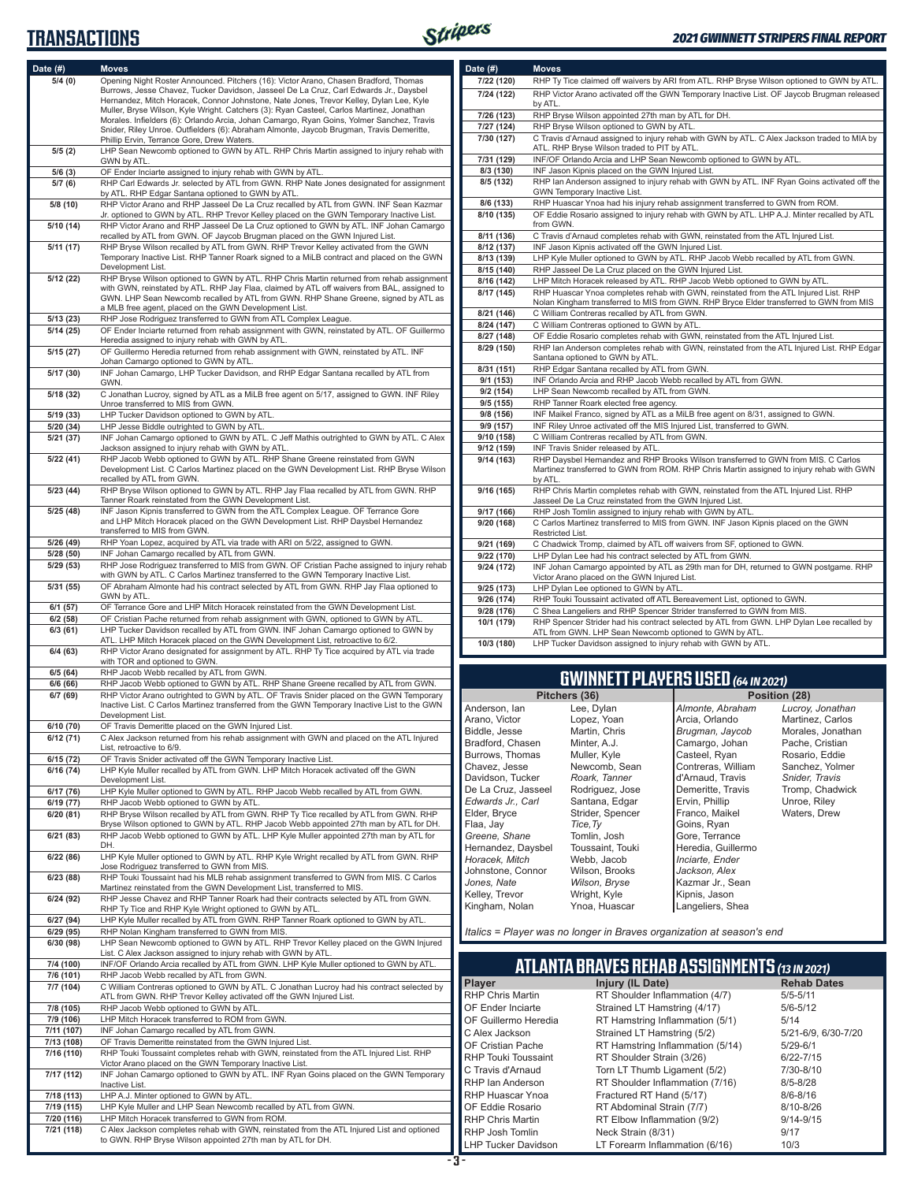# TRANSACTIONS

| Date (#) | Moves |
|---|---|
| 5/4 (0) | Opening Night Roster Announced. Pitchers (16): Victor Arano, Chasen Bradford, Thomas Burrows, Jesse Chavez, Tucker Davidson, Jasseel De La Cruz, Carl Edwards Jr., Daysbel Hernandez, Mitch Horacek, Connor Johnstone, Nate Jones, Trevor Kelley, Dylan Lee, Kyle Muller, Bryse Wilson, Kyle Wright. Catchers (3): Ryan Casteel, Carlos Martinez, Jonathan Morales. Infielders (6): Orlando Arcia, Johan Camargo, Ryan Goins, Yolmer Sanchez, Travis Snider, Riley Unroe. Outfielders (6): Abraham Almonte, Jaycob Brugman, Travis Demeritte, Phillip Ervin, Terrance Gore, Drew Waters. |
| 5/5 (2) | LHP Sean Newcomb optioned to GWN by ATL. RHP Chris Martin assigned to injury rehab with GWN by ATL. |
| 5/6 (3) | OF Ender Inciarte assigned to injury rehab with GWN by ATL. |
| 5/7 (6) | RHP Carl Edwards Jr. selected by ATL from GWN. RHP Nate Jones designated for assignment by ATL. RHP Edgar Santana optioned to GWN by ATL. |
| 5/8 (10) | RHP Victor Arano and RHP Jasseel De La Cruz recalled by ATL from GWN. INF Sean Kazmar Jr. optioned to GWN by ATL. RHP Trevor Kelley placed on the GWN Temporary Inactive List. |
| 5/10 (14) | RHP Victor Arano and RHP Jasseel De La Cruz optioned to GWN by ATL. INF Johan Camargo recalled by ATL from GWN. OF Jaycob Brugman placed on the GWN Injured List. |
| 5/11 (17) | RHP Bryse Wilson recalled by ATL from GWN. RHP Trevor Kelley activated from the GWN Temporary Inactive List. RHP Tanner Roark signed to a MiLB contract and placed on the GWN Development List. |
| 5/12 (22) | RHP Bryse Wilson optioned to GWN by ATL. RHP Chris Martin returned from rehab assignment with GWN, reinstated by ATL. RHP Jay Flaa, claimed by ATL off waivers from BAL, assigned to GWN. LHP Sean Newcomb recalled by ATL from GWN. RHP Shane Greene, signed by ATL as a MLB free agent, placed on the GWN Development List. |
| 5/13 (23) | RHP Jose Rodriguez transferred to GWN from ATL Complex League. |
| 5/14 (25) | OF Ender Inciarte returned from rehab assignment with GWN, reinstated by ATL. OF Guillermo Heredia assigned to injury rehab with GWN by ATL. |
| 5/15 (27) | OF Guillermo Heredia returned from rehab assignment with GWN, reinstated by ATL. INF Johan Camargo optioned to GWN by ATL. |
| 5/17 (30) | INF Johan Camargo, LHP Tucker Davidson, and RHP Edgar Santana recalled by ATL from GWN. |
| 5/18 (32) | C Jonathan Lucroy, signed by ATL as a MiLB free agent on 5/17, assigned to GWN. INF Riley Unroe transferred to MIS from GWN. |
| 5/19 (33) | LHP Tucker Davidson optioned to GWN by ATL. |
| 5/20 (34) | LHP Jesse Biddle outrighted to GWN by ATL. |
| 5/21 (37) | INF Johan Camargo optioned to GWN by ATL. C Jeff Mathis outrighted to GWN by ATL. C Alex Jackson assigned to injury rehab with GWN by ATL. |
| 5/22 (41) | RHP Jacob Webb optioned to GWN by ATL. RHP Shane Greene reinstated from GWN Development List. C Carlos Martinez placed on the GWN Development List. RHP Bryse Wilson recalled by ATL from GWN. |
| 5/23 (44) | RHP Bryse Wilson optioned to GWN by ATL. RHP Jay Flaa recalled by ATL from GWN. RHP Tanner Roark reinstated from the GWN Development List. |
| 5/25 (48) | INF Jason Kipnis transferred to GWN from the ATL Complex League. OF Terrance Gore and LHP Mitch Horacek placed on the GWN Development List. RHP Daysbel Hernandez transferred to MIS from GWN. |
| 5/26 (49) | RHP Yoan Lopez, acquired by ATL via trade with ARI on 5/22, assigned to GWN. |
| 5/28 (50) | INF Johan Camargo recalled by ATL from GWN. |
| 5/29 (53) | RHP Jose Rodriguez transferred to MIS from GWN. OF Cristian Pache assigned to injury rehab with GWN by ATL. C Carlos Martinez transferred to the GWN Temporary Inactive List. |
| 5/31 (55) | OF Abraham Almonte had his contract selected by ATL from GWN. RHP Jay Flaa optioned to GWN by ATL. |
| 6/1 (57) | OF Terrance Gore and LHP Mitch Horacek reinstated from the GWN Development List. |
| 6/2 (58) | OF Cristian Pache returned from rehab assignment with GWN, optioned to GWN by ATL. |
| 6/3 (61) | LHP Tucker Davidson recalled by ATL from GWN. INF Johan Camargo optioned to GWN by ATL. LHP Mitch Horacek placed on the GWN Development List, retroactive to 6/2. |
| 6/4 (63) | RHP Victor Arano designated for assignment by ATL. RHP Ty Tice acquired by ATL via trade with TOR and optioned to GWN. |
| 6/5 (64) | RHP Jacob Webb recalled by ATL from GWN. |
| 6/6 (66) | RHP Jacob Webb optioned to GWN by ATL. RHP Shane Greene recalled by ATL from GWN. |
| 6/7 (69) | RHP Victor Arano outrighted to GWN by ATL. OF Travis Snider placed on the GWN Temporary Inactive List. C Carlos Martinez transferred from the GWN Temporary Inactive List to the GWN Development List. |
| 6/10 (70) | OF Travis Demeritte placed on the GWN Injured List. |
| 6/12 (71) | C Alex Jackson returned from his rehab assignment with GWN and placed on the ATL Injured List, retroactive to 6/9. |
| 6/15 (72) | OF Travis Snider activated off the GWN Temporary Inactive List. |
| 6/16 (74) | LHP Kyle Muller recalled by ATL from GWN. LHP Mitch Horacek activated off the GWN Development List. |
| 6/17 (76) | LHP Kyle Muller optioned to GWN by ATL. RHP Jacob Webb recalled by ATL from GWN. |
| 6/19 (77) | RHP Jacob Webb optioned to GWN by ATL. |
| 6/20 (81) | RHP Bryse Wilson recalled by ATL from GWN. RHP Ty Tice recalled by ATL from GWN. RHP Bryse Wilson optioned to GWN by ATL. RHP Jacob Webb appointed 27th man by ATL for DH. |
| 6/21 (83) | RHP Jacob Webb optioned to GWN by ATL. LHP Kyle Muller appointed 27th man by ATL for DH. |
| 6/22 (86) | LHP Kyle Muller optioned to GWN by ATL. RHP Kyle Wright recalled by ATL from GWN. RHP Jose Rodriguez transferred to GWN from MIS. |
| 6/23 (88) | RHP Touki Toussaint had his MLB rehab assignment transferred to GWN from MIS. C Carlos Martinez reinstated from the GWN Development List, transferred to MIS. |
| 6/24 (92) | RHP Jesse Chavez and RHP Tanner Roark had their contracts selected by ATL from GWN. RHP Ty Tice and RHP Kyle Wright optioned to GWN by ATL. |
| 6/27 (94) | LHP Kyle Muller recalled by ATL from GWN. RHP Tanner Roark optioned to GWN by ATL. |
| 6/29 (95) | RHP Nolan Kingham transferred to GWN from MIS. |
| 6/30 (98) | LHP Sean Newcomb optioned to GWN by ATL. RHP Trevor Kelley placed on the GWN Injured List. C Alex Jackson assigned to injury rehab with GWN by ATL. |
| 7/4 (100) | INF/OF Orlando Arcia recalled by ATL from GWN. LHP Kyle Muller optioned to GWN by ATL. |
| 7/6 (101) | RHP Jacob Webb recalled by ATL from GWN. |
| 7/7 (104) | C William Contreras optioned to GWN by ATL. C Jonathan Lucroy had his contract selected by ATL from GWN. RHP Trevor Kelley activated off the GWN Injured List. |
| 7/8 (105) | RHP Jacob Webb optioned to GWN by ATL. |
| 7/9 (106) | LHP Mitch Horacek transferred to ROM from GWN. |
| 7/11 (107) | INF Johan Camargo recalled by ATL from GWN. |
| 7/13 (108) | OF Travis Demeritte reinstated from the GWN Injured List. |
| 7/16 (110) | RHP Touki Toussaint completes rehab with GWN, reinstated from the ATL Injured List. RHP Victor Arano placed on the GWN Temporary Inactive List. |
| 7/17 (112) | INF Johan Camargo optioned to GWN by ATL. INF Ryan Goins placed on the GWN Temporary Inactive List. |
| 7/18 (113) | LHP A.J. Minter optioned to GWN by ATL. |
| 7/19 (115) | LHP Kyle Muller and LHP Sean Newcomb recalled by ATL from GWN. |
| 7/20 (116) | LHP Mitch Horacek transferred to GWN from ROM. |
| 7/21 (118) | C Alex Jackson completes rehab with GWN, reinstated from the ATL Injured List and optioned to GWN. RHP Bryse Wilson appointed 27th man by ATL for DH. |
| 7/22 (120) | RHP Ty Tice claimed off waivers by ARI from ATL. RHP Bryse Wilson optioned to GWN by ATL. |
| 7/24 (122) | RHP Victor Arano activated off the GWN Temporary Inactive List. OF Jaycob Brugman released by ATL. |
| 7/26 (123) | RHP Bryse Wilson appointed 27th man by ATL for DH. |
| 7/27 (124) | RHP Bryse Wilson optioned to GWN by ATL. |
| 7/30 (127) | C Travis d'Arnaud assigned to injury rehab with GWN by ATL. C Alex Jackson traded to MIA by ATL. RHP Bryse Wilson traded to PIT by ATL. |
| 7/31 (129) | INF/OF Orlando Arcia and LHP Sean Newcomb optioned to GWN by ATL. |
| 8/3 (130) | INF Jason Kipnis placed on the GWN Injured List. |
| 8/5 (132) | RHP Ian Anderson assigned to injury rehab with GWN by ATL. INF Ryan Goins activated off the GWN Temporary Inactive List. |
| 8/6 (133) | RHP Huascar Ynoa had his injury rehab assignment transferred to GWN from ROM. |
| 8/10 (135) | OF Eddie Rosario assigned to injury rehab with GWN by ATL. LHP A.J. Minter recalled by ATL from GWN. |
| 8/11 (136) | C Travis d'Arnaud completes rehab with GWN, reinstated from the ATL Injured List. |
| 8/12 (137) | INF Jason Kipnis activated off the GWN Injured List. |
| 8/13 (139) | LHP Kyle Muller optioned to GWN by ATL. RHP Jacob Webb recalled by ATL from GWN. |
| 8/15 (140) | RHP Jasseel De La Cruz placed on the GWN Injured List. |
| 8/16 (142) | LHP Mitch Horacek released by ATL. RHP Jacob Webb optioned to GWN by ATL. |
| 8/17 (145) | RHP Huascar Ynoa completes rehab with GWN, reinstated from the ATL Injured List. RHP Nolan Kingham transferred to MIS from GWN. RHP Bryce Elder transferred to GWN from MIS |
| 8/21 (146) | C William Contreras recalled by ATL from GWN. |
| 8/24 (147) | C William Contreras optioned to GWN by ATL. |
| 8/27 (148) | OF Eddie Rosario completes rehab with GWN, reinstated from the ATL Injured List. |
| 8/29 (150) | RHP Ian Anderson completes rehab with GWN, reinstated from the ATL Injured List. RHP Edgar Santana optioned to GWN by ATL. |
| 8/31 (151) | RHP Edgar Santana recalled by ATL from GWN. |
| 9/1 (153) | INF Orlando Arcia and RHP Jacob Webb recalled by ATL from GWN. |
| 9/2 (154) | LHP Sean Newcomb recalled by ATL from GWN. |
| 9/5 (155) | RHP Tanner Roark elected free agency. |
| 9/8 (156) | INF Maikel Franco, signed by ATL as a MiLB free agent on 8/31, assigned to GWN. |
| 9/9 (157) | INF Riley Unroe activated off the MIS Injured List, transferred to GWN. |
| 9/10 (158) | C William Contreras recalled by ATL from GWN. |
| 9/12 (159) | INF Travis Snider released by ATL. |
| 9/14 (163) | RHP Daysbel Hernandez and RHP Brooks Wilson transferred to GWN from MIS. C Carlos Martinez transferred to GWN from ROM. RHP Chris Martin assigned to injury rehab with GWN by ATL. |
| 9/16 (165) | RHP Chris Martin completes rehab with GWN, reinstated from the ATL Injured List. RHP Jasseel De La Cruz reinstated from the GWN Injured List. |
| 9/17 (166) | RHP Josh Tomlin assigned to injury rehab with GWN by ATL. |
| 9/20 (168) | C Carlos Martinez transferred to MIS from GWN. INF Jason Kipnis placed on the GWN Restricted List. |
| 9/21 (169) | C Chadwick Tromp, claimed by ATL off waivers from SF, optioned to GWN. |
| 9/22 (170) | LHP Dylan Lee had his contract selected by ATL from GWN. |
| 9/24 (172) | INF Johan Camargo appointed by ATL as 29th man for DH, returned to GWN postgame. RHP Victor Arano placed on the GWN Injured List. |
| 9/25 (173) | LHP Dylan Lee optioned to GWN by ATL. |
| 9/26 (174) | RHP Touki Toussaint activated off ATL Bereavement List, optioned to GWN. |
| 9/28 (176) | C Shea Langeliers and RHP Spencer Strider transferred to GWN from MIS. |
| 10/1 (179) | RHP Spencer Strider had his contract selected by ATL from GWN. LHP Dylan Lee recalled by ATL from GWN. LHP Sean Newcomb optioned to GWN by ATL. |
| 10/3 (180) | LHP Tucker Davidson assigned to injury rehab with GWN by ATL. |

## GWINNETT PLAYERS USED *(64 IN 2021)*

| Pitchers (36) | | Position (28) | |
|---|---|---|---|
| Anderson, Ian | Lee, Dylan | *Almonte, Abraham* | *Lucroy, Jonathan* |
| Arano, Victor | Lopez, Yoan | Arcia, Orlando | Martinez, Carlos |
| Biddle, Jesse | Martin, Chris | *Brugman, Jaycob* | Morales, Jonathan |
| Bradford, Chasen | Minter, A.J. | Camargo, Johan | Pache, Cristian |
| Burrows, Thomas | Muller, Kyle | Casteel, Ryan | Rosario, Eddie |
| Chavez, Jesse | Newcomb, Sean | Contreras, William | Sanchez, Yolmer |
| Davidson, Tucker | *Roark, Tanner* | d'Arnaud, Travis | *Snider, Travis* |
| De La Cruz, Jasseel | Rodriguez, Jose | Demeritte, Travis | Tromp, Chadwick |
| *Edwards Jr., Carl* | Santana, Edgar | Ervin, Phillip | Unroe, Riley |
| Elder, Bryce | Strider, Spencer | Franco, Maikel | Waters, Drew |
| Flaa, Jay | *Tice, Ty* | Goins, Ryan | |
| *Greene, Shane* | Tomlin, Josh | Gore, Terrance | |
| Hernandez, Daysbel | Toussaint, Touki | Heredia, Guillermo | |
| *Horacek, Mitch* | Webb, Jacob | *Inciarte, Ender* | |
| Johnstone, Connor | Wilson, Brooks | *Jackson, Alex* | |
| *Jones, Nate* | *Wilson, Bryse* | Kazmar Jr., Sean | |
| Kelley, Trevor | Wright, Kyle | Kipnis, Jason | |
| Kingham, Nolan | Ynoa, Huascar | Langeliers, Shea | |

*Italics = Player was no longer in Braves organization at season's end*

## ATLANTA BRAVES REHAB ASSIGNMENTS *(13 IN 2021)*

| Player | Injury (IL Date) | Rehab Dates |
|---|---|---|
| RHP Chris Martin | RT Shoulder Inflammation (4/7) | 5/5-5/11 |
| OF Ender Inciarte | Strained LT Hamstring (4/17) | 5/6-5/12 |
| OF Guillermo Heredia | RT Hamstring Inflammation (5/1) | 5/14 |
| C Alex Jackson | Strained LT Hamstring (5/2) | 5/21-6/9, 6/30-7/20 |
| OF Cristian Pache | RT Hamstring Inflammation (5/14) | 5/29-6/1 |
| RHP Touki Toussaint | RT Shoulder Strain (3/26) | 6/22-7/15 |
| C Travis d'Arnaud | Torn LT Thumb Ligament (5/2) | 7/30-8/10 |
| RHP Ian Anderson | RT Shoulder Inflammation (7/16) | 8/5-8/28 |
| RHP Huascar Ynoa | Fractured RT Hand (5/17) | 8/6-8/16 |
| OF Eddie Rosario | RT Abdominal Strain (7/7) | 8/10-8/26 |
| RHP Chris Martin | RT Elbow Inflammation (9/2) | 9/14-9/15 |
| RHP Josh Tomlin | Neck Strain (8/31) | 9/17 |
| LHP Tucker Davidson | LT Forearm Inflammation (6/16) | 10/3 |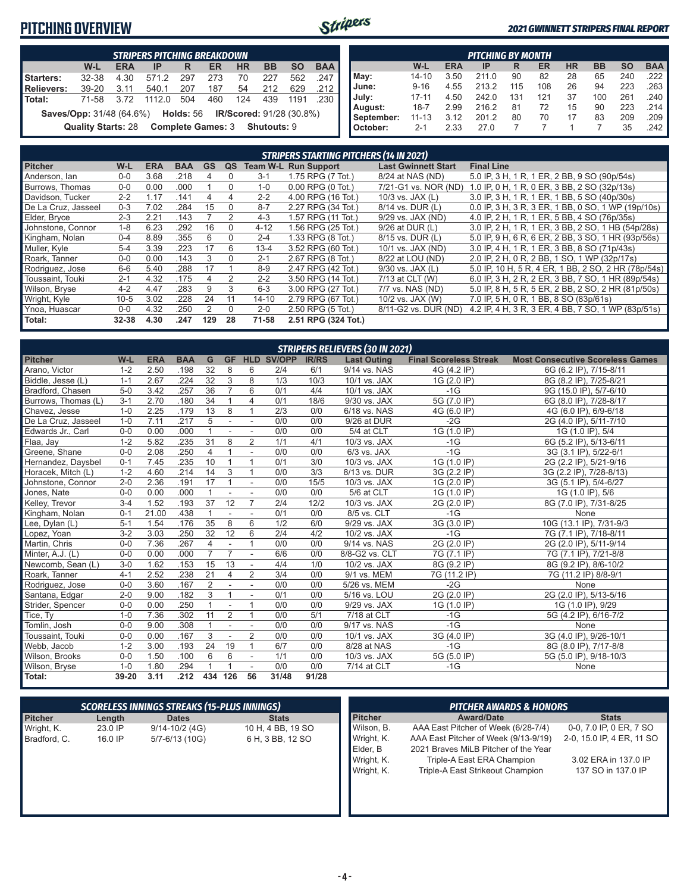# PITCHING OVERVIEW

*2021 GWINNETT STRIPERS FINAL REPORT*

### STRIPERS PITCHING BREAKDOWN

| | W-L | ERA | IP | R | ER | HR | BB | SO | BAA |
|---|---|---|---|---|---|---|---|---|---|
| Starters: | 32-38 | 4.30 | 571.2 | 297 | 273 | 70 | 227 | 562 | .247 |
| Relievers: | 39-20 | 3.11 | 540.1 | 207 | 187 | 54 | 212 | 629 | .212 |
| Total: | 71-58 | 3.72 | 1112.0 | 504 | 460 | 124 | 439 | 1191 | .230 |

**Saves/Opp:** 31/48 (64.6%) **Holds:** 56 **IR/Scored:** 91/28 (30.8%)

**Quality Starts:** 28 **Complete Games:** 3 **Shutouts:** 9

### PITCHING BY MONTH

| | W-L | ERA | IP | R | ER | HR | BB | SO | BAA |
|---|---|---|---|---|---|---|---|---|---|
| May: | 14-10 | 3.50 | 211.0 | 90 | 82 | 28 | 65 | 240 | .222 |
| June: | 9-16 | 4.55 | 213.2 | 115 | 108 | 26 | 94 | 223 | .263 |
| July: | 17-11 | 4.50 | 242.0 | 131 | 121 | 37 | 100 | 261 | .240 |
| August: | 18-7 | 2.99 | 216.2 | 81 | 72 | 15 | 90 | 223 | .214 |
| September: | 11-13 | 3.12 | 201.2 | 80 | 70 | 17 | 83 | 209 | .209 |
| October: | 2-1 | 2.33 | 27.0 | 7 | 7 | 1 | 7 | 35 | .242 |

### STRIPERS STARTING PITCHERS (14 IN 2021)

| Pitcher | W-L | ERA | BAA | GS | QS | Team W-L | Run Support | Last Gwinnett Start | Final Line |
|---|---|---|---|---|---|---|---|---|---|
| Anderson, Ian | 0-0 | 3.68 | .218 | 4 | 0 | 3-1 | 1.75 RPG (7 Tot.) | 8/24 at NAS (ND) | 5.0 IP, 3 H, 1 R, 1 ER, 2 BB, 9 SO (90p/54s) |
| Burrows, Thomas | 0-0 | 0.00 | .000 | 1 | 0 | 1-0 | 0.00 RPG (0 Tot.) | 7/21-G1 vs. NOR (ND) | 1.0 IP, 0 H, 1 R, 0 ER, 3 BB, 2 SO (32p/13s) |
| Davidson, Tucker | 2-2 | 1.17 | .141 | 4 | 4 | 2-2 | 4.00 RPG (16 Tot.) | 10/3 vs. JAX (L) | 3.0 IP, 3 H, 1 R, 1 ER, 1 BB, 5 SO (40p/30s) |
| De La Cruz, Jasseel | 0-3 | 7.02 | .284 | 15 | 0 | 8-7 | 2.27 RPG (34 Tot.) | 8/14 vs. DUR (L) | 0.0 IP, 3 H, 3 R, 3 ER, 1 BB, 0 SO, 1 WP (19p/10s) |
| Elder, Bryce | 2-3 | 2.21 | .143 | 7 | 2 | 4-3 | 1.57 RPG (11 Tot.) | 9/29 vs. JAX (ND) | 4.0 IP, 2 H, 1 R, 1 ER, 5 BB, 4 SO (76p/35s) |
| Johnstone, Connor | 1-8 | 6.23 | .292 | 16 | 0 | 4-12 | 1.56 RPG (25 Tot.) | 9/26 at DUR (L) | 3.0 IP, 2 H, 1 R, 1 ER, 3 BB, 2 SO, 1 HB (54p/28s) |
| Kingham, Nolan | 0-4 | 8.89 | .355 | 6 | 0 | 2-4 | 1.33 RPG (8 Tot.) | 8/15 vs. DUR (L) | 5.0 IP, 9 H, 6 R, 6 ER, 2 BB, 3 SO, 1 HR (93p/56s) |
| Muller, Kyle | 5-4 | 3.39 | .223 | 17 | 6 | 13-4 | 3.52 RPG (60 Tot.) | 10/1 vs. JAX (ND) | 3.0 IP, 4 H, 1 R, 1 ER, 3 BB, 8 SO (71p/43s) |
| Roark, Tanner | 0-0 | 0.00 | .143 | 3 | 0 | 2-1 | 2.67 RPG (8 Tot.) | 8/22 at LOU (ND) | 2.0 IP, 2 H, 0 R, 2 BB, 1 SO, 1 WP (32p/17s) |
| Rodriguez, Jose | 6-6 | 5.40 | .288 | 17 | 1 | 8-9 | 2.47 RPG (42 Tot.) | 9/30 vs. JAX (L) | 5.0 IP, 10 H, 5 R, 4 ER, 1 BB, 2 SO, 2 HR (78p/54s) |
| Toussaint, Touki | 2-1 | 4.32 | .175 | 4 | 2 | 2-2 | 3.50 RPG (14 Tot.) | 7/13 at CLT (W) | 6.0 IP, 3 H, 2 R, 2 ER, 3 BB, 7 SO, 1 HR (89p/54s) |
| Wilson, Bryse | 4-2 | 4.47 | .283 | 9 | 3 | 6-3 | 3.00 RPG (27 Tot.) | 7/7 vs. NAS (ND) | 5.0 IP, 8 H, 5 R, 5 ER, 2 BB, 2 SO, 2 HR (81p/50s) |
| Wright, Kyle | 10-5 | 3.02 | .228 | 24 | 11 | 14-10 | 2.79 RPG (67 Tot.) | 10/2 vs. JAX (W) | 7.0 IP, 5 H, 0 R, 1 BB, 8 SO (83p/61s) |
| Ynoa, Huascar | 0-0 | 4.32 | .250 | 2 | 0 | 2-0 | 2.50 RPG (5 Tot.) | 8/11-G2 vs. DUR (ND) | 4.2 IP, 4 H, 3 R, 3 ER, 4 BB, 7 SO, 1 WP (83p/51s) |
| Total: | 32-38 | 4.30 | .247 | 129 | 28 | 71-58 | 2.51 RPG (324 Tot.) | | |

### STRIPERS RELIEVERS (30 IN 2021)

| Pitcher | W-L | ERA | BAA | G | GF | HLD | SV/OPP | IR/RS | Last Outing | Final Scoreless Streak | Most Consecutive Scoreless Games |
|---|---|---|---|---|---|---|---|---|---|---|---|
| Arano, Victor | 1-2 | 2.50 | .198 | 32 | 8 | 6 | 2/4 | 6/1 | 9/14 vs. NAS | 4G (4.2 IP) | 6G (6.2 IP), 7/15-8/11 |
| Biddle, Jesse (L) | 1-1 | 2.67 | .224 | 32 | 3 | 8 | 1/3 | 10/3 | 10/1 vs. JAX | 1G (2.0 IP) | 8G (8.2 IP), 7/25-8/21 |
| Bradford, Chasen | 5-0 | 3.42 | .257 | 36 | 7 | 6 | 0/1 | 4/4 | 10/1 vs. JAX | -1G | 9G (15.0 IP), 5/7-6/10 |
| Burrows, Thomas (L) | 3-1 | 2.70 | .180 | 34 | 1 | 4 | 0/1 | 18/6 | 9/30 vs. JAX | 5G (7.0 IP) | 6G (8.0 IP), 7/28-8/17 |
| Chavez, Jesse | 1-0 | 2.25 | .179 | 13 | 8 | 1 | 2/3 | 0/0 | 6/18 vs. NAS | 4G (6.0 IP) | 4G (6.0 IP), 6/9-6/18 |
| De La Cruz, Jasseel | 1-0 | 7.11 | .217 | 5 | - | - | 0/0 | 0/0 | 9/26 at DUR | -2G | 2G (4.0 IP), 5/11-7/10 |
| Edwards Jr., Carl | 0-0 | 0.00 | .000 | 1 | - | - | 0/0 | 0/0 | 5/4 at CLT | 1G (1.0 IP) | 1G (1.0 IP), 5/4 |
| Flaa, Jay | 1-2 | 5.82 | .235 | 31 | 8 | 2 | 1/1 | 4/1 | 10/3 vs. JAX | -1G | 6G (5.2 IP), 5/13-6/11 |
| Greene, Shane | 0-0 | 2.08 | .250 | 4 | 1 | - | 0/0 | 0/0 | 6/3 vs. JAX | -1G | 3G (3.1 IP), 5/22-6/1 |
| Hernandez, Daysbel | 0-1 | 7.45 | .235 | 10 | 1 | 1 | 0/1 | 3/0 | 10/3 vs. JAX | 1G (1.0 IP) | 2G (2.2 IP), 5/21-9/16 |
| Horacek, Mitch (L) | 1-2 | 4.60 | .214 | 14 | 3 | 1 | 0/0 | 3/3 | 8/13 vs. DUR | 3G (2.2 IP) | 3G (2.2 IP), 7/28-8/13) |
| Johnstone, Connor | 2-0 | 2.36 | .191 | 17 | 1 | - | 0/0 | 15/5 | 10/3 vs. JAX | 1G (2.0 IP) | 3G (5.1 IP), 5/4-6/27 |
| Jones, Nate | 0-0 | 0.00 | .000 | 1 | - | - | 0/0 | 0/0 | 5/6 at CLT | 1G (1.0 IP) | 1G (1.0 IP), 5/6 |
| Kelley, Trevor | 3-4 | 1.52 | .193 | 37 | 12 | 7 | 2/4 | 12/2 | 10/3 vs. JAX | 2G (2.0 IP) | 8G (7.0 IP), 7/31-8/25 |
| Kingham, Nolan | 0-1 | 21.00 | .438 | 1 | - | - | 0/1 | 0/0 | 8/5 vs. CLT | -1G | None |
| Lee, Dylan (L) | 5-1 | 1.54 | .176 | 35 | 8 | 6 | 1/2 | 6/0 | 9/29 vs. JAX | 3G (3.0 IP) | 10G (13.1 IP), 7/31-9/3 |
| Lopez, Yoan | 3-2 | 3.03 | .250 | 32 | 12 | 6 | 2/4 | 4/2 | 10/2 vs. JAX | -1G | 7G (7.1 IP), 7/18-8/11 |
| Martin, Chris | 0-0 | 7.36 | .267 | 4 | - | 1 | 0/0 | 0/0 | 9/14 vs. NAS | 2G (2.0 IP) | 2G (2.0 IP), 5/11-9/14 |
| Minter, A.J. (L) | 0-0 | 0.00 | .000 | 7 | 7 | - | 6/6 | 0/0 | 8/8-G2 vs. CLT | 7G (7.1 IP) | 7G (7.1 IP), 7/21-8/8 |
| Newcomb, Sean (L) | 3-0 | 1.62 | .153 | 15 | 13 | - | 4/4 | 1/0 | 10/2 vs. JAX | 8G (9.2 IP) | 8G (9.2 IP), 8/6-10/2 |
| Roark, Tanner | 4-1 | 2.52 | .238 | 21 | 4 | 2 | 3/4 | 0/0 | 9/1 vs. MEM | 7G (11.2 IP) | 7G (11.2 IP) 8/8-9/1 |
| Rodriguez, Jose | 0-0 | 3.60 | .167 | 2 | - | - | 0/0 | 0/0 | 5/26 vs. MEM | -2G | None |
| Santana, Edgar | 2-0 | 9.00 | .182 | 3 | 1 | - | 0/1 | 0/0 | 5/16 vs. LOU | 2G (2.0 IP) | 2G (2.0 IP), 5/13-5/16 |
| Strider, Spencer | 0-0 | 0.00 | .250 | 1 | - | 1 | 0/0 | 0/0 | 9/29 vs. JAX | 1G (1.0 IP) | 1G (1.0 IP), 9/29 |
| Tice, Ty | 1-0 | 7.36 | .302 | 11 | 2 | 1 | 0/0 | 5/1 | 7/18 at CLT | -1G | 5G (4.2 IP), 6/16-7/2 |
| Tomlin, Josh | 0-0 | 9.00 | .308 | 1 | - | - | 0/0 | 0/0 | 9/17 vs. NAS | -1G | None |
| Toussaint, Touki | 0-0 | 0.00 | .167 | 3 | - | 2 | 0/0 | 0/0 | 10/1 vs. JAX | 3G (4.0 IP) | 3G (4.0 IP), 9/26-10/1 |
| Webb, Jacob | 1-2 | 3.00 | .193 | 24 | 19 | 1 | 6/7 | 0/0 | 8/28 at NAS | -1G | 8G (8.0 IP), 7/17-8/8 |
| Wilson, Brooks | 0-0 | 1.50 | .100 | 6 | 6 | - | 1/1 | 0/0 | 10/3 vs. JAX | 5G (5.0 IP) | 5G (5.0 IP), 9/18-10/3 |
| Wilson, Bryse | 1-0 | 1.80 | .294 | 1 | 1 | - | 0/0 | 0/0 | 7/14 at CLT | -1G | None |
| Total: | 39-20 | 3.11 | .212 | 434 | 126 | 56 | 31/48 | 91/28 | | | |

### SCORELESS INNINGS STREAKS (15-PLUS INNINGS)

| Pitcher | Length | Dates | Stats |
|---|---|---|---|
| Wright, K. | 23.0 IP | 9/14-10/2 (4G) | 10 H, 4 BB, 19 SO |
| Bradford, C. | 16.0 IP | 5/7-6/13 (10G) | 6 H, 3 BB, 12 SO |

### PITCHER AWARDS & HONORS

| Pitcher | Award/Date | Stats |
|---|---|---|
| Wilson, B. | AAA East Pitcher of Week (6/28-7/4) | 0-0, 7.0 IP, 0 ER, 7 SO |
| Wright, K. | AAA East Pitcher of Week (9/13-9/19) | 2-0, 15.0 IP, 4 ER, 11 SO |
| Elder, B | 2021 Braves MiLB Pitcher of the Year | |
| Wright, K. | Triple-A East ERA Champion | 3.02 ERA in 137.0 IP |
| Wright, K. | Triple-A East Strikeout Champion | 137 SO in 137.0 IP |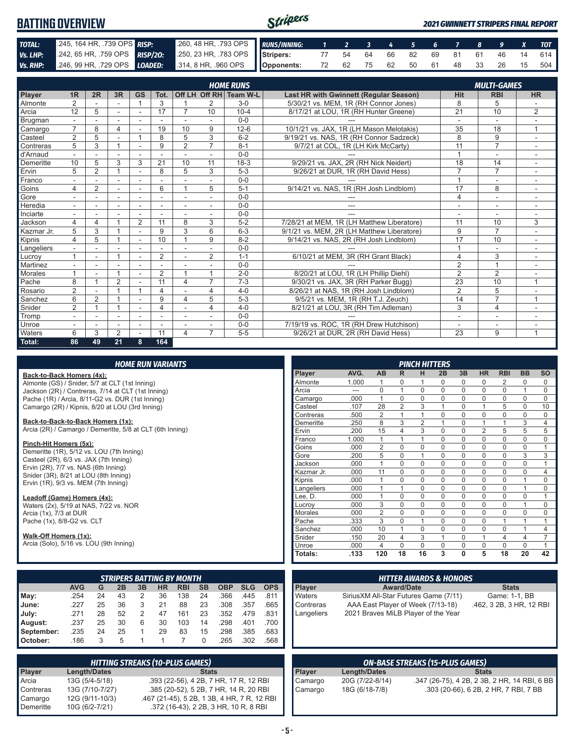# BATTING OVERVIEW

*2021 GWINNETT STRIPERS FINAL REPORT*

| | | | |
|---|---|---|---|
| **TOTAL:** | .245, 164 HR, .739 OPS | **RISP:** | .260, 48 HR, .793 OPS |
| **Vs. LHP:** | .242, 65 HR, .759 OPS | **RISP/2O:** | .250, 23 HR, .783 OPS |
| **Vs. RHP:** | .246, 99 HR, .729 OPS | **LOADED:** | .314, 8 HR, .960 OPS |

| RUNS/INNING: | 1 | 2 | 3 | 4 | 5 | 6 | 7 | 8 | 9 | X | TOT |
|---|---|---|---|---|---|---|---|---|---|---|---|
| Stripers: | 77 | 54 | 64 | 66 | 82 | 69 | 81 | 61 | 46 | 14 | 614 |
| Opponents: | 72 | 62 | 75 | 62 | 50 | 61 | 48 | 33 | 26 | 15 | 504 |

## HOME RUNS / MULTI-GAMES

| Player | 1R | 2R | 3R | GS | Tot. | Off LH | Off RH | Team W-L | Last HR with Gwinnett (Regular Season) | Hit | RBI | HR |
|---|---|---|---|---|---|---|---|---|---|---|---|---|
| Almonte | 2 | - | - | 1 | 3 | 1 | 2 | 3-0 | 5/30/21 vs. MEM, 1R (RH Connor Jones) | 8 | 5 | - |
| Arcia | 12 | 5 | - | - | 17 | 7 | 10 | 10-4 | 8/17/21 at LOU, 1R (RH Hunter Greene) | 21 | 10 | 2 |
| Brugman | - | - | - | - | - | - | - | 0-0 | --- | - | - | - |
| Camargo | 7 | 8 | 4 | - | 19 | 10 | 9 | 12-6 | 10/1/21 vs. JAX, 1R (LH Mason Melotakis) | 35 | 18 | 1 |
| Casteel | 2 | 5 | - | 1 | 8 | 5 | 3 | 6-2 | 9/19/21 vs. NAS, 1R (RH Connor Sadzeck) | 8 | 9 | - |
| Contreras | 5 | 3 | 1 | - | 9 | 2 | 7 | 8-1 | 9/7/21 at COL, 1R (LH Kirk McCarty) | 11 | 7 | - |
| d'Arnaud | - | - | - | - | - | - | - | 0-0 | --- | 1 | - | - |
| Demeritte | 10 | 5 | 3 | 3 | 21 | 10 | 11 | 18-3 | 9/29/21 vs. JAX, 2R (RH Nick Neidert) | 18 | 14 | - |
| Ervin | 5 | 2 | 1 | - | 8 | 5 | 3 | 5-3 | 9/26/21 at DUR, 1R (RH David Hess) | 7 | 7 | - |
| Franco | - | - | - | - | - | - | - | 0-0 | --- | 1 | - | - |
| Goins | 4 | 2 | - | - | 6 | 1 | 5 | 5-1 | 9/14/21 vs. NAS, 1R (RH Josh Lindblom) | 17 | 8 | - |
| Gore | - | - | - | - | - | - | - | 0-0 | --- | 4 | - | - |
| Heredia | - | - | - | - | - | - | - | 0-0 | --- | - | - | - |
| Inciarte | - | - | - | - | - | - | - | 0-0 | --- | - | - | - |
| Jackson | 4 | 4 | 1 | 2 | 11 | 8 | 3 | 5-2 | 7/28/21 at MEM, 1R (LH Matthew Liberatore) | 11 | 10 | 3 |
| Kazmar Jr. | 5 | 3 | 1 | - | 9 | 3 | 6 | 6-3 | 9/1/21 vs. MEM, 2R (LH Matthew Liberatore) | 9 | 7 | - |
| Kipnis | 4 | 5 | 1 | - | 10 | 1 | 9 | 8-2 | 9/14/21 vs. NAS, 2R (RH Josh Lindblom) | 17 | 10 | - |
| Langeliers | - | - | - | - | - | - | - | 0-0 | --- | 1 | - | - |
| Lucroy | 1 | - | 1 | - | 2 | - | 2 | 1-1 | 6/10/21 at MEM, 3R (RH Grant Black) | 4 | 3 | - |
| Martinez | - | - | - | - | - | - | - | 0-0 | --- | 2 | 1 | - |
| Morales | 1 | - | 1 | - | 2 | 1 | 1 | 2-0 | 8/20/21 at LOU, 1R (LH Phillip Diehl) | 2 | 2 | - |
| Pache | 8 | 1 | 2 | - | 11 | 4 | 7 | 7-3 | 9/30/21 vs. JAX, 3R (RH Parker Bugg) | 23 | 10 | 1 |
| Rosario | 2 | - | 1 | 1 | 4 | - | 4 | 4-0 | 8/26/21 at NAS, 1R (RH Josh Lindblom) | 2 | 5 | - |
| Sanchez | 6 | 2 | 1 | - | 9 | 4 | 5 | 5-3 | 9/5/21 vs. MEM, 1R (RH T.J. Zeuch) | 14 | 7 | 1 |
| Snider | 2 | 1 | 1 | - | 4 | - | 4 | 4-0 | 8/21/21 at LOU, 3R (RH Tim Adleman) | 3 | 4 | - |
| Tromp | - | - | - | - | - | - | - | 0-0 | --- | - | - | - |
| Unroe | - | - | - | - | - | - | - | 0-0 | 7/19/19 vs. ROC, 1R (RH Drew Hutchison) | - | - | - |
| Waters | 6 | 3 | 2 | - | 11 | 4 | 7 | 5-5 | 9/26/21 at DUR, 2R (RH David Hess) | 23 | 9 | 1 |
| **Total:** | **86** | **49** | **21** | **8** | **164** | | | | | | | |

## HOME RUN VARIANTS

**Back-to-Back Homers (4x):**
Almonte (GS) / Snider, 5/7 at CLT (1st Inning)
Jackson (2R) / Contreras, 7/14 at CLT (1st Inning)
Pache (1R) / Arcia, 8/11-G2 vs. DUR (1st Inning)
Camargo (2R) / Kipnis, 8/20 at LOU (3rd Inning)

**Back-to-Back-to-Back Homers (1x):**
Arcia (2R) / Camargo / Demeritte, 5/8 at CLT (6th Inning)

**Pinch-Hit Homers (5x):**
Demeritte (1R), 5/12 vs. LOU (7th Inning)
Casteel (2R), 6/3 vs. JAX (7th Inning)
Ervin (2R), 7/7 vs. NAS (6th Inning)
Snider (3R), 8/21 at LOU (8th Inning)
Ervin (1R), 9/3 vs. MEM (7th Inning)

**Leadoff (Game) Homers (4x):**
Waters (2x), 5/19 at NAS, 7/22 vs. NOR
Arcia (1x), 7/3 at DUR
Pache (1x), 8/8-G2 vs. CLT

**Walk-Off Homers (1x):**
Arcia (Solo), 5/16 vs. LOU (9th Inning)

## PINCH HITTERS

| Player | AVG. | AB | R | H | 2B | 3B | HR | RBI | BB | SO |
|---|---|---|---|---|---|---|---|---|---|---|
| Almonte | 1.000 | 1 | 0 | 1 | 0 | 0 | 0 | 2 | 0 | 0 |
| Arcia | --- | 0 | 1 | 0 | 0 | 0 | 0 | 0 | 1 | 0 |
| Camargo | .000 | 1 | 0 | 0 | 0 | 0 | 0 | 0 | 0 | 0 |
| Casteel | .107 | 28 | 2 | 3 | 1 | 0 | 1 | 5 | 0 | 10 |
| Contreras | .500 | 2 | 1 | 1 | 0 | 0 | 0 | 0 | 0 | 0 |
| Demeritte | .250 | 8 | 3 | 2 | 1 | 0 | 1 | 1 | 3 | 4 |
| Ervin | .200 | 15 | 4 | 3 | 0 | 0 | 2 | 5 | 5 | 5 |
| Franco | 1.000 | 1 | 1 | 1 | 0 | 0 | 0 | 0 | 0 | 0 |
| Goins | .000 | 2 | 0 | 0 | 0 | 0 | 0 | 0 | 0 | 1 |
| Gore | .200 | 5 | 0 | 1 | 0 | 0 | 0 | 0 | 3 | 3 |
| Jackson | .000 | 1 | 0 | 0 | 0 | 0 | 0 | 0 | 0 | 1 |
| Kazmar Jr. | .000 | 11 | 0 | 0 | 0 | 0 | 0 | 0 | 0 | 4 |
| Kipnis | .000 | 1 | 0 | 0 | 0 | 0 | 0 | 0 | 1 | 0 |
| Langeliers | .000 | 1 | 1 | 0 | 0 | 0 | 0 | 0 | 1 | 0 |
| Lee, D. | .000 | 1 | 0 | 0 | 0 | 0 | 0 | 0 | 0 | 1 |
| Lucroy | .000 | 3 | 0 | 0 | 0 | 0 | 0 | 0 | 1 | 0 |
| Morales | .000 | 2 | 0 | 0 | 0 | 0 | 0 | 0 | 0 | 0 |
| Pache | .333 | 3 | 0 | 1 | 0 | 0 | 0 | 1 | 1 | 1 |
| Sanchez | .000 | 10 | 1 | 0 | 0 | 0 | 0 | 0 | 1 | 4 |
| Snider | .150 | 20 | 4 | 3 | 1 | 0 | 1 | 4 | 4 | 7 |
| Unroe | .000 | 4 | 0 | 0 | 0 | 0 | 0 | 0 | 0 | 1 |
| **Totals:** | **.133** | **120** | **18** | **16** | **3** | **0** | **5** | **18** | **20** | **42** |

## STRIPERS BATTING BY MONTH

| | AVG | G | 2B | 3B | HR | RBI | SB | OBP | SLG | OPS |
|---|---|---|---|---|---|---|---|---|---|---|
| May: | .254 | 24 | 43 | 2 | 36 | 138 | 24 | .366 | .445 | .811 |
| June: | .227 | 25 | 36 | 3 | 21 | 88 | 23 | .308 | .357 | .665 |
| July: | .271 | 28 | 52 | 2 | 47 | 161 | 23 | .352 | .479 | .831 |
| August: | .237 | 25 | 30 | 6 | 30 | 103 | 14 | .298 | .401 | .700 |
| September: | .235 | 24 | 25 | 1 | 29 | 83 | 15 | .298 | .385 | .683 |
| October: | .186 | 3 | 5 | 1 | 1 | 7 | 0 | .265 | .302 | .568 |

## HITTER AWARDS & HONORS

| Player | Award/Date | Stats |
|---|---|---|
| Waters | SiriusXM All-Star Futures Game (7/11) | Game: 1-1, BB |
| Contreras | AAA East Player of Week (7/13-18) | .462, 3 2B, 3 HR, 12 RBI |
| Langeliers | 2021 Braves MiLB Player of the Year | |

## HITTING STREAKS (10-PLUS GAMES)

| Player | Length/Dates | Stats |
|---|---|---|
| Arcia | 13G (5/4-5/18) | .393 (22-56), 4 2B, 7 HR, 17 R, 12 RBI |
| Contreras | 13G (7/10-7/27) | .385 (20-52), 5 2B, 7 HR, 14 R, 20 RBI |
| Camargo | 12G (9/11-10/3) | .467 (21-45), 5 2B, 1 3B, 4 HR, 7 R, 12 RBI |
| Demeritte | 10G (6/2-7/21) | .372 (16-43), 2 2B, 3 HR, 10 R, 8 RBI |

## ON-BASE STREAKS (15-PLUS GAMES)

| Player | Length/Dates | Stats |
|---|---|---|
| Camargo | 20G (7/22-8/14) | .347 (26-75), 4 2B, 2 3B, 2 HR, 14 RBI, 6 BB |
| Camargo | 18G (6/18-7/8) | .303 (20-66), 6 2B, 2 HR, 7 RBI, 7 BB |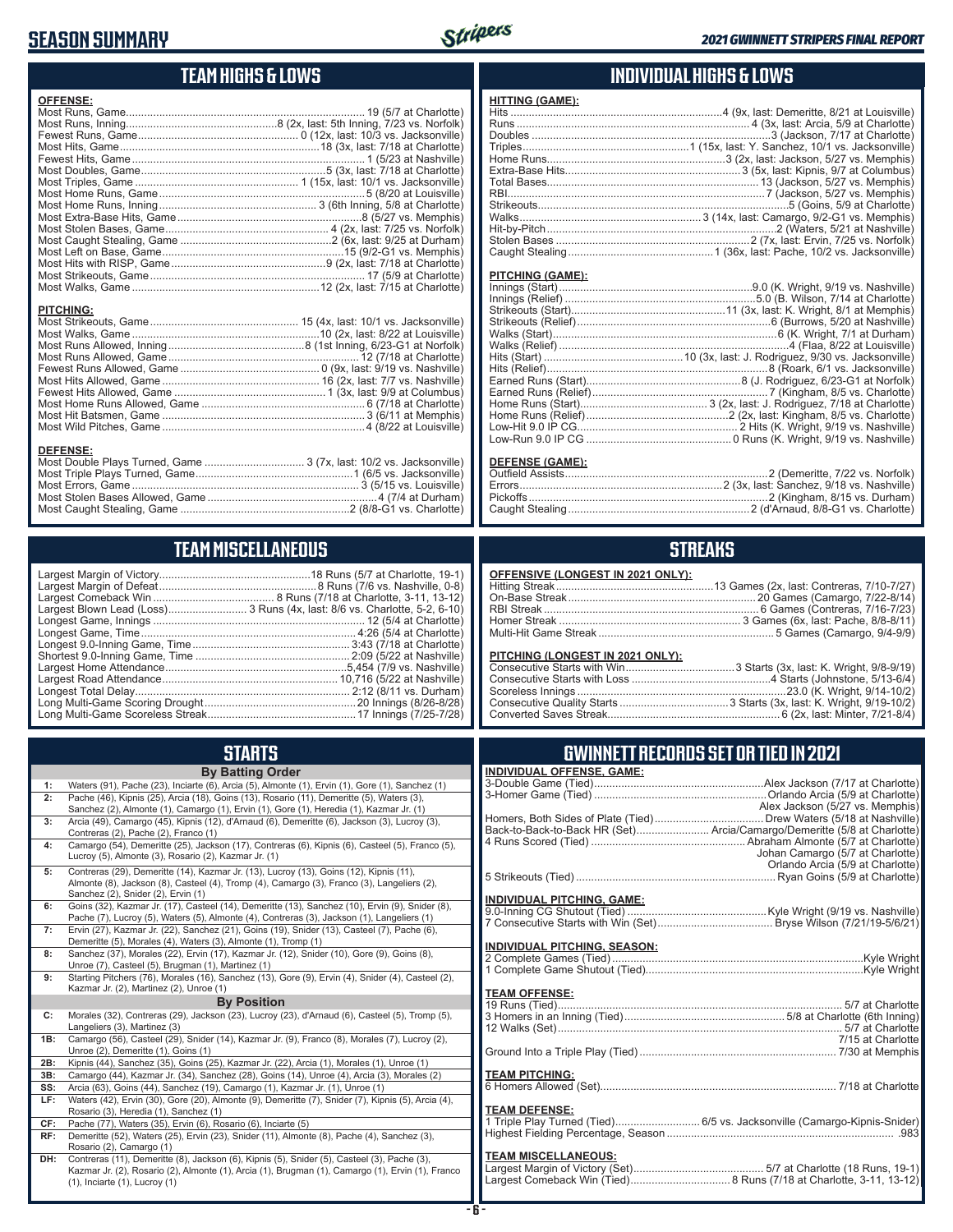# SEASON SUMMARY

*2021 GWINNETT STRIPERS FINAL REPORT*

## TEAM HIGHS & LOWS

**OFFENSE:**

| | |
|---|---|
| Most Runs, Game | 19 (5/7 at Charlotte) |
| Most Runs, Inning | 8 (2x, last: 5th Inning, 7/23 vs. Norfolk) |
| Fewest Runs, Game | 0 (12x, last: 10/3 vs. Jacksonville) |
| Most Hits, Game | 18 (3x, last: 7/18 at Charlotte) |
| Fewest Hits, Game | 1 (5/23 at Nashville) |
| Most Doubles, Game | 5 (3x, last: 7/18 at Charlotte) |
| Most Triples, Game | 1 (15x, last: 10/1 vs. Jacksonville) |
| Most Home Runs, Game | 5 (8/20 at Louisville) |
| Most Home Runs, Inning | 3 (6th Inning, 5/8 at Charlotte) |
| Most Extra-Base Hits, Game | 8 (5/27 vs. Memphis) |
| Most Stolen Bases, Game | 4 (2x, last: 7/25 vs. Norfolk) |
| Most Caught Stealing, Game | 2 (6x, last: 9/25 at Durham) |
| Most Left on Base, Game | 15 (9/2-G1 vs. Memphis) |
| Most Hits with RISP, Game | 9 (2x, last: 7/18 at Charlotte) |
| Most Strikeouts, Game | 17 (5/9 at Charlotte) |
| Most Walks, Game | 12 (2x, last: 7/15 at Charlotte) |

**PITCHING:**

| | |
|---|---|
| Most Strikeouts, Game | 15 (4x, last: 10/1 vs. Jacksonville) |
| Most Walks, Game | 10 (2x, last: 8/22 at Louisville) |
| Most Runs Allowed, Inning | 8 (1st Inning, 6/23-G1 at Norfolk) |
| Most Runs Allowed, Game | 12 (7/18 at Charlotte) |
| Fewest Runs Allowed, Game | 0 (9x, last: 9/19 vs. Nashville) |
| Most Hits Allowed, Game | 16 (2x, last: 7/7 vs. Nashville) |
| Fewest Hits Allowed, Game | 1 (3x, last: 9/9 at Columbus) |
| Most Home Runs Allowed, Game | 6 (7/18 at Charlotte) |
| Most Hit Batsmen, Game | 3 (6/11 at Memphis) |
| Most Wild Pitches, Game | 4 (8/22 at Louisville) |

**DEFENSE:**

| | |
|---|---|
| Most Double Plays Turned, Game | 3 (7x, last: 10/2 vs. Jacksonville) |
| Most Triple Plays Turned, Game | 1 (6/5 vs. Jacksonville) |
| Most Errors, Game | 3 (5/15 vs. Louisville) |
| Most Stolen Bases Allowed, Game | 4 (7/4 at Durham) |
| Most Caught Stealing, Game | 2 (8/8-G1 vs. Charlotte) |

## INDIVIDUAL HIGHS & LOWS

**HITTING (GAME):**

| | |
|---|---|
| Hits | 4 (9x, last: Demeritte, 8/21 at Louisville) |
| Runs | 4 (3x, last: Arcia, 5/9 at Charlotte) |
| Doubles | 3 (Jackson, 7/17 at Charlotte) |
| Triples | 1 (15x, last: Y. Sanchez, 10/1 vs. Jacksonville) |
| Home Runs | 3 (2x, last: Jackson, 5/27 vs. Memphis) |
| Extra-Base Hits | 3 (5x, last: Kipnis, 9/7 at Columbus) |
| Total Bases | 13 (Jackson, 5/27 vs. Memphis) |
| RBI | 7 (Jackson, 5/27 vs. Memphis) |
| Strikeouts | 5 (Goins, 5/9 at Charlotte) |
| Walks | 3 (14x, last: Camargo, 9/2-G1 vs. Memphis) |
| Hit-by-Pitch | 2 (Waters, 5/21 at Nashville) |
| Stolen Bases | 2 (7x, last: Ervin, 7/25 vs. Norfolk) |
| Caught Stealing | 1 (36x, last: Pache, 10/2 vs. Jacksonville) |

**PITCHING (GAME):**

| | |
|---|---|
| Innings (Start) | 9.0 (K. Wright, 9/19 vs. Nashville) |
| Innings (Relief) | 5.0 (B. Wilson, 7/14 at Charlotte) |
| Strikeouts (Start) | 11 (3x, last: K. Wright, 8/1 at Memphis) |
| Strikeouts (Relief) | 6 (Burrows, 5/20 at Nashville) |
| Walks (Start) | 6 (K. Wright, 7/1 at Durham) |
| Walks (Relief) | 4 (Flaa, 8/22 at Louisville) |
| Hits (Start) | 10 (3x, last: J. Rodriguez, 9/30 vs. Jacksonville) |
| Hits (Relief) | 8 (Roark, 6/1 vs. Jacksonville) |
| Earned Runs (Start) | 8 (J. Rodriguez, 6/23-G1 at Norfolk) |
| Earned Runs (Relief) | 7 (Kingham, 8/5 vs. Charlotte) |
| Home Runs (Start) | 3 (2x, last: J. Rodriguez, 7/18 at Charlotte) |
| Home Runs (Relief) | 2 (2x, last: Kingham, 8/5 vs. Charlotte) |
| Low-Hit 9.0 IP CG | 2 Hits (K. Wright, 9/19 vs. Nashville) |
| Low-Run 9.0 IP CG | 0 Runs (K. Wright, 9/19 vs. Nashville) |

**DEFENSE (GAME):**

| | |
|---|---|
| Outfield Assists | 2 (Demeritte, 7/22 vs. Norfolk) |
| Errors | 2 (3x, last: Sanchez, 9/18 vs. Nashville) |
| Pickoffs | 2 (Kingham, 8/15 vs. Durham) |
| Caught Stealing | 2 (d'Arnaud, 8/8-G1 vs. Charlotte) |

## TEAM MISCELLANEOUS

| | |
|---|---|
| Largest Margin of Victory | 18 Runs (5/7 at Charlotte, 19-1) |
| Largest Margin of Defeat | 8 Runs (7/6 vs. Nashville, 0-8) |
| Largest Comeback Win | 8 Runs (7/18 at Charlotte, 3-11, 13-12) |
| Largest Blown Lead (Loss) | 3 Runs (4x, last: 8/6 vs. Charlotte, 5-2, 6-10) |
| Longest Game, Innings | 12 (5/4 at Charlotte) |
| Longest Game, Time | 4:26 (5/4 at Charlotte) |
| Longest 9.0-Inning Game, Time | 3:43 (7/18 at Charlotte) |
| Shortest 9.0-Inning Game, Time | 2:09 (5/22 at Nashville) |
| Largest Home Attendance | 5,454 (7/9 vs. Nashville) |
| Largest Road Attendance | 10,716 (5/22 at Nashville) |
| Longest Total Delay | 2:12 (8/11 vs. Durham) |
| Long Multi-Game Scoring Drought | 20 Innings (8/26-8/28) |
| Long Multi-Game Scoreless Streak | 17 Innings (7/25-7/28) |

## STREAKS

**OFFENSIVE (LONGEST IN 2021 ONLY):**

| | |
|---|---|
| Hitting Streak | 13 Games (2x, last: Contreras, 7/10-7/27) |
| On-Base Streak | 20 Games (Camargo, 7/22-8/14) |
| RBI Streak | 6 Games (Contreras, 7/16-7/23) |
| Homer Streak | 3 Games (6x, last: Pache, 8/8-8/11) |
| Multi-Hit Game Streak | 5 Games (Camargo, 9/4-9/9) |

**PITCHING (LONGEST IN 2021 ONLY):**

| | |
|---|---|
| Consecutive Starts with Win | 3 Starts (3x, last: K. Wright, 9/8-9/19) |
| Consecutive Starts with Loss | 4 Starts (Johnstone, 5/13-6/4) |
| Scoreless Innings | 23.0 (K. Wright, 9/14-10/2) |
| Consecutive Quality Starts | 3 Starts (3x, last: K. Wright, 9/19-10/2) |
| Converted Saves Streak | 6 (2x, last: Minter, 7/21-8/4) |

## STARTS

**By Batting Order**

| | |
|---|---|
| 1: | Waters (91), Pache (23), Inciarte (6), Arcia (5), Almonte (1), Ervin (1), Gore (1), Sanchez (1) |
| 2: | Pache (46), Kipnis (25), Arcia (18), Goins (13), Rosario (11), Demeritte (5), Waters (3), Sanchez (2), Almonte (1), Camargo (1), Ervin (1), Gore (1), Heredia (1), Kazmar Jr. (1) |
| 3: | Arcia (49), Camargo (45), Kipnis (12), d'Arnaud (6), Demeritte (6), Jackson (3), Lucroy (3), Contreras (2), Pache (2), Franco (1) |
| 4: | Camargo (54), Demeritte (25), Jackson (17), Contreras (6), Kipnis (6), Casteel (5), Franco (5), Lucroy (5), Almonte (3), Rosario (3), Kazmar Jr. (1) |
| 5: | Contreras (29), Demeritte (14), Kazmar Jr. (13), Lucroy (13), Goins (12), Kipnis (11), Almonte (8), Jackson (8), Casteel (4), Tromp (4), Camargo (3), Franco (3), Langeliers (2), Sanchez (2), Snider (2), Ervin (1) |
| 6: | Goins (32), Kazmar Jr. (17), Casteel (14), Demeritte (13), Sanchez (10), Ervin (9), Snider (8), Pache (7), Lucroy (5), Waters (5), Almonte (4), Contreras (3), Jackson (1), Langeliers (1) |
| 7: | Ervin (27), Kazmar Jr. (22), Sanchez (21), Goins (19), Snider (13), Casteel (7), Pache (6), Demeritte (5), Morales (4), Waters (3), Almonte (1), Tromp (1) |
| 8: | Sanchez (37), Morales (22), Ervin (17), Kazmar Jr. (12), Snider (10), Gore (9), Goins (8), Unroe (7), Casteel (5), Brugman (1), Martinez (1) |
| 9: | Starting Pitchers (76), Morales (16), Sanchez (13), Gore (9), Ervin (4), Snider (4), Casteel (2), Kazmar Jr. (2), Martinez (2), Unroe (1) |

**By Position**

| | |
|---|---|
| C: | Morales (32), Contreras (29), Jackson (23), Lucroy (23), d'Arnaud (6), Casteel (5), Tromp (5), Langeliers (3), Martinez (3) |
| 1B: | Camargo (56), Casteel (29), Snider (14), Kazmar Jr. (9), Franco (8), Morales (7), Lucroy (2), Unroe (2), Demeritte (1), Goins (1) |
| 2B: | Kipnis (44), Sanchez (35), Goins (25), Kazmar Jr. (22), Arcia (1), Morales (1), Unroe (1) |
| 3B: | Camargo (44), Kazmar Jr. (34), Sanchez (28), Goins (14), Unroe (4), Arcia (3), Morales (2) |
| SS: | Arcia (63), Goins (44), Sanchez (19), Camargo (1), Kazmar Jr. (1), Unroe (1) |
| LF: | Waters (42), Ervin (30), Gore (20), Almonte (9), Demeritte (7), Snider (7), Kipnis (5), Arcia (4), Rosario (3), Heredia (1), Sanchez (1) |
| CF: | Pache (77), Waters (35), Ervin (6), Rosario (6), Inciarte (5) |
| RF: | Demeritte (52), Waters (25), Ervin (23), Snider (11), Almonte (8), Pache (4), Sanchez (3), Rosario (2), Camargo (1) |
| DH: | Contreras (11), Demeritte (8), Jackson (6), Kipnis (5), Snider (5), Casteel (3), Pache (3), Kazmar Jr. (2), Rosario (2), Almonte (1), Arcia (1), Brugman (1), Camargo (1), Ervin (1), Franco (1), Inciarte (1), Lucroy (1) |

## GWINNETT RECORDS SET OR TIED IN 2021

**INDIVIDUAL OFFENSE, GAME:**

| | |
|---|---|
| 3-Double Game (Tied) | Alex Jackson (7/17 at Charlotte) |
| 3-Homer Game (Tied) | Orlando Arcia (5/9 at Charlotte)<br>Alex Jackson (5/27 vs. Memphis) |
| Homers, Both Sides of Plate (Tied) | Drew Waters (5/18 at Nashville) |
| Back-to-Back-to-Back HR (Set) | Arcia/Camargo/Demeritte (5/8 at Charlotte) |
| 4 Runs Scored (Tied) | Abraham Almonte (5/7 at Charlotte)<br>Johan Camargo (5/7 at Charlotte)<br>Orlando Arcia (5/9 at Charlotte) |
| 5 Strikeouts (Tied) | Ryan Goins (5/9 at Charlotte) |

**INDIVIDUAL PITCHING, GAME:**

| | |
|---|---|
| 9.0-Inning CG Shutout (Tied) | Kyle Wright (9/19 vs. Nashville) |
| 7 Consecutive Starts with Win (Set) | Bryse Wilson (7/21/19-5/6/21) |

**INDIVIDUAL PITCHING, SEASON:**

| | |
|---|---|
| 2 Complete Games (Tied) | Kyle Wright |
| 1 Complete Game Shutout (Tied) | Kyle Wright |

**TEAM OFFENSE:**

| | |
|---|---|
| 19 Runs (Tied) | 5/7 at Charlotte |
| 3 Homers in an Inning (Tied) | 5/8 at Charlotte (6th Inning) |
| 12 Walks (Set) | 5/7 at Charlotte<br>7/15 at Charlotte |
| Ground Into a Triple Play (Tied) | 7/30 at Memphis |

**TEAM PITCHING:**

| | |
|---|---|
| 6 Homers Allowed (Set) | 7/18 at Charlotte |

**TEAM DEFENSE:**

| | |
|---|---|
| 1 Triple Play Turned (Tied) | 6/5 vs. Jacksonville (Camargo-Kipnis-Snider) |
| Highest Fielding Percentage, Season | .983 |

**TEAM MISCELLANEOUS:**

| | |
|---|---|
| Largest Margin of Victory (Set) | 5/7 at Charlotte (18 Runs, 19-1) |
| Largest Comeback Win (Tied) | 8 Runs (7/18 at Charlotte, 3-11, 13-12) |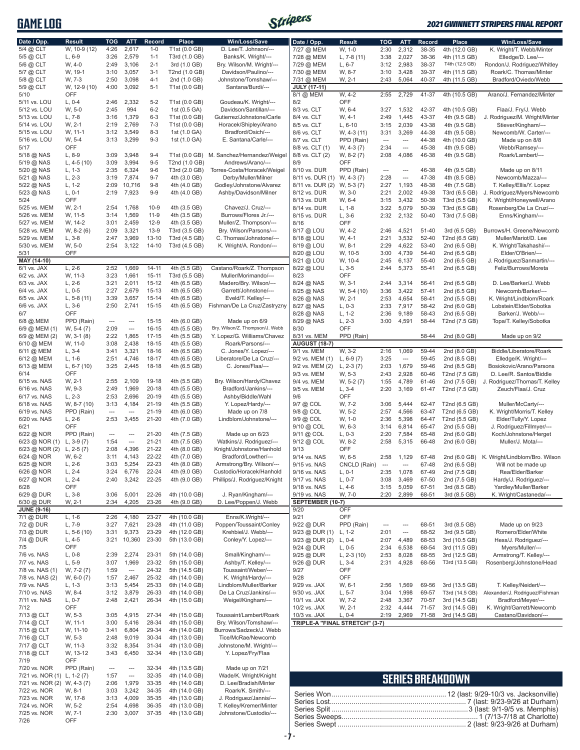# GAME LOG

| Date / Opp. | Result | TOG | ATT | Record | Place | Win/Loss/Save |
|---|---|---|---|---|---|---|
| 5/4 @ CLT | W, 10-9 (12) | 4:26 | 2,617 | 1-0 | T1st (0.0 GB) | D. Lee/T. Johnson/--- |
| 5/5 @ CLT | L, 6-9 | 3:26 | 2,579 | 1-1 | T3rd (1.0 GB) | Banks/K. Wright/--- |
| 5/6 @ CLT | W, 4-0 | 2:49 | 3,106 | 2-1 | 3rd (1.0 GB) | Bry. Wilson/M. Wright/--- |
| 5/7 @ CLT | W, 19-1 | 3:10 | 3,057 | 3-1 | T2nd (1.0 GB) | Davidson/Paulino/--- |
| 5/8 @ CLT | W, 7-3 | 2:50 | 3,098 | 4-1 | 2nd (1.0 GB) | Johnstone/Tomshaw/--- |
| 5/9 @ CLT | W, 12-9 (10) | 4:00 | 3,092 | 5-1 | T1st (0.0 GB) | Santana/Burdi/--- |
| 5/10 | OFF | | | | | |
| 5/11 vs. LOU | L, 0-4 | 2:46 | 2,332 | 5-2 | T1st (0.0 GB) | Goudeau/K. Wright/--- |
| 5/12 vs. LOU | W, 5-0 | 2:45 | 994 | 6-2 | 1st (0.5 GA) | Davidson/Santillan/--- |
| 5/13 vs. LOU | L, 7-8 | 3:16 | 1,379 | 6-3 | T1st (0.0 GB) | Gutierrez/Johnstone/Carle |
| 5/14 vs. LOU | W, 2-1 | 2:19 | 2,769 | 7-3 | T1st (0.0 GB) | Horacek/Shipley/Arano |
| 5/15 vs. LOU | W, 11-1 | 3:12 | 3,549 | 8-3 | 1st (1.0 GA) | Bradford/Osich/--- |
| 5/16 vs. LOU | W, 5-4 | 3:13 | 3,299 | 9-3 | 1st (1.0 GA) | E. Santana/Carle/--- |
| 5/17 | OFF | | | | | |
| 5/18 @ NAS | L, 8-9 | 3:09 | 3,948 | 9-4 | T1st (0.0 GB) | M. Sanchez/Hernandez/Weigel |
| 5/19 @ NAS | L, 4-5 (10) | 3:09 | 3,994 | 9-5 | T2nd (1.0 GB) | Andrews/Arano/--- |
| 5/20 @ NAS | L, 1-3 | 2:35 | 6,324 | 9-6 | T3rd (2.0 GB) | Torres-Costa/Horacek/Weigel |
| 5/21 @ NAS | L, 2-3 | 3:19 | 7,874 | 9-7 | 4th (3.0 GB) | Derby/Muller/Milner |
| 5/22 @ NAS | L, 1-2 | 2:09 | 10,716 | 9-8 | 4th (4.0 GB) | Godley/Johnstone/Alvarez |
| 5/23 @ NAS | L, 0-1 | 2:19 | 7,923 | 9-9 | 4th (4.0 GB) | Ashby/Davidson/Milner |
| 5/24 | OFF | | | | | |
| 5/25 vs. MEM | W, 2-1 | 2:54 | 1,768 | 10-9 | 4th (3.5 GB) | Chavez/J. Cruz/--- |
| 5/26 vs. MEM | W, 11-5 | 3:14 | 1,569 | 11-9 | 4th (3.5 GB) | Burrows/Flores Jr./--- |
| 5/27 vs. MEM | W, 14-2 | 3:01 | 2,459 | 12-9 | 4th (3.5 GB) | Muller/Z. Thompson/--- |
| 5/28 vs. MEM | W, 8-2 (6) | 2:09 | 3,321 | 13-9 | T3rd (3.5 GB) | Bry. Wilson/Parsons/--- |
| 5/29 vs. MEM | L, 3-8 | 2:47 | 3,969 | 13-10 | T3rd (4.5 GB) | C. Thomas/Johnstone/--- |
| 5/30 vs. MEM | W, 5-0 | 2:54 | 3,122 | 14-10 | T3rd (4.5 GB) | K. Wright/A. Rondon/--- |
| 5/31 | OFF | | | | | |
| **MAY (14-10)** | | | | | | |
| 6/1 vs. JAX | L, 2-6 | 2:52 | 1,669 | 14-11 | 4th (5.5 GB) | Castano/Roark/Z. Thompson |
| 6/2 vs. JAX | W, 11-3 | 3:23 | 1,661 | 15-11 | T3rd (5.5 GB) | Muller/Morimando/--- |
| 6/3 vs. JAX | L, 2-6 | 3:21 | 2,011 | 15-12 | 4th (6.5 GB) | Madero/Bry. Wilson/--- |
| 6/4 vs. JAX | L, 0-5 | 2:27 | 2,679 | 15-13 | 4th (6.5 GB) | Garrett/Johnstone/--- |
| 6/5 vs. JAX | L, 5-8 (11) | 3:39 | 3,657 | 15-14 | 4th (6.5 GB) | Eveld/T. Kelley/--- |
| 6/6 vs. JAX | L, 3-6 | 2:50 | 2,741 | 15-15 | 4th (6.5 GB) | Fishman/De La Cruz/Zastryzny |
| 6/7 | OFF | | | | | |
| 6/8 @.MEM | PPD (Rain) | --- | --- | 15-15 | 4th (6.0 GB) | Made up on 6/9 |
| 6/9 @ MEM (1) | W, 5-4 (7) | 2:09 | --- | 16-15 | 4th (5.5 GB) | Bry. Wilson/Z. Thompson/J. Webb |
| 6/9 @ MEM (2) | W, 3-1 (8) | 2:22 | 1,865 | 17-15 | 4th (5.5 GB) | Y. Lopez/G. Williams/Chavez |
| 6/10 @ MEM | W, 11-0 | 3:08 | 2,438 | 18-15 | 4th (5.5 GB) | Roark/Parsons/--- |
| 6/11 @ MEM | L, 3-4 | 3:41 | 3,321 | 18-16 | 4th (6.5 GB) | C. Jones/Y. Lopez/--- |
| 6/12 @ MEM | L, 1-6 | 2:51 | 4,746 | 18-17 | 4th (6.5 GB) | Liberatore/De La Cruz/--- |
| 6/13 @ MEM | L, 6-7 (10) | 3:25 | 2,445 | 18-18 | 4th (6.5 GB) | C. Jones/Flaa/--- |
| 6/14 | OFF | | | | | |
| 6/15 vs. NAS | W, 2-1 | 2:55 | 2,109 | 19-18 | 4th (5.5 GB) | Bry. Wilson/Hardy/Chavez |
| 6/16 vs. NAS | W, 9-3 | 2:49 | 1,969 | 20-18 | 4th (5.5 GB) | Bradford/Jankins/--- |
| 6/17 vs. NAS | L, 2-3 | 2:53 | 2,696 | 20-19 | 4th (5.5 GB) | Ashby/Biddle/Wahl |
| 6/18 vs. NAS | W, 8-7 (10) | 3:13 | 4,184 | 21-19 | 4th (5.5 GB) | Y. Lopez/Hardy/--- |
| 6/19 vs. NAS | PPD (Rain) | --- | --- | 21-19 | 4th (6.0 GB) | Made up on 7/8 |
| 6/20 vs. NAS | L, 2-6 | 2:53 | 3,455 | 21-20 | 4th (7.0 GB) | Lindblom/Johnstone/--- |
| 6/21 | OFF | | | | | |
| 6/22 @ NOR | PPD (Rain) | --- | --- | 21-20 | 4th (7.5 GB) | Made up on 6/23 |
| 6/23 @ NOR (1) | L, 3-9 (7) | 1:54 | --- | 21-21 | 4th (7.5 GB) | Watkins/J. Rodriguez/--- |
| 6/23 @ NOR (2) | L, 2-5 (7) | 2:08 | 4,396 | 21-22 | 4th (8.0 GB) | Knight/Johnstone/Hanhold |
| 6/24 @ NOR | W, 6-2 | 3:11 | 4,143 | 22-22 | 4th (7.0 GB) | Bradford/Lowther/--- |
| 6/25 @ NOR | L, 2-6 | 3:03 | 5,254 | 22-23 | 4th (8.0 GB) | Armstrong/Bry. Wilson/--- |
| 6/26 @ NOR | L, 2-4 | 3:24 | 6,776 | 22-24 | 4th (9.0 GB) | Custodio/Horacek/Hanhold |
| 6/27 @ NOR | L, 2-4 | 2:40 | 3,242 | 22-25 | 4th (9.0 GB) | Phillips/J. Rodriguez/Knight |
| 6/28 | OFF | | | | | |
| 6/29 @ DUR | L, 3-8 | 3:06 | 5,001 | 22-26 | 4th (10.0 GB) | J. Ryan/Kingham/--- |
| 6/30 @ DUR | W, 2-1 | 2:34 | 4,205 | 23-26 | 4th (9.0 GB) | D. Lee/Poppen/J. Webb |
| **JUNE (9-16)** | | | | | | |
| 7/1 @ DUR | L, 1-6 | 2:26 | 4,180 | 23-27 | 4th (10.0 GB) | Enns/K.Wright/--- |
| 7/2 @ DUR | L, 7-9 | 3:27 | 7,621 | 23-28 | 4th (11.0 GB) | Poppen/Toussaint/Conley |
| 7/3 @ DUR | L, 5-6 (10) | 3:31 | 9,373 | 23-29 | 4th (12.0 GB) | Krehbiel/J. Webb/--- |
| 7/4 @ DUR | L, 4-5 | 3:21 | 10,360 | 23-30 | 5th (13.0 GB) | Conley/Y. Lopez/--- |
| 7/5 | OFF | | | | | |
| 7/6 vs. NAS | L, 0-8 | 2:39 | 2,274 | 23-31 | 5th (14.0 GB) | Small/Kingham/--- |
| 7/7 vs. NAS | L, 5-9 | 3:07 | 1,969 | 23-32 | 5th (15.0 GB) | Ashby/T. Kelley/--- |
| 7/8 vs. NAS (1) | W, 7-2 (7) | 1:59 | --- | 24-32 | 5th (14.5 GB) | Toussaint/Weber/--- |
| 7/8 vs. NAS (2) | W, 6-0 (7) | 1:57 | 2,467 | 25-32 | 4th (14.0 GB) | K. Wright/Hardy/--- |
| 7/9 vs. NAS | L, 1-3 | 3:13 | 5,454 | 25-33 | 6th (14.0 GB) | Lindblom/Muller/Barker |
| 7/10 vs. NAS | W, 8-4 | 3:12 | 3,879 | 26-33 | 4th (14.0 GB) | De La Cruz/Jankins/--- |
| 7/11 vs. NAS | L, 0-7 | 2:48 | 2,421 | 26-34 | 4th (15.0 GB) | Weigel/Kingham/--- |
| 7/12 | OFF | | | | | |
| 7/13 @ CLT | W, 5-3 | 3:05 | 4,915 | 27-34 | 4th (15.0 GB) | Toussaint/Lambert/Roark |
| 7/14 @ CLT | W, 11-1 | 3:00 | 5,416 | 28-34 | 4th (15.0 GB) | Bry. Wilson/Tomshaw/--- |
| 7/15 @ CLT | W, 11-10 | 3:41 | 6,804 | 29-34 | 4th (14.0 GB) | Burrows/Sadzeck/J. Webb |
| 7/16 @ CLT | W, 5-3 | 2:48 | 9,019 | 30-34 | 4th (13.0 GB) | Tice/McRae/Newcomb |
| 7/17 @ CLT | W, 11-3 | 3:32 | 8,354 | 31-34 | 4th (13.0 GB) | Johnstone/M. Wright/--- |
| 7/18 @ CLT | W, 13-12 | 3:43 | 6,450 | 32-34 | 4th (13.0 GB) | Y. Lopez/Fry/Flaa |
| 7/19 | OFF | | | | | |
| 7/20 vs. NOR | PPD (Rain) | --- | --- | 32-34 | 4th (13.5 GB) | Made up on 7/21 |
| 7/21 vs. NOR (1) | L, 1-2 (7) | 1:57 | --- | 32-35 | 4th (14.0 GB) | Wade/K. Wright/Knight |
| 7/21 vs. NOR (2) | W, 4-3 (7) | 2:06 | 1,979 | 33-35 | 4th (14.0 GB) | D. Lee/Bradish/Minter |
| 7/22 vs. NOR | W, 8-1 | 3:03 | 3,242 | 34-35 | 4th (14.0 GB) | Roark/K. Smith/--- |
| 7/23 vs. NOR | W, 17-8 | 3:13 | 4,009 | 35-35 | 4th (13.0 GB) | J. Rodriguez/Jannis/--- |
| 7/24 vs. NOR | W, 5-2 | 2:54 | 4,698 | 36-35 | 4th (13.0 GB) | T. Kelley/Kremer/Minter |
| 7/25 vs. NOR | W, 7-1 | 2:30 | 3,007 | 37-35 | 4th (13.0 GB) | Johnstone/Custodio/--- |
| 7/26 | OFF | | | | | |
| 7/27 @ MEM | W, 1-0 | 2:30 | 2,312 | 38-35 | 4th (12.0 GB) | K. Wright/T. Webb/Minter |
| 7/28 @ MEM | L, 7-8 (11) | 3:38 | 2,027 | 38-36 | 4th (11.5 GB) | Elledge/D. Lee/--- |
| 7/29 @ MEM | L, 6-7 | 3:12 | 2,983 | 38-37 | T4th (12.5 GB) | Rondon/J. Rodriguez/Whitley |
| 7/30 @ MEM | W, 8-7 | 3:10 | 3,428 | 39-37 | 4th (11.5 GB) | Roark/C. Thomas/Minter |
| 7/31 @ MEM | W, 2-1 | 2:43 | 5,064 | 40-37 | 4th (11.5 GB) | Bradford/Oviedo/Webb |
| **JULY (17-11)** | | | | | | |
| 8/1 @ MEM | W, 4-2 | 2:55 | 2,729 | 41-37 | 4th (10.5 GB) | Arano/J. Fernandez/Minter |
| 8/2 | OFF | | | | | |
| 8/3 vs. CLT | W, 6-4 | 3:27 | 1,532 | 42-37 | 4th (10.5 GB) | Flaa/J. Fry/J. Webb |
| 8/4 vs. CLT | W, 4-1 | 2:49 | 1,445 | 43-37 | 4th (9.5 GB) | J. Rodriguez/M. Wright/Minter |
| 8/5 vs. CLT | L, 6-10 | 3:15 | 2,039 | 43-38 | 4th (9.5 GB) | Stiever/Kingham/--- |
| 8/6 vs. CLT | W, 4-3 (11) | 3:31 | 3,269 | 44-38 | 4th (9.5 GB) | Newcomb/W. Carter/--- |
| 8/7 vs. CLT | PPD (Rain) | --- | --- | 44-38 | 4th (10.0 GB) | Made up on 8/8 |
| 8/8 vs. CLT (1) | W, 4-3 (7) | 2:34 | --- | 45-38 | 4th (9.5 GB) | Webb/Ramsey/--- |
| 8/8 vs. CLT (2) | W, 8-2 (7) | 2:08 | 4,086 | 46-38 | 4th (9.5 GB) | Roark/Lambert/--- |
| 8/9 | OFF | | | | | |
| 8/10 vs. DUR | PPD (Rain) | --- | --- | 46-38 | 4th (9.5 GB) | Made up on 8/11 |
| 8/11 vs. DUR (1) | W, 4-3 (7) | 2:28 | --- | 47-38 | 4th (8.5 GB) | Newcomb/Mazza/--- |
| 8/11 vs. DUR (2) | W, 5-3 (7) | 2:27 | 1,193 | 48-38 | 4th (7.5 GB) | T. Kelley/Ellis/Y. Lopez |
| 8/12 vs. DUR | W, 3-0 | 2:21 | 2,002 | 49-38 | T3rd (6.5 GB) | J. Rodriguez/Myers/Newcomb |
| 8/13 vs. DUR | W, 6-4 | 3:15 | 3,432 | 50-38 | T3rd (5.5 GB) | K. Wright/Honeywell/Arano |
| 8/14 vs. DUR | L, 1-8 | 3:22 | 5,079 | 50-39 | T3rd (6.5 GB) | Rosenberg/De La Cruz/--- |
| 8/15 vs. DUR | L, 3-6 | 2:32 | 2,132 | 50-40 | T3rd (7.5 GB) | Enns/Kingham/--- |
| 8/16 | OFF | | | | | |
| 8/17 @ LOU | W, 4-2 | 2:46 | 4,521 | 51-40 | 3rd (6.5 GB) | Burrows/H. Greene/Newcomb |
| 8/18 @ LOU | W, 4-1 | 2:21 | 3,532 | 52-40 | T2nd (6.5 GB) | Muller/Mariot/D. Lee |
| 8/19 @ LOU | W, 8-1 | 2:29 | 4,622 | 53-40 | 2nd (6.5 GB) | K. Wright/Takahashi/--- |
| 8/20 @ LOU | W, 10-5 | 3:00 | 4,739 | 54-40 | 2nd (6.5 GB) | Elder/O'Brien/--- |
| 8/21 @ LOU | W, 10-4 | 2:45 | 6,137 | 55-40 | 2nd (6.5 GB) | J. Rodriguez/Sanmartin/--- |
| 8/22 @ LOU | L, 3-5 | 2:44 | 5,373 | 55-41 | 2nd (6.5 GB) | Feliz/Burrows/Moreta |
| 8/23 | OFF | | | | | |
| 8/24 @ NAS | W, 3-1 | 2:44 | 3,314 | 56-41 | 2nd (6.5 GB) | D. Lee/Barker/J. Webb |
| 8/25 @ NAS | W, 5-4 (10) | 3:36 | 3,422 | 57-41 | 2nd (6.5 GB) | Newcomb/Barker/--- |
| 8/26 @ NAS | W, 2-1 | 2:53 | 4,654 | 58-41 | 2nd (5.5 GB) | K. Wright/Lindblom/Roark |
| 8/27 @ NAS | L, 0-3 | 2:33 | 7,917 | 58-42 | 2nd (6.0 GB) | Lobstein/Elder/Sobotka |
| 8/28 @ NAS | L, 1-2 | 2:36 | 9,189 | 58-43 | 2nd (6.5 GB) | Barker/J. Webb/--- |
| 8/29 @ NAS | L, 2-3 | 3:00 | 4,591 | 58-44 | T2nd (7.5 GB) | Topa/T. Kelley/Sobotka |
| 8/30 | OFF | | | | | |
| 8/31 vs. MEM | PPD (Rain) | | | 58-44 | 2nd (8.0 GB) | Made up on 9/2 |
| **AUGUST (18-7)** | | | | | | |
| 9/1 vs. MEM | W, 3-2 | 2:16 | 1,069 | 59-44 | 2nd (8.0 GB) | Biddle/Liberatore/Roark |
| 9/2 vs. MEM (1) | L, 6-9 (7) | 3:25 | --- | 59-45 | 2nd (8.5 GB) | Elledge/K. Wright/--- |
| 9/2 vs. MEM (2) | L, 2-3 (7) | 2:03 | 1,679 | 59-46 | 2nd (8.5 GB) | Bosiokovic/Arano/Parsons |
| 9/3 vs. MEM | W, 5-3 | 2:43 | 2,928 | 60-46 | T2nd (7.5 GB) | D. Lee/R. Santos/Biddle |
| 9/4 vs. MEM | W, 5-2 (7) | 1:55 | 4,789 | 61-46 | 2nd (7.5 GB) | J. Rodriguez/Thomas/T. Kelley |
| 9/5 vs. MEM | L, 3-4 | 2:20 | 3,169 | 61-47 | T2nd (7.5 GB) | Zeuch/Flaa/J. Cruz |
| 9/6 | OFF | | | | | |
| 9/7 @ COL | W, 7-2 | 3:06 | 5,444 | 62-47 | T2nd (6.5 GB) | Muller/McCarty/--- |
| 9/8 @ COL | W, 5-2 | 2:57 | 4,566 | 63-47 | T2nd (6.5 GB) | K. Wright/Morris/T. Kelley |
| 9/9 @ COL | W, 1-0 | 2:36 | 5,398 | 64-47 | T2nd (5.5 GB) | Elder/Tully/Y. Lopez |
| 9/10 @ COL | W, 6-3 | 3:14 | 6,814 | 65-47 | 2nd (5.5 GB) | J. Rodriguez/Fillmyer/--- |
| 9/11 @ COL | L, 0-3 | 2:20 | 7,584 | 65-48 | 2nd (6.0 GB) | Koch/Johnstone/Herget |
| 9/12 @ COL | W, 8-2 | 2:58 | 5,315 | 66-48 | 2nd (6.0 GB) | Muller/J. Mota/--- |
| 9/13 | OFF | | | | | |
| 9/14 vs. NAS | W, 6-5 | 2:58 | 1,129 | 67-48 | 2nd (6.0 GB) | K. Wright/Lindblom/Bro. Wilson |
| 9/15 vs. NAS | CNCLD (Rain) | --- | --- | 67-48 | 2nd (6.5 GB) | Will not be made up |
| 9/16 vs. NAS | L, 0-1 | 2:35 | 1,078 | 67-49 | 2nd (7.5 GB) | Rea/Elder/Barker |
| 9/17 vs. NAS | L, 0-7 | 3:08 | 3,469 | 67-50 | 2nd (7.5 GB) | Hardy/J. Rodriguez/--- |
| 9/18 vs. NAS | L, 4-6 | 3:15 | 5,059 | 67-51 | 3rd (8.5 GB) | Yardley/Muller/Barker |
| 9/19 vs. NAS | W, 7-0 | 2:20 | 2,899 | 68-51 | 3rd (8.5 GB) | K. Wright/Castaneda/--- |
| **SEPTEMBER (10-7)** | | | | | | |
| 9/20 | OFF | | | | | |
| 9/21 | OFF | | | | | |
| 9/22 @ DUR | PPD (Rain) | --- | --- | 68-51 | 3rd (8.5 GB) | Made up on 9/23 |
| 9/23 @ DUR (1) | L, 1-2 | 2:01 | --- | 68-52 | 3rd (9.5 GB) | Romero/Elder/White |
| 9/23 @ DUR (2) | L, 0-4 | 2:07 | 4,489 | 68-53 | 3rd (10.5 GB) | Hess/J. Rodriguez/--- |
| 9/24 @ DUR | L, 0-5 | 2:34 | 6,538 | 68-54 | 3rd (11.5 GB) | Myers/Muller/--- |
| 9/25 @ DUR | L, 2-3 (10) | 2:53 | 8,028 | 68-55 | 3rd (12.5 GB) | Armstrong/T. Kelley/--- |
| 9/26 @ DUR | L, 3-4 | 2:31 | 4,928 | 68-56 | T3rd (13.5 GB) | Rosenberg/Johnstone/Head |
| 9/27 | OFF | | | | | |
| 9/28 | OFF | | | | | |
| 9/29 vs. JAX | W, 6-1 | 2:56 | 1,569 | 69-56 | 3rd (13.5 GB) | T. Kelley/Neidert/--- |
| 9/30 vs. JAX | L, 5-7 | 3:04 | 1,998 | 69-57 | T3rd (14.5 GB) | Alexander/J. Rodriguez/Fishman |
| 10/1 vs. JAX | W, 7-2 | 2:48 | 3,367 | 70-57 | 3rd (14.5 GB) | Bradford/Meyer/--- |
| 10/2 vs. JAX | W, 2-1 | 2:32 | 4,444 | 71-57 | 3rd (14.5 GB) | K. Wright/Garrett/Newcomb |
| 10/3 vs. JAX | L, 0-4 | 2:19 | 2,969 | 71-58 | 3rd (14.5 GB) | Castano/Davidson/--- |
| **TRIPLE-A "FINAL STRETCH" (3-7)** | | | | | | |

## SERIES BREAKDOWN

- Series Won ........ 12 (last: 9/29-10/3 vs. Jacksonville)
- Series Lost ........ 7 (last: 9/23-9/26 at Durham)
- Series Split ........ 3 (last: 9/1-9/5 vs. Memphis)
- Series Sweeps ........ 1 (7/13-7/18 at Charlotte)
- Series Swept ........ 2 (last: 9/23-9/26 at Durham)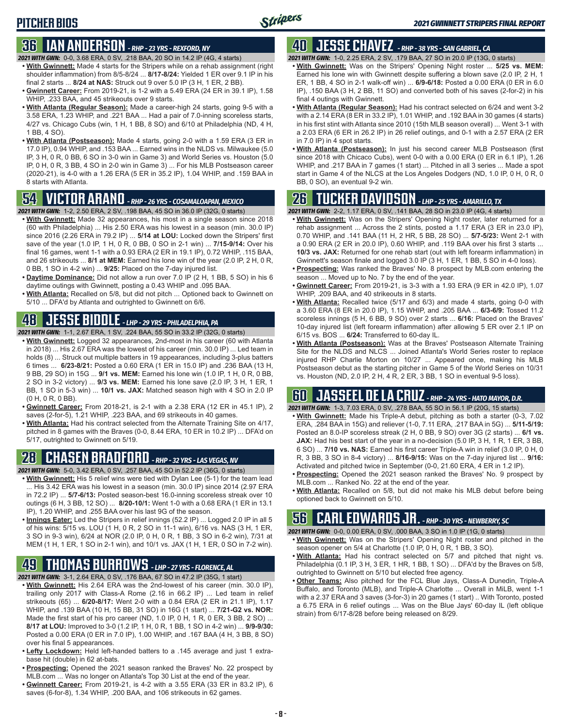# PITCHER BIOS

## 36 IAN ANDERSON - RHP - 23 YRS - REXFORD, NY

**2021 WITH GWN:** 0-0, 3.68 ERA, 0 SV, .218 BAA, 20 SO in 14.2 IP (4G, 4 starts)

- **With Gwinnett:** Made 4 starts for the Stripers while on a rehab assignment (right shoulder inflammation) from 8/5-8/24 ... **8/17-8/24:** Yielded 1 ER over 9.1 IP in his final 2 starts ... **8/24 at NAS:** Struck out 9 over 5.0 IP (3 H, 1 ER, 2 BB).
- **Gwinnett Career:** From 2019-21, is 1-2 with a 5.49 ERA (24 ER in 39.1 IP), 1.58 WHIP, .233 BAA, and 45 strikeouts over 9 starts.
- **With Atlanta (Regular Season):** Made a career-high 24 starts, going 9-5 with a 3.58 ERA, 1.23 WHIP, and .221 BAA ... Had a pair of 7.0-inning scoreless starts, 4/27 vs. Chicago Cubs (win, 1 H, 1 BB, 8 SO) and 6/10 at Philadelphia (ND, 4 H, 1 BB, 4 SO).
- **With Atlanta (Postseason):** Made 4 starts, going 2-0 with a 1.59 ERA (3 ER in 17.0 IP), 0.94 WHIP, and .153 BAA ... Earned wins in the NLDS vs. Milwaukee (5.0 IP, 3 H, 0 R, 0 BB, 6 SO in 3-0 win in Game 3) and World Series vs. Houston (5.0 IP, 0 H, 0 R, 3 BB, 4 SO in 2-0 win in Game 3) ... For his MLB Postseason career (2020-21), is 4-0 with a 1.26 ERA (5 ER in 35.2 IP), 1.04 WHIP, and .159 BAA in 8 starts with Atlanta.

## 54 VICTOR ARANO - RHP - 26 YRS - COSAMALOAPAN, MEXICO

**2021 WITH GWN:** 1-2, 2.50 ERA, 2 SV, .198 BAA, 45 SO in 36.0 IP (32G, 0 starts)

- **With Gwinnett:** Made 32 appearances, his most in a single season since 2018 (60 with Philadelphia) ... His 2.50 ERA was his lowest in a season (min. 30.0 IP) since 2016 (2.26 ERA in 79.2 IP) ... **5/14 at LOU:** Locked down the Stripers' first save of the year (1.0 IP, 1 H, 0 R, 0 BB, 0 SO in 2-1 win) ... **7/15-9/14:** Over his final 16 games, went 1-1 with a 0.93 ERA (2 ER in 19.1 IP), 0.72 WHIP, .115 BAA, and 26 strikeouts ... **8/1 at MEM:** Earned his lone win of the year (2.0 IP, 2 H, 0 R, 0 BB, 1 SO in 4-2 win) ... **9/25:** Placed on the 7-day injured list.
- **Daytime Dominance:** Did not allow a run over 7.0 IP (2 H, 1 BB, 5 SO) in his 6 daytime outings with Gwinnett, posting a 0.43 WHIP and .095 BAA.
- **With Atlanta:** Recalled on 5/8, but did not pitch ... Optioned back to Gwinnett on 5/10 ... DFA'd by Atlanta and outrighted to Gwinnett on 6/6.

## 48 JESSE BIDDLE - LHP - 29 YRS - PHILADELPHIA, PA

**2021 WITH GWN:** 1-1, 2.67 ERA, 1 SV, .224 BAA, 55 SO in 33.2 IP (32G, 0 starts)

- **With Gwinnett:** Logged 32 appearances, 2nd-most in his career (60 with Atlanta in 2018) ... His 2.67 ERA was the lowest of his career (min. 30.0 IP) ... Led team in holds (8) ... Struck out multiple batters in 19 appearances, including 3-plus batters 6 times ... **6/23-8/21:** Posted a 0.60 ERA (1 ER in 15.0 IP) and .236 BAA (13 H, 9 BB, 29 SO) in 15G ... **9/1 vs. MEM:** Earned his lone win (1.0 IP, 1 H, 0 R, 0 BB, 2 SO in 3-2 victory) ... **9/3 vs. MEM:** Earned his lone save (2.0 IP, 3 H, 1 ER, 1 BB, 1 SO in 5-3 win) ... **10/1 vs. JAX:** Matched season high with 4 SO in 2.0 IP (0 H, 0 R, 0 BB).
- **Gwinnett Career:** From 2018-21, is 2-1 with a 2.38 ERA (12 ER in 45.1 IP), 2 saves (2-for-5), 1.21 WHIP, .223 BAA, and 69 strikeouts in 40 games.
- **With Atlanta:** Had his contract selected from the Alternate Training Site on 4/17, pitched in 8 games with the Braves (0-0, 8.44 ERA, 10 ER in 10.2 IP) ... DFA'd on 5/17, outrighted to Gwinnett on 5/19.

## 28 CHASEN BRADFORD - RHP - 32 YRS - LAS VEGAS, NV

**2021 WITH GWN:** 5-0, 3.42 ERA, 0 SV, .257 BAA, 45 SO in 52.2 IP (36G, 0 starts)

- **With Gwinnett:** His 5 relief wins were tied with Dylan Lee (5-1) for the team lead ... His 3.42 ERA was his lowest in a season (min. 30.0 IP) since 2014 (2.97 ERA in 72.2 IP) ... **5/7-6/13:** Posted season-best 16.0-inning scoreless streak over 10 outings (6 H, 3 BB, 12 SO) ... **8/20-10/1:** Went 1-0 with a 0.68 ERA (1 ER in 13.1 IP), 1.20 WHIP, and .255 BAA over his last 9G of the season.
- **Innings Eater:** Led the Stripers in relief innings (52.2 IP) ... Logged 2.0 IP in all 5 of his wins: 5/15 vs. LOU (1 H, 0 R, 2 SO in 11-1 win), 6/16 vs. NAS (3 H, 1 ER, 3 SO in 9-3 win), 6/24 at NOR (2.0 IP, 0 H, 0 R, 1 BB, 3 SO in 6-2 win), 7/31 at MEM (1 H, 1 ER, 1 SO in 2-1 win), and 10/1 vs. JAX (1 H, 1 ER, 0 SO in 7-2 win).

## 49 THOMAS BURROWS - LHP - 27 YRS - FLORENCE, AL

**2021 WITH GWN:** 3-1, 2.64 ERA, 0 SV, .176 BAA, 67 SO in 47.2 IP (35G, 1 start)

- **With Gwinnett:** His 2.64 ERA was the 2nd-lowest of his career (min. 30.0 IP), trailing only 2017 with Class-A Rome (2.16 in 66.2 IP) ... Led team in relief strikeouts (65) ... **6/20-8/17:** Went 2-0 with a 0.84 ERA (2 ER in 21.1 IP), 1.17 WHIP, and .139 BAA (10 H, 15 BB, 31 SO) in 16G (1 start) ... **7/21-G2 vs. NOR:** Made the first start of his pro career (ND, 1.0 IP, 0 H, 1 R, 0 ER, 3 BB, 2 SO) ... **8/17 at LOU:** Improved to 3-0 (1.2 IP, 1 H, 0 R, 1 BB, 1 SO in 4-2 win) ... **9/9-9/30:** Posted a 0.00 ERA (0 ER in 7.0 IP), 1.00 WHIP, and .167 BAA (4 H, 3 BB, 8 SO) over his final 5 appearances.
- **Lefty Lockdown:** Held left-handed batters to a .145 average and just 1 extra-base hit (double) in 62 at-bats.
- **Prospecting:** Opened the 2021 season ranked the Braves' No. 22 prospect by MLB.com ... Was no longer on Atlanta's Top 30 List at the end of the year.
- **Gwinnett Career:** From 2019-21, is 4-2 with a 3.55 ERA (33 ER in 83.2 IP), 6 saves (6-for-8), 1.34 WHIP, .200 BAA, and 106 strikeouts in 62 games.

## 40 JESSE CHAVEZ - RHP - 38 YRS - SAN GABRIEL, CA

**2021 WITH GWN:** 1-0, 2.25 ERA, 2 SV, .179 BAA, 27 SO in 20.0 IP (13G, 0 starts)

- **With Gwinnett:** Was on the Stripers' Opening Night roster ... **5/25 vs. MEM:** Earned his lone win with Gwinnett despite suffering a blown save (2.0 IP, 2 H, 1 ER, 1 BB, 4 SO in 2-1 walk-off win) ... **6/9-6/18:** Posted a 0.00 ERA (0 ER in 6.0 IP), .150 BAA (3 H, 2 BB, 11 SO) and converted both of his saves (2-for-2) in his final 4 outings with Gwinnett.
- **With Atlanta (Regular Season):** Had his contract selected on 6/24 and went 3-2 with a 2.14 ERA (8 ER in 33.2 IP), 1.01 WHIP, and .192 BAA in 30 games (4 starts) in his first stint with Atlanta since 2010 (15th MLB season overall) ... Went 3-1 with a 2.03 ERA (6 ER in 26.2 IP) in 26 relief outings, and 0-1 with a 2.57 ERA (2 ER in 7.0 IP) in 4 spot starts.
- **With Atlanta (Postseason):** In just his second career MLB Postseason (first since 2018 with Chicaco Cubs), went 0-0 with a 0.00 ERA (0 ER in 6.1 IP), 1.26 WHIP, and .217 BAA in 7 games (1 start) ... Pitched in all 3 series ... Made a spot start in Game 4 of the NLCS at the Los Angeles Dodgers (ND, 1.0 IP, 0 H, 0 R, 0 BB, 0 SO), an eventual 9-2 win.

## 26 TUCKER DAVIDSON - LHP - 25 YRS - AMARILLO, TX

**2021 WITH GWN:** 2-2, 1.17 ERA, 0 SV, .141 BAA, 28 SO in 23.0 IP (4G, 4 starts)

- **With Gwinnett:** Was on the Stripers' Opening Night roster, later returned for a rehab assignment ... Across the 2 stints, posted a 1.17 ERA (3 ER in 23.0 IP), 0.70 WHIP, and .141 BAA (11 H, 2 HR, 5 BB, 28 SO) ... **5/7-5/23:** Went 2-1 with a 0.90 ERA (2 ER in 20.0 IP), 0.60 WHIP, and .119 BAA over his first 3 starts ... **10/3 vs. JAX:** Returned for one rehab start (out with left forearm inflammation) in Gwinnett's season finale and logged 3.0 IP (3 H, 1 ER, 1 BB, 5 SO in 4-0 loss).
- **Prospecting:** Was ranked the Braves' No. 8 prospect by MLB.com entering the season ... Moved up to No. 7 by the end of the year.
- **Gwinnett Career:** From 2019-21, is 3-3 with a 1.93 ERA (9 ER in 42.0 IP), 1.07 WHIP, .209 BAA, and 40 strikeouts in 8 starts.
- **With Atlanta:** Recalled twice (5/17 and 6/3) and made 4 starts, going 0-0 with a 3.60 ERA (8 ER in 20.0 IP), 1.15 WHIP, and .205 BAA ... **6/3-6/9:** Tossed 11.2 scoreless innings (5 H, 6 BB, 9 SO) over 2 starts ... **6/16:** Placed on the Braves' 10-day injured list (left forearm inflammation) after allowing 5 ER over 2.1 IP on 6/15 vs. BOS ... **6/24:** Transferred to 60-day IL.
- **With Atlanta (Postseason):** Was at the Braves' Postseason Alternate Training Site for the NLDS and NLCS ... Joined Atlanta's World Series roster to replace injured RHP Charlie Morton on 10/27 ... Appeared once, making his MLB Postseason debut as the starting pitcher in Game 5 of the World Series on 10/31 vs. Houston (ND, 2.0 IP, 2 H, 4 R, 2 ER, 3 BB, 1 SO in eventual 9-5 loss).

## 60 JASSEEL DE LA CRUZ - RHP - 24 YRS - HATO MAYOR, D.R.

**2021 WITH GWN:** 1-3, 7.03 ERA, 0 SV, .278 BAA, 55 SO in 56.1 IP (20G, 15 starts)

- **With Gwinnett:** Made his Triple-A debut, pitching as both a starter (0-3, 7.02 ERA, .284 BAA in 15G) and reliever (1-0, 7.11 ERA, .217 BAA in 5G) ... **5/11-5/19:** Posted an 8.0-IP scoreless streak (2 H, 0 BB, 9 SO) over 3G (2 starts) ... **6/1 vs. JAX:** Had his best start of the year in a no-decision (5.0 IP, 3 H, 1 R, 1 ER, 3 BB, 6 SO) ... **7/10 vs. NAS:** Earned his first career Triple-A win in relief (3.0 IP, 0 H, 0 R, 3 BB, 3 SO in 8-4 victory) ... **8/16-9/15:** Was on the 7-day injured list ... **9/16:** Activated and pitched twice in September (0-0, 21.60 ERA, 4 ER in 1.2 IP).
- **Prospecting:** Opened the 2021 season ranked the Braves' No. 9 prospect by MLB.com ... Ranked No. 22 at the end of the year.
- **With Atlanta:** Recalled on 5/8, but did not make his MLB debut before being optioned back to Gwinnett on 5/10.

## 56 CARL EDWARDS JR. - RHP - 30 YRS - NEWBERRY, SC

**2021 WITH GWN:** 0-0, 0.00 ERA, 0 SV, .000 BAA, 3 SO in 1.0 IP (1G, 0 starts)

- **With Gwinnett:** Was on the Stripers' Opening Night roster and pitched in the season opener on 5/4 at Charlotte (1.0 IP, 0 H, 0 R, 1 BB, 3 SO).
- **With Atlanta:** Had his contract selected on 5/7 and pitched that night vs. Philadelphia (0.1 IP, 3 H, 3 ER, 1 HR, 1 BB, 1 SO) ... DFA'd by the Braves on 5/8, outrighted to Gwinnett on 5/10 but elected free agency.
- **Other Teams:** Also pitched for the FCL Blue Jays, Class-A Dunedin, Triple-A Buffalo, and Toronto (MLB), and Triple-A Charlotte ... Overall in MiLB, went 1-1 with a 2.37 ERA and 3 saves (3-for-3) in 20 games (1 start) .. With Toronto, posted a 6.75 ERA in 6 relief outings ... Was on the Blue Jays' 60-day IL (left oblique strain) from 6/17-8/28 before being released on 8/29.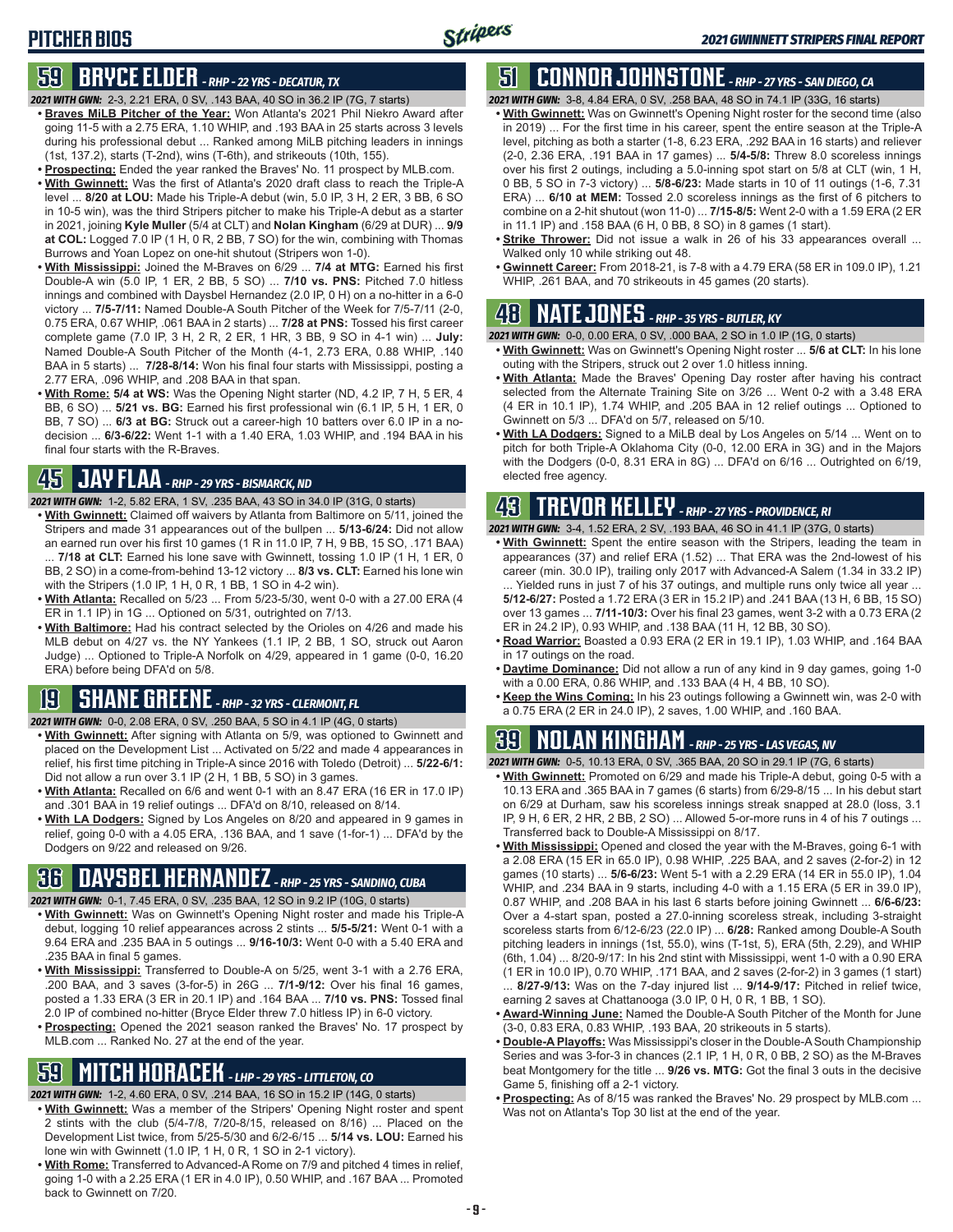# PITCHER BIOS

## 59 BRYCE ELDER - RHP - 22 YRS - DECATUR, TX

*2021 WITH GWN:* 2-3, 2.21 ERA, 0 SV, .143 BAA, 40 SO in 36.2 IP (7G, 7 starts)

- **Braves MiLB Pitcher of the Year:** Won Atlanta's 2021 Phil Niekro Award after going 11-5 with a 2.75 ERA, 1.10 WHIP, and .193 BAA in 25 starts across 3 levels during his professional debut ... Ranked among MiLB pitching leaders in innings (1st, 137.2), starts (T-2nd), wins (T-6th), and strikeouts (10th, 155).
- **Prospecting:** Ended the year ranked the Braves' No. 11 prospect by MLB.com.
- **With Gwinnett:** Was the first of Atlanta's 2020 draft class to reach the Triple-A level ... **8/20 at LOU:** Made his Triple-A debut (win, 5.0 IP, 3 H, 2 ER, 3 BB, 6 SO in 10-5 win), was the third Stripers pitcher to make his Triple-A debut as a starter in 2021, joining **Kyle Muller** (5/4 at CLT) and **Nolan Kingham** (6/29 at DUR) ... **9/9 at COL:** Logged 7.0 IP (1 H, 0 R, 2 BB, 7 SO) for the win, combining with Thomas Burrows and Yoan Lopez on one-hit shutout (Stripers won 1-0).
- **With Mississippi:** Joined the M-Braves on 6/29 ... **7/4 at MTG:** Earned his first Double-A win (5.0 IP, 1 ER, 2 BB, 5 SO) ... **7/10 vs. PNS:** Pitched 7.0 hitless innings and combined with Daysbel Hernandez (2.0 IP, 0 H) on a no-hitter in a 6-0 victory ... **7/5-7/11:** Named Double-A South Pitcher of the Week for 7/5-7/11 (2-0, 0.75 ERA, 0.67 WHIP, .061 BAA in 2 starts) ... **7/28 at PNS:** Tossed his first career complete game (7.0 IP, 3 H, 2 R, 2 ER, 1 HR, 3 BB, 9 SO in 4-1 win) ... **July:** Named Double-A South Pitcher of the Month (4-1, 2.73 ERA, 0.88 WHIP, .140 BAA in 5 starts) ... **7/28-8/14:** Won his final four starts with Mississippi, posting a 2.77 ERA, .096 WHIP, and .208 BAA in that span.
- **With Rome:** **5/4 at WS:** Was the Opening Night starter (ND, 4.2 IP, 7 H, 5 ER, 4 BB, 6 SO) ... **5/21 vs. BG:** Earned his first professional win (6.1 IP, 5 H, 1 ER, 0 BB, 7 SO) ... **6/3 at BG:** Struck out a career-high 10 batters over 6.0 IP in a no-decision ... **6/3-6/22:** Went 1-1 with a 1.40 ERA, 1.03 WHIP, and .194 BAA in his final four starts with the R-Braves.

## 45 JAY FLAA - RHP - 29 YRS - BISMARCK, ND

*2021 WITH GWN:* 1-2, 5.82 ERA, 1 SV, .235 BAA, 43 SO in 34.0 IP (31G, 0 starts)

- **With Gwinnett:** Claimed off waivers by Atlanta from Baltimore on 5/11, joined the Stripers and made 31 appearances out of the bullpen ... **5/13-6/24:** Did not allow an earned run over his first 10 games (1 R in 11.0 IP, 7 H, 9 BB, 15 SO, .171 BAA) ... **7/18 at CLT:** Earned his lone save with Gwinnett, tossing 1.0 IP (1 H, 1 ER, 0 BB, 2 SO) in a come-from-behind 13-12 victory ... **8/3 vs. CLT:** Earned his lone win with the Stripers (1.0 IP, 1 H, 0 R, 1 BB, 1 SO in 4-2 win).
- **With Atlanta:** Recalled on 5/23 ... From 5/23-5/30, went 0-0 with a 27.00 ERA (4 ER in 1.1 IP) in 1G ... Optioned on 5/31, outrighted on 7/13.
- **With Baltimore:** Had his contract selected by the Orioles on 4/26 and made his MLB debut on 4/27 vs. the NY Yankees (1.1 IP, 2 BB, 1 SO, struck out Aaron Judge) ... Optioned to Triple-A Norfolk on 4/29, appeared in 1 game (0-0, 16.20 ERA) before being DFA'd on 5/8.

## 19 SHANE GREENE - RHP - 32 YRS - CLERMONT, FL

*2021 WITH GWN:* 0-0, 2.08 ERA, 0 SV, .250 BAA, 5 SO in 4.1 IP (4G, 0 starts)

- **With Gwinnett:** After signing with Atlanta on 5/9, was optioned to Gwinnett and placed on the Development List ... Activated on 5/22 and made 4 appearances in relief, his first time pitching in Triple-A since 2016 with Toledo (Detroit) ... **5/22-6/1:** Did not allow a run over 3.1 IP (2 H, 1 BB, 5 SO) in 3 games.
- **With Atlanta:** Recalled on 6/6 and went 0-1 with an 8.47 ERA (16 ER in 17.0 IP) and .301 BAA in 19 relief outings ... DFA'd on 8/10, released on 8/14.
- **With LA Dodgers:** Signed by Los Angeles on 8/20 and appeared in 9 games in relief, going 0-0 with a 4.05 ERA, .136 BAA, and 1 save (1-for-1) ... DFA'd by the Dodgers on 9/22 and released on 9/26.

## 36 DAYSBEL HERNANDEZ - RHP - 25 YRS - SANDINO, CUBA

*2021 WITH GWN:* 0-1, 7.45 ERA, 0 SV, .235 BAA, 12 SO in 9.2 IP (10G, 0 starts)

- **With Gwinnett:** Was on Gwinnett's Opening Night roster and made his Triple-A debut, logging 10 relief appearances across 2 stints ... **5/5-5/21:** Went 0-1 with a 9.64 ERA and .235 BAA in 5 outings ... **9/16-10/3:** Went 0-0 with a 5.40 ERA and .235 BAA in final 5 games.
- **With Mississippi:** Transferred to Double-A on 5/25, went 3-1 with a 2.76 ERA, .200 BAA, and 3 saves (3-for-5) in 26G ... **7/1-9/12:** Over his final 16 games, posted a 1.33 ERA (3 ER in 20.1 IP) and .164 BAA ... **7/10 vs. PNS:** Tossed final 2.0 IP of combined no-hitter (Bryce Elder threw 7.0 hitless IP) in 6-0 victory.
- **Prospecting:** Opened the 2021 season ranked the Braves' No. 17 prospect by MLB.com ... Ranked No. 27 at the end of the year.

## 59 MITCH HORACEK - LHP - 29 YRS - LITTLETON, CO

*2021 WITH GWN:* 1-2, 4.60 ERA, 0 SV, .214 BAA, 16 SO in 15.2 IP (14G, 0 starts)

- **With Gwinnett:** Was a member of the Stripers' Opening Night roster and spent 2 stints with the club (5/4-7/8, 7/20-8/15, released on 8/16) ... Placed on the Development List twice, from 5/25-5/30 and 6/2-6/15 ... **5/14 vs. LOU:** Earned his lone win with Gwinnett (1.0 IP, 1 H, 0 R, 1 SO in 2-1 victory).
- **With Rome:** Transferred to Advanced-A Rome on 7/9 and pitched 4 times in relief, going 1-0 with a 2.25 ERA (1 ER in 4.0 IP), 0.50 WHIP, and .167 BAA ... Promoted back to Gwinnett on 7/20.

## 51 CONNOR JOHNSTONE - RHP - 27 YRS - SAN DIEGO, CA

*2021 WITH GWN:* 3-8, 4.84 ERA, 0 SV, .258 BAA, 48 SO in 74.1 IP (33G, 16 starts)

- **With Gwinnett:** Was on Gwinnett's Opening Night roster for the second time (also in 2019) ... For the first time in his career, spent the entire season at the Triple-A level, pitching as both a starter (1-8, 6.23 ERA, .292 BAA in 16 starts) and reliever (2-0, 2.36 ERA, .191 BAA in 17 games) ... **5/4-5/8:** Threw 8.0 scoreless innings over his first 2 outings, including a 5.0-inning spot start on 5/8 at CLT (win, 1 H, 0 BB, 5 SO in 7-3 victory) ... **5/8-6/23:** Made starts in 10 of 11 outings (1-6, 7.31 ERA) ... **6/10 at MEM:** Tossed 2.0 scoreless innings as the first of 6 pitchers to combine on a 2-hit shutout (won 11-0) ... **7/15-8/5:** Went 2-0 with a 1.59 ERA (2 ER in 11.1 IP) and .158 BAA (6 H, 0 BB, 8 SO) in 8 games (1 start).
- **Strike Thrower:** Did not issue a walk in 26 of his 33 appearances overall ... Walked only 10 while striking out 48.
- **Gwinnett Career:** From 2018-21, is 7-8 with a 4.79 ERA (58 ER in 109.0 IP), 1.21 WHIP, .261 BAA, and 70 strikeouts in 45 games (20 starts).

## 48 NATE JONES - RHP - 35 YRS - BUTLER, KY

*2021 WITH GWN:* 0-0, 0.00 ERA, 0 SV, .000 BAA, 2 SO in 1.0 IP (1G, 0 starts)

- **With Gwinnett:** Was on Gwinnett's Opening Night roster ... **5/6 at CLT:** In his lone outing with the Stripers, struck out 2 over 1.0 hitless inning.
- **With Atlanta:** Made the Braves' Opening Day roster after having his contract selected from the Alternate Training Site on 3/26 ... Went 0-2 with a 3.48 ERA (4 ER in 10.1 IP), 1.74 WHIP, and .205 BAA in 12 relief outings ... Optioned to Gwinnett on 5/3 ... DFA'd on 5/7, released on 5/10.
- **With LA Dodgers:** Signed to a MiLB deal by Los Angeles on 5/14 ... Went on to pitch for both Triple-A Oklahoma City (0-0, 12.00 ERA in 3G) and in the Majors with the Dodgers (0-0, 8.31 ERA in 8G) ... DFA'd on 6/16 ... Outrighted on 6/19, elected free agency.

## 43 TREVOR KELLEY - RHP - 27 YRS - PROVIDENCE, RI

*2021 WITH GWN:* 3-4, 1.52 ERA, 2 SV, .193 BAA, 46 SO in 41.1 IP (37G, 0 starts)

- **With Gwinnett:** Spent the entire season with the Stripers, leading the team in appearances (37) and relief ERA (1.52) ... That ERA was the 2nd-lowest of his career (min. 30.0 IP), trailing only 2017 with Advanced-A Salem (1.34 in 33.2 IP) ... Yielded runs in just 7 of his 37 outings, and multiple runs only twice all year ... **5/12-6/27:** Posted a 1.72 ERA (3 ER in 15.2 IP) and .241 BAA (13 H, 6 BB, 15 SO) over 13 games ... **7/11-10/3:** Over his final 23 games, went 3-2 with a 0.73 ERA (2 ER in 24.2 IP), 0.93 WHIP, and .138 BAA (11 H, 12 BB, 30 SO).
- **Road Warrior:** Boasted a 0.93 ERA (2 ER in 19.1 IP), 1.03 WHIP, and .164 BAA in 17 outings on the road.
- **Daytime Dominance:** Did not allow a run of any kind in 9 day games, going 1-0 with a 0.00 ERA, 0.86 WHIP, and .133 BAA (4 H, 4 BB, 10 SO).
- **Keep the Wins Coming:** In his 23 outings following a Gwinnett win, was 2-0 with a 0.75 ERA (2 ER in 24.0 IP), 2 saves, 1.00 WHIP, and .160 BAA.

## 39 NOLAN KINGHAM - RHP - 25 YRS - LAS VEGAS, NV

*2021 WITH GWN:* 0-5, 10.13 ERA, 0 SV, .365 BAA, 20 SO in 29.1 IP (7G, 6 starts)

- **With Gwinnett:** Promoted on 6/29 and made his Triple-A debut, going 0-5 with a 10.13 ERA and .365 BAA in 7 games (6 starts) from 6/29-8/15 ... In his debut start on 6/29 at Durham, saw his scoreless innings streak snapped at 28.0 (loss, 3.1 IP, 9 H, 6 ER, 2 HR, 2 BB, 2 SO) ... Allowed 5-or-more runs in 4 of his 7 outings ... Transferred back to Double-A Mississippi on 8/17.
- **With Mississippi:** Opened and closed the year with the M-Braves, going 6-1 with a 2.08 ERA (15 ER in 65.0 IP), 0.98 WHIP, .225 BAA, and 2 saves (2-for-2) in 12 games (10 starts) ... **5/6-6/23:** Went 5-1 with a 2.29 ERA (14 ER in 55.0 IP), 1.04 WHIP, and .234 BAA in 9 starts, including 4-0 with a 1.15 ERA (5 ER in 39.0 IP), 0.87 WHIP, and .208 BAA in his last 6 starts before joining Gwinnett ... **6/6-6/23:** Over a 4-start span, posted a 27.0-inning scoreless streak, including 3-straight scoreless starts from 6/12-6/23 (22.0 IP) ... **6/28:** Ranked among Double-A South pitching leaders in innings (1st, 55.0), wins (T-1st, 5), ERA (5th, 2.29), and WHIP (6th, 1.04) ... 8/20-9/17: In his 2nd stint with Mississippi, went 1-0 with a 0.90 ERA (1 ER in 10.0 IP), 0.70 WHIP, .171 BAA, and 2 saves (2-for-2) in 3 games (1 start) ... **8/27-9/13:** Was on the 7-day injured list ... **9/14-9/17:** Pitched in relief twice, earning 2 saves at Chattanooga (3.0 IP, 0 H, 0 R, 1 BB, 1 SO).
- **Award-Winning June:** Named the Double-A South Pitcher of the Month for June (3-0, 0.83 ERA, 0.83 WHIP, .193 BAA, 20 strikeouts in 5 starts).
- **Double-A Playoffs:** Was Mississippi's closer in the Double-A South Championship Series and was 3-for-3 in chances (2.1 IP, 1 H, 0 R, 0 BB, 2 SO) as the M-Braves beat Montgomery for the title ... **9/26 vs. MTG:** Got the final 3 outs in the decisive Game 5, finishing off a 2-1 victory.
- **Prospecting:** As of 8/15 was ranked the Braves' No. 29 prospect by MLB.com ... Was not on Atlanta's Top 30 list at the end of the year.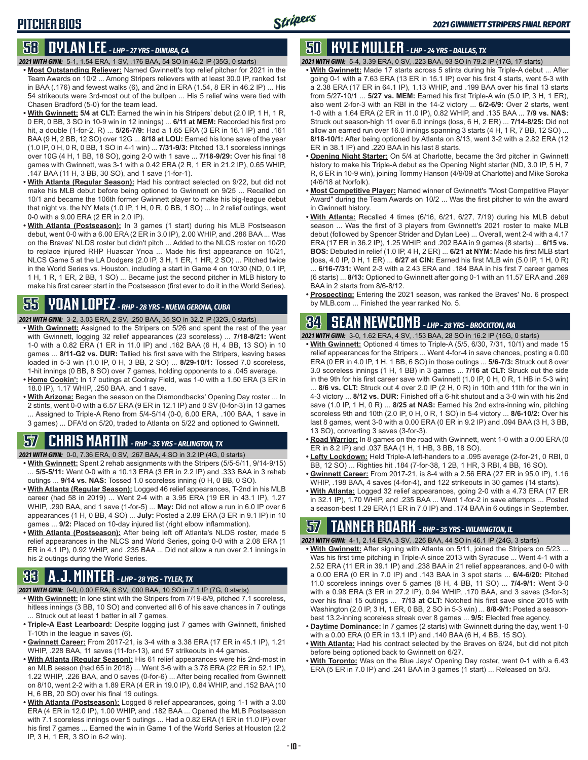# PITCHER BIOS

## 58 DYLAN LEE - LHP - 27 YRS - DINUBA, CA

***2021 WITH GWN:*** 5-1, 1.54 ERA, 1 SV, .176 BAA, 54 SO in 46.2 IP (35G, 0 starts)

- **Most Outstanding Reliever:** Named Gwinnett's top relief pitcher for 2021 in the Team Awards on 10/2 ... Among Stripers relievers with at least 30.0 IP, ranked 1st in BAA (.176) and fewest walks (6), and 2nd in ERA (1.54, 8 ER in 46.2 IP) ... His 54 strikeouts were 3rd-most out of the bullpen ... His 5 relief wins were tied with Chasen Bradford (5-0) for the team lead.
- **With Gwinnett:** **5/4 at CLT:** Earned the win in his Stripers' debut (2.0 IP, 1 H, 1 R, 0 ER, 0 BB, 3 SO in 10-9 win in 12 innings) ... **6/11 at MEM:** Recorded his first pro hit, a double (1-for-2, R) ... **5/26-7/9:** Had a 1.65 ERA (3 ER in 16.1 IP) and .161 BAA (9 H, 2 BB, 12 SO) over 12G ... **8/18 at LOU:** Earned his lone save of the year (1.0 IP, 0 H, 0 R, 0 BB, 1 SO in 4-1 win) ... **7/31-9/3:** Pitched 13.1 scoreless innings over 10G (4 H, 1 BB, 18 SO), going 2-0 with 1 save ... **7/18-9/29:** Over his final 18 games with Gwinnett, was 3-1 with a 0.42 ERA (2 R, 1 ER in 21.2 IP), 0.65 WHIP, .147 BAA (11 H, 3 BB, 30 SO), and 1 save (1-for-1).
- **With Atlanta (Regular Season):** Had his contract selected on 9/22, but did not make his MLB debut before being optioned to Gwinnett on 9/25 ... Recalled on 10/1 and became the 106th former Gwinnett player to make his big-league debut that night vs. the NY Mets (1.0 IP, 1 H, 0 R, 0 BB, 1 SO) ... In 2 relief outings, went 0-0 with a 9.00 ERA (2 ER in 2.0 IP).
- **With Atlanta (Postseason):** In 3 games (1 start) during his MLB Postseason debut, went 0-0 with a 6.00 ERA (2 ER in 3.0 IP), 2.00 WHIP, and .286 BAA ... Was on the Braves' NLDS roster but didn't pitch ... Added to the NLCS roster on 10/20 to replace injured RHP Huascar Ynoa ... Made his first appearance on 10/21, NLCS Game 5 at the LA Dodgers (2.0 IP, 3 H, 1 ER, 1 HR, 2 SO) ... Pitched twice in the World Series vs. Houston, including a start in Game 4 on 10/30 (ND, 0.1 IP, 1 H, 1 R, 1 ER, 2 BB, 1 SO) ... Became just the second pitcher in MLB history to make his first career start in the Postseason (first ever to do it in the World Series).

## 55 YOAN LOPEZ - RHP - 28 YRS - NUEVA GERONA, CUBA

***2021 WITH GWN:*** 3-2, 3.03 ERA, 2 SV, .250 BAA, 35 SO in 32.2 IP (32G, 0 starts)

- **With Gwinnett:** Assigned to the Stripers on 5/26 and spent the rest of the year with Gwinnett, logging 32 relief appearances (23 scoreless) ... **7/18-8/21:** Went 1-0 with a 0.82 ERA (1 ER in 11.0 IP) and .162 BAA (6 H, 4 BB, 13 SO) in 10 games ... **8/11-G2 vs. DUR:** Tallied his first save with the Stripers, leaving bases loaded in 5-3 win (1.0 IP, 0 H, 3 BB, 2 SO) ... **8/29-10/1:** Tossed 7.0 scoreless, 1-hit innings (0 BB, 8 SO) over 7 games, holding opponents to a .045 average.
- **Home Cookin':** In 17 outings at Coolray Field, was 1-0 with a 1.50 ERA (3 ER in 18.0 IP), 1.17 WHIP, .250 BAA, and 1 save.
- **With Arizona:** Began the season on the Diamondbacks' Opening Day roster ... In 2 stints, went 0-0 with a 6.57 ERA (9 ER in 12.1 IP) and 0 SV (0-for-3) in 13 games ... Assigned to Triple-A Reno from 5/4-5/14 (0-0, 6.00 ERA, .100 BAA, 1 save in 3 games) ... DFA'd on 5/20, traded to Atlanta on 5/22 and optioned to Gwinnett.

## 57 CHRIS MARTIN - RHP - 35 YRS - ARLINGTON, TX

***2021 WITH GWN:*** 0-0, 7.36 ERA, 0 SV, .267 BAA, 4 SO in 3.2 IP (4G, 0 starts)

- **With Gwinnett:** Spent 2 rehab assignments with the Stripers (5/5-5/11, 9/14-9/15) ... **5/5-5/11:** Went 0-0 with a 10.13 ERA (3 ER in 2.2 IP) and .333 BAA in 3 rehab outings ... **9/14 vs. NAS:** Tossed 1.0 scoreless inning (0 H, 0 BB, 0 SO).
- **With Atlanta (Regular Season):** Logged 46 relief appearances, T-2nd in his MLB career (had 58 in 2019) ... Went 2-4 with a 3.95 ERA (19 ER in 43.1 IP), 1.27 WHIP, .290 BAA, and 1 save (1-for-5) ... **May:** Did not allow a run in 6.0 IP over 6 appearances (1 H, 0 BB, 4 SO) ... **July:** Posted a 2.89 ERA (3 ER in 9.1 IP) in 10 games ... **9/2:** Placed on 10-day injured list (right elbow inflammation).
- **With Atlanta (Postseason):** After being left off Atlanta's NLDS roster, made 5 relief appearances in the NLCS and World Series, going 0-0 with a 2.08 ERA (1 ER in 4.1 IP), 0.92 WHIP, and .235 BAA ... Did not allow a run over 2.1 innings in his 2 outings during the World Series.

## 33 A.J. MINTER - LHP - 28 YRS - TYLER, TX

***2021 WITH GWN:*** 0-0, 0.00 ERA, 6 SV, .000 BAA, 10 SO in 7.1 IP (7G, 0 starts)

- **With Gwinnett:** In lone stint with the Stripers from 7/19-8/9, pitched 7.1 scoreless, hitless innings (3 BB, 10 SO) and converted all 6 of his save chances in 7 outings ... Struck out at least 1 batter in all 7 games.
- **Triple-A East Learboard:** Despite logging just 7 games with Gwinnett, finished T-10th in the league in saves (6).
- **Gwinnett Career:** From 2017-21, is 3-4 with a 3.38 ERA (17 ER in 45.1 IP), 1.21 WHIP, .228 BAA, 11 saves (11-for-13), and 57 strikeouts in 44 games.
- **With Atlanta (Regular Season):** His 61 relief appearances were his 2nd-most in an MLB season (had 65 in 2018) ... Went 3-6 with a 3.78 ERA (22 ER in 52.1 IP), 1.22 WHIP, .226 BAA, and 0 saves (0-for-6) ... After being recalled from Gwinnett on 8/10, went 2-2 with a 1.89 ERA (4 ER in 19.0 IP), 0.84 WHIP, and .152 BAA (10 H, 6 BB, 20 SO) over his final 19 outings.
- **With Atlanta (Postseason):** Logged 8 relief appearances, going 1-1 with a 3.00 ERA (4 ER in 12.0 IP), 1.00 WHIP, and .182 BAA ... Opened the MLB Postseason with 7.1 scoreless innings over 5 outings ... Had a 0.82 ERA (1 ER in 11.0 IP) over his first 7 games ... Earned the win in Game 1 of the World Series at Houston (2.2 IP, 3 H, 1 ER, 3 SO in 6-2 win).

## 50 KYLE MULLER - LHP - 24 YRS - DALLAS, TX

***2021 WITH GWN:*** 5-4, 3.39 ERA, 0 SV, .223 BAA, 93 SO in 79.2 IP (17G, 17 starts)

- **With Gwinnett:** Made 17 starts across 5 stints during his Triple-A debut ... After going 0-1 with a 7.63 ERA (13 ER in 15.1 IP) over his first 4 starts, went 5-3 with a 2.38 ERA (17 ER in 64.1 IP), 1.13 WHIP, and .199 BAA over his final 13 starts from 5/27-10/1 ... **5/27 vs. MEM:** Earned his first Triple-A win (5.0 IP, 3 H, 1 ER), also went 2-for-3 with an RBI in the 14-2 victory ... **6/2-6/9:** Over 2 starts, went 1-0 with a 1.64 ERA (2 ER in 11.0 IP), 0.82 WHIP, and .135 BAA ... **7/9 vs. NAS:** Struck out season-high 11 over 6.0 innings (loss, 6 H, 2 ER) ... **7/14-8/25:** Did not allow an earned run over 16.0 innings spanning 3 starts (4 H, 1 R, 7 BB, 12 SO) ... **8/18-10/1:** After being optioned by Atlanta on 8/13, went 3-2 with a 2.82 ERA (12 ER in 38.1 IP) and .220 BAA in his last 8 starts.
- **Opening Night Starter:** On 5/4 at Charlotte, became the 3rd pitcher in Gwinnett history to make his Triple-A debut as the Opening Night starter (ND, 3.0 IP, 5 H, 7 R, 6 ER in 10-9 win), joining Tommy Hanson (4/9/09 at Charlotte) and Mike Soroka (4/6/18 at Norfolk).
- **Most Competitive Player:** Named winner of Gwinnett's "Most Competitive Player Award" during the Team Awards on 10/2 ... Was the first pitcher to win the award in Gwinnett history.
- **With Atlanta:** Recalled 4 times (6/16, 6/21, 6/27, 7/19) during his MLB debut season ... Was the first of 3 players from Gwinnett's 2021 roster to make MLB debut (followed by Spencer Strider and Dylan Lee) ... Overall, went 2-4 with a 4.17 ERA (17 ER in 36.2 IP), 1.25 WHIP, and .202 BAA in 9 games (8 starts) ... **6/15 vs. BOS:** Debuted in relief (1.0 IP, 4 H, 2 ER) ... **6/21 at NYM:** Made his first MLB start (loss, 4.0 IP, 0 H, 1 ER) ... **6/27 at CIN:** Earned his first MLB win (5.0 IP, 1 H, 0 R) ... **6/16-7/31:** Went 2-3 with a 2.43 ERA and .184 BAA in his first 7 career games (6 starts) ... **8/13:** Optioned to Gwinnett after going 0-1 with an 11.57 ERA and .269 BAA in 2 starts from 8/6-8/12.
- **Prospecting:** Entering the 2021 season, was ranked the Braves' No. 6 prospect by MLB.com ... Finished the year ranked No. 5.

## 34 SEAN NEWCOMB - LHP - 28 YRS - BROCKTON, MA

***2021 WITH GWN:*** 3-0, 1.62 ERA, 4 SV, .153 BAA, 28 SO in 16.2 IP (15G, 0 starts)

- **With Gwinnett:** Optioned 4 times to Triple-A (5/5, 6/30, 7/31, 10/1) and made 15 relief appearances for the Stripers ... Went 4-for-4 in save chances, posting a 0.00 ERA (0 ER in 4.0 IP, 1 H, 1 BB, 6 SO) in those outings ... **5/6-7/3:** Struck out 8 over 3.0 scoreless innings (1 H, 1 BB) in 3 games ... **7/16 at CLT:** Struck out the side in the 9th for his first career save with Gwinnett (1.0 IP, 0 H, 0 R, 1 HB in 5-3 win) ... **8/6 vs. CLT:** Struck out 4 over 2.0 IP (2 H, 0 R) in 10th and 11th for the win in 4-3 victory ... **8/12 vs. DUR:** Finished off a 6-hit shutout and a 3-0 win with his 2nd save (1.0 IP, 1 H, 0 R) ... **8/25 at NAS:** Earned his 2nd extra-inning win, pitching scoreless 9th and 10th (2.0 IP, 0 H, 0 R, 1 SO) in 5-4 victory ... **8/6-10/2:** Over his last 8 games, went 3-0 with a 0.00 ERA (0 ER in 9.2 IP) and .094 BAA (3 H, 3 BB, 13 SO), converting 3 saves (3-for-3).
- **Road Warrior:** In 8 games on the road with Gwinnett, went 1-0 with a 0.00 ERA (0 ER in 8.2 IP) and .037 BAA (1 H, 1 HB, 3 BB, 18 SO).
- **Lefty Lockdown:** Held Triple-A left-handers to a .095 average (2-for-21, 0 RBI, 0 BB, 12 SO) ... Righties hit .184 (7-for-38, 1 2B, 1 HR, 3 RBI, 4 BB, 16 SO).
- **Gwinnett Career:** From 2017-21, is 8-4 with a 2.56 ERA (27 ER in 95.0 IP), 1.16 WHIP, .198 BAA, 4 saves (4-for-4), and 122 strikeouts in 30 games (14 starts).
- **With Atlanta:** Logged 32 relief appearances, going 2-0 with a 4.73 ERA (17 ER in 32.1 IP), 1.70 WHIP, and .235 BAA ... Went 1-for-2 in save attempts ... Posted a season-best 1.29 ERA (1 ER in 7.0 IP) and .174 BAA in 6 outings in September.

## 57 TANNER ROARK - RHP - 35 YRS - WILMINGTON, IL

***2021 WITH GWN:*** 4-1, 2.14 ERA, 3 SV, .226 BAA, 44 SO in 46.1 IP (24G, 3 starts)

- **With Gwinnett:** After signing with Atlanta on 5/11, joined the Stripers on 5/23 ... Was his first time pitching in Triple-A since 2013 with Syracuse ... Went 4-1 with a 2.52 ERA (11 ER in 39.1 IP) and .238 BAA in 21 relief appearances, and 0-0 with a 0.00 ERA (0 ER in 7.0 IP) and .143 BAA in 3 spot starts ... **6/4-6/20:** Pitched 11.0 scoreless innings over 5 games (8 H, 4 BB, 11 SO) ... **7/4-9/1:** Went 3-0 with a 0.98 ERA (3 ER in 27.2 IP), 0.94 WHIP, .170 BAA, and 3 saves (3-for-3) over his final 15 outings ... **7/13 at CLT:** Notched his first save since 2015 with Washington (2.0 IP, 3 H, 1 ER, 0 BB, 2 SO in 5-3 win) ... **8/8-9/1:** Posted a season-best 13.2-inning scoreless streak over 8 games ... **9/5:** Elected free agency.
- **Daytime Dominance:** In 7 games (2 starts) with Gwinnett during the day, went 1-0 with a 0.00 ERA (0 ER in 13.1 IP) and .140 BAA (6 H, 4 BB, 15 SO).
- **With Atlanta:** Had his contract selected by the Braves on 6/24, but did not pitch before being optioned back to Gwinnett on 6/27.
- **With Toronto:** Was on the Blue Jays' Opening Day roster, went 0-1 with a 6.43 ERA (5 ER in 7.0 IP) and .241 BAA in 3 games (1 start) ... Released on 5/3.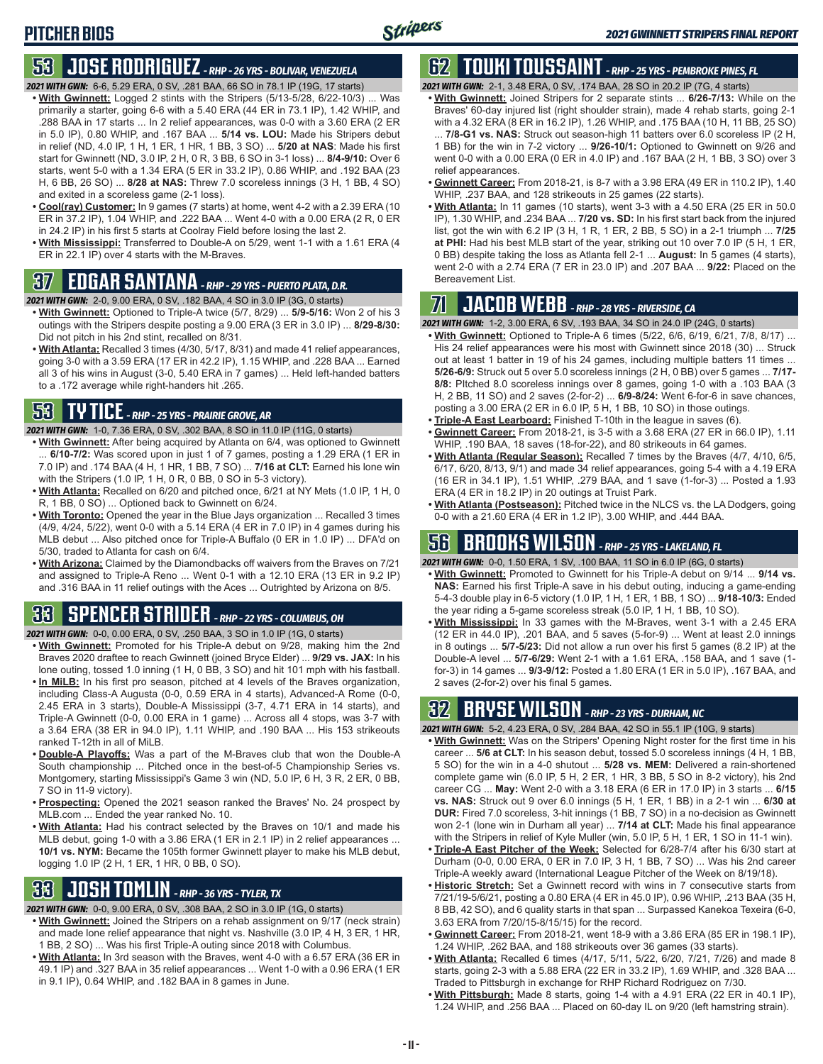# PITCHER BIOS

## 53 JOSE RODRIGUEZ - RHP - 26 YRS - BOLIVAR, VENEZUELA

**2021 WITH GWN:** 6-6, 5.29 ERA, 0 SV, .281 BAA, 66 SO in 78.1 IP (19G, 17 starts)

- **With Gwinnett:** Logged 2 stints with the Stripers (5/13-5/28, 6/22-10/3) ... Was primarily a starter, going 6-6 with a 5.40 ERA (44 ER in 73.1 IP), 1.42 WHIP, and .288 BAA in 17 starts ... In 2 relief appearances, was 0-0 with a 3.60 ERA (2 ER in 5.0 IP), 0.80 WHIP, and .167 BAA ... **5/14 vs. LOU:** Made his Stripers debut in relief (ND, 4.0 IP, 1 H, 1 ER, 1 HR, 1 BB, 3 SO) ... **5/20 at NAS**: Made his first start for Gwinnett (ND, 3.0 IP, 2 H, 0 R, 3 BB, 6 SO in 3-1 loss) ... **8/4-9/10:** Over 6 starts, went 5-0 with a 1.34 ERA (5 ER in 33.2 IP), 0.86 WHIP, and .192 BAA (23 H, 6 BB, 26 SO) ... **8/28 at NAS:** Threw 7.0 scoreless innings (3 H, 1 BB, 4 SO) and exited in a scoreless game (2-1 loss).
- **Cool(ray) Customer:** In 9 games (7 starts) at home, went 4-2 with a 2.39 ERA (10 ER in 37.2 IP), 1.04 WHIP, and .222 BAA ... Went 4-0 with a 0.00 ERA (2 R, 0 ER in 24.2 IP) in his first 5 starts at Coolray Field before losing the last 2.
- **With Mississippi:** Transferred to Double-A on 5/29, went 1-1 with a 1.61 ERA (4 ER in 22.1 IP) over 4 starts with the M-Braves.

## 37 EDGAR SANTANA - RHP - 29 YRS - PUERTO PLATA, D.R.

**2021 WITH GWN:** 2-0, 9.00 ERA, 0 SV, .182 BAA, 4 SO in 3.0 IP (3G, 0 starts)

- **With Gwinnett:** Optioned to Triple-A twice (5/7, 8/29) ... **5/9-5/16:** Won 2 of his 3 outings with the Stripers despite posting a 9.00 ERA (3 ER in 3.0 IP) ... **8/29-8/30:** Did not pitch in his 2nd stint, recalled on 8/31.
- **With Atlanta:** Recalled 3 times (4/30, 5/17, 8/31) and made 41 relief appearances, going 3-0 with a 3.59 ERA (17 ER in 42.2 IP), 1.15 WHIP, and .228 BAA ... Earned all 3 of his wins in August (3-0, 5.40 ERA in 7 games) ... Held left-handed batters to a .172 average while right-handers hit .265.

## 53 TY TICE - RHP - 25 YRS - PRAIRIE GROVE, AR

**2021 WITH GWN:** 1-0, 7.36 ERA, 0 SV, .302 BAA, 8 SO in 11.0 IP (11G, 0 starts)

- **With Gwinnett:** After being acquired by Atlanta on 6/4, was optioned to Gwinnett ... **6/10-7/2:** Was scored upon in just 1 of 7 games, posting a 1.29 ERA (1 ER in 7.0 IP) and .174 BAA (4 H, 1 HR, 1 BB, 7 SO) ... **7/16 at CLT:** Earned his lone win with the Stripers (1.0 IP, 1 H, 0 R, 0 BB, 0 SO in 5-3 victory).
- **With Atlanta:** Recalled on 6/20 and pitched once, 6/21 at NY Mets (1.0 IP, 1 H, 0 R, 1 BB, 0 SO) ... Optioned back to Gwinnett on 6/24.
- **With Toronto:** Opened the year in the Blue Jays organization ... Recalled 3 times (4/9, 4/24, 5/22), went 0-0 with a 5.14 ERA (4 ER in 7.0 IP) in 4 games during his MLB debut ... Also pitched once for Triple-A Buffalo (0 ER in 1.0 IP) ... DFA'd on 5/30, traded to Atlanta for cash on 6/4.
- **With Arizona:** Claimed by the Diamondbacks off waivers from the Braves on 7/21 and assigned to Triple-A Reno ... Went 0-1 with a 12.10 ERA (13 ER in 9.2 IP) and .316 BAA in 11 relief outings with the Aces ... Outrighted by Arizona on 8/5.

## 33 SPENCER STRIDER - RHP - 22 YRS - COLUMBUS, OH

**2021 WITH GWN:** 0-0, 0.00 ERA, 0 SV, .250 BAA, 3 SO in 1.0 IP (1G, 0 starts)

- **With Gwinnett:** Promoted for his Triple-A debut on 9/28, making him the 2nd Braves 2020 draftee to reach Gwinnett (joined Bryce Elder) ... **9/29 vs. JAX:** In his lone outing, tossed 1.0 inning (1 H, 0 BB, 3 SO) and hit 101 mph with his fastball.
- **In MiLB:** In his first pro season, pitched at 4 levels of the Braves organization, including Class-A Augusta (0-0, 0.59 ERA in 4 starts), Advanced-A Rome (0-0, 2.45 ERA in 3 starts), Double-A Mississippi (3-7, 4.71 ERA in 14 starts), and Triple-A Gwinnett (0-0, 0.00 ERA in 1 game) ... Across all 4 stops, was 3-7 with a 3.64 ERA (38 ER in 94.0 IP), 1.11 WHIP, and .190 BAA ... His 153 strikeouts ranked T-12th in all of MiLB.
- **Double-A Playoffs:** Was a part of the M-Braves club that won the Double-A South championship ... Pitched once in the best-of-5 Championship Series vs. Montgomery, starting Mississippi's Game 3 win (ND, 5.0 IP, 6 H, 3 R, 2 ER, 0 BB, 7 SO in 11-9 victory).
- **Prospecting:** Opened the 2021 season ranked the Braves' No. 24 prospect by MLB.com ... Ended the year ranked No. 10.
- **With Atlanta:** Had his contract selected by the Braves on 10/1 and made his MLB debut, going 1-0 with a 3.86 ERA (1 ER in 2.1 IP) in 2 relief appearances ... **10/1 vs. NYM:** Became the 105th former Gwinnett player to make his MLB debut, logging 1.0 IP (2 H, 1 ER, 1 HR, 0 BB, 0 SO).

## 33 JOSH TOMLIN - RHP - 36 YRS - TYLER, TX

**2021 WITH GWN:** 0-0, 9.00 ERA, 0 SV, .308 BAA, 2 SO in 3.0 IP (1G, 0 starts)

- **With Gwinnett:** Joined the Stripers on a rehab assignment on 9/17 (neck strain) and made lone relief appearance that night vs. Nashville (3.0 IP, 4 H, 3 ER, 1 HR, 1 BB, 2 SO) ... Was his first Triple-A outing since 2018 with Columbus.
- **With Atlanta:** In 3rd season with the Braves, went 4-0 with a 6.57 ERA (36 ER in 49.1 IP) and .327 BAA in 35 relief appearances ... Went 1-0 with a 0.96 ERA (1 ER in 9.1 IP), 0.64 WHIP, and .182 BAA in 8 games in June.

## 62 TOUKI TOUSSAINT - RHP - 25 YRS - PEMBROKE PINES, FL

**2021 WITH GWN:** 2-1, 3.48 ERA, 0 SV, .174 BAA, 28 SO in 20.2 IP (7G, 4 starts)

- **With Gwinnett:** Joined Stripers for 2 separate stints ... **6/26-7/13:** While on the Braves' 60-day injured list (right shoulder strain), made 4 rehab starts, going 2-1 with a 4.32 ERA (8 ER in 16.2 IP), 1.26 WHIP, and .175 BAA (10 H, 11 BB, 25 SO) ... **7/8-G1 vs. NAS:** Struck out season-high 11 batters over 6.0 scoreless IP (2 H, 1 BB) for the win in 7-2 victory ... **9/26-10/1:** Optioned to Gwinnett on 9/26 and went 0-0 with a 0.00 ERA (0 ER in 4.0 IP) and .167 BAA (2 H, 1 BB, 3 SO) over 3 relief appearances.
- **Gwinnett Career:** From 2018-21, is 8-7 with a 3.98 ERA (49 ER in 110.2 IP), 1.40 WHIP, .237 BAA, and 128 strikeouts in 25 games (22 starts).
- **With Atlanta:** In 11 games (10 starts), went 3-3 with a 4.50 ERA (25 ER in 50.0 IP), 1.30 WHIP, and .234 BAA ... **7/20 vs. SD:** In his first start back from the injured list, got the win with 6.2 IP (3 H, 1 R, 1 ER, 2 BB, 5 SO) in a 2-1 triumph ... **7/25 at PHI:** Had his best MLB start of the year, striking out 10 over 7.0 IP (5 H, 1 ER, 0 BB) despite taking the loss as Atlanta fell 2-1 ... **August:** In 5 games (4 starts), went 2-0 with a 2.74 ERA (7 ER in 23.0 IP) and .207 BAA ... **9/22:** Placed on the Bereavement List.

## 71 JACOB WEBB - RHP - 28 YRS - RIVERSIDE, CA

**2021 WITH GWN:** 1-2, 3.00 ERA, 6 SV, .193 BAA, 34 SO in 24.0 IP (24G, 0 starts)

- **With Gwinnett:** Optioned to Triple-A 6 times (5/22, 6/6, 6/19, 6/21, 7/8, 8/17) ... His 24 relief appearances were his most with Gwinnett since 2018 (30) ... Struck out at least 1 batter in 19 of his 24 games, including multiple batters 11 times ... **5/26-6/9:** Struck out 5 over 5.0 scoreless IP (2 H, 0 BB) over 5 games ... **7/17-8/8:** PItched 8.0 scoreless innings over 8 games, going 1-0 with a .103 BAA (3 H, 2 BB, 11 SO) and 2 saves (2-for-2) ... **6/9-8/24:** Went 6-for-6 in save chances, posting a 3.00 ERA (2 ER in 6.0 IP, 5 H, 1 BB, 10 SO) in those outings.
- **Triple-A East Learboard:** Finished T-10th in the league in saves (6).
- **Gwinnett Career:** From 2018-21, is 3-5 with a 3.68 ERA (27 ER in 66.0 IP), 1.11 WHIP, .190 BAA, 18 saves (18-for-22), and 80 strikeouts in 64 games.
- **With Atlanta (Regular Season):** Recalled 7 times by the Braves (4/7, 4/10, 6/5, 6/17, 6/20, 8/13, 9/1) and made 34 relief appearances, going 5-4 with a 4.19 ERA (16 ER in 34.1 IP), 1.51 WHIP, .279 BAA, and 1 save (1-for-3) ... Posted a 1.93 ERA (4 ER in 18.2 IP) in 20 outings at Truist Park.
- **With Atlanta (Postseason):** Pitched twice in the NLCS vs. the LA Dodgers, going 0-0 with a 21.60 ERA (4 ER in 1.2 IP), 3.00 WHIP, and .444 BAA.

## 56 BROOKS WILSON - RHP - 25 YRS - LAKELAND, FL

**2021 WITH GWN:** 0-0, 1.50 ERA, 1 SV, .100 BAA, 11 SO in 6.0 IP (6G, 0 starts)

- **With Gwinnett:** Promoted to Gwinnett for his Triple-A debut on 9/14 ... **9/14 vs. NAS:** Earned his first Triple-A save in his debut outing, inducing a game-ending 5-4-3 double play in 6-5 victory (1.0 IP, 1 H, 1 ER, 1 BB, 1 SO) ... **9/18-10/3:** Ended the year riding a 5-game scoreless streak (5.0 IP, 1 H, 1 BB, 10 SO).
- **With Mississippi:** In 33 games with the M-Braves, went 3-1 with a 2.45 ERA (12 ER in 44.0 IP), .201 BAA, and 5 saves (5-for-9) ... Went at least 2.0 innings in 8 outings ... **5/7-5/23:** Did not allow a run over his first 5 games (8.2 IP) at the Double-A level ... **5/7-6/29:** Went 2-1 with a 1.61 ERA, .158 BAA, and 1 save (1-for-3) in 14 games ... **9/3-9/12:** Posted a 1.80 ERA (1 ER in 5.0 IP), .167 BAA, and 2 saves (2-for-2) over his final 5 games.

## 32 BRYSE WILSON - RHP - 23 YRS - DURHAM, NC

**2021 WITH GWN:** 5-2, 4.23 ERA, 0 SV, .284 BAA, 42 SO in 55.1 IP (10G, 9 starts)

- **With Gwinnett:** Was on the Stripers' Opening Night roster for the first time in his career ... **5/6 at CLT:** In his season debut, tossed 5.0 scoreless innings (4 H, 1 BB, 5 SO) for the win in a 4-0 shutout ... **5/28 vs. MEM:** Delivered a rain-shortened complete game win (6.0 IP, 5 H, 2 ER, 1 HR, 3 BB, 5 SO in 8-2 victory), his 2nd career CG ... **May:** Went 2-0 with a 3.18 ERA (6 ER in 17.0 IP) in 3 starts ... **6/15 vs. NAS:** Struck out 9 over 6.0 innings (5 H, 1 ER, 1 BB) in a 2-1 win ... **6/30 at DUR:** Fired 7.0 scoreless, 3-hit innings (1 BB, 7 SO) in a no-decision as Gwinnett won 2-1 (lone win in Durham all year) ... **7/14 at CLT:** Made his final appearance with the Stripers in relief of Kyle Muller (win, 5.0 IP, 5 H, 1 ER, 1 SO in 11-1 win).
- **Triple-A East Pitcher of the Week:** Selected for 6/28-7/4 after his 6/30 start at Durham (0-0, 0.00 ERA, 0 ER in 7.0 IP, 3 H, 1 BB, 7 SO) ... Was his 2nd career Triple-A weekly award (International League Pitcher of the Week on 8/19/18).
- **Historic Stretch:** Set a Gwinnett record with wins in 7 consecutive starts from 7/21/19-5/6/21, posting a 0.80 ERA (4 ER in 45.0 IP), 0.96 WHIP, .213 BAA (35 H, 8 BB, 42 SO), and 6 quality starts in that span ... Surpassed Kanekoa Texeira (6-0, 3.63 ERA from 7/20/15-8/15/15) for the record.
- **Gwinnett Career:** From 2018-21, went 18-9 with a 3.86 ERA (85 ER in 198.1 IP), 1.24 WHIP, .262 BAA, and 188 strikeouts over 36 games (33 starts).
- **With Atlanta:** Recalled 6 times (4/17, 5/11, 5/22, 6/20, 7/21, 7/26) and made 8 starts, going 2-3 with a 5.88 ERA (22 ER in 33.2 IP), 1.69 WHIP, and .328 BAA ... Traded to Pittsburgh in exchange for RHP Richard Rodriguez on 7/30.
- **With Pittsburgh:** Made 8 starts, going 1-4 with a 4.91 ERA (22 ER in 40.1 IP), 1.24 WHIP, and .256 BAA ... Placed on 60-day IL on 9/20 (left hamstring strain).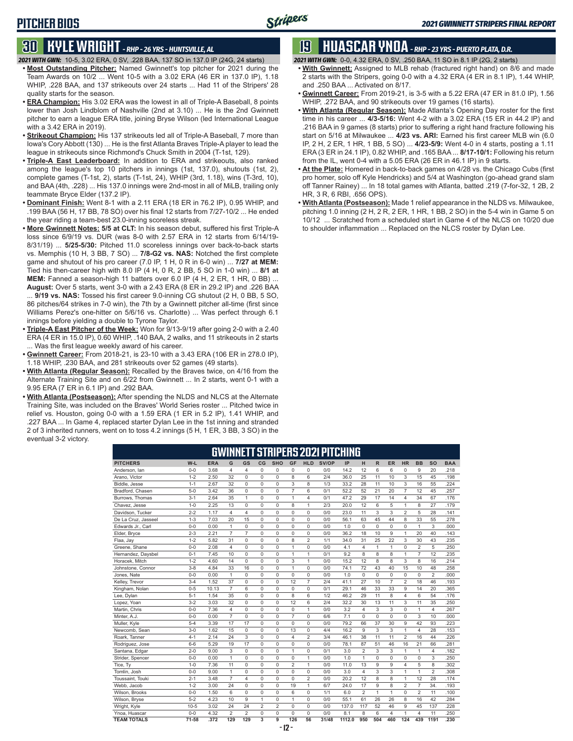## PITCHER BIOS

# 30 KYLE WRIGHT - *RHP - 26 YRS - HUNTSVILLE, AL*

***2021 WITH GWN:*** 10-5, 3.02 ERA, 0 SV, .228 BAA, 137 SO in 137.0 IP (24G, 24 starts)

- **Most Outstanding Pitcher:** Named Gwinnett's top pitcher for 2021 during the Team Awards on 10/2 ... Went 10-5 with a 3.02 ERA (46 ER in 137.0 IP), 1.18 WHIP, .228 BAA, and 137 strikeouts over 24 starts ... Had 11 of the Stripers' 28 quality starts for the season.
- **ERA Champion:** His 3.02 ERA was the lowest in all of Triple-A Baseball, 8 points lower than Josh Lindblom of Nashville (2nd at 3.10) ... He is the 2nd Gwinnett pitcher to earn a league ERA title, joining Bryse Wilson (led International League with a 3.42 ERA in 2019).
- **Strikeout Champion:** His 137 strikeouts led all of Triple-A Baseball, 7 more than Iowa's Cory Abbott (130) ... He is the first Atlanta Braves Triple-A player to lead the league in strikeouts since Richmond's Chuck Smith in 2004 (T-1st, 129).
- **Triple-A East Leaderboard:** In addition to ERA and strikeouts, also ranked among the league's top 10 pitchers in innings (1st, 137.0), shutouts (1st, 2), complete games (T-1st, 2), starts (T-1st, 24), WHIP (3rd, 1.18), wins (T-3rd, 10), and BAA (4th, .228) ... His 137.0 innings were 2nd-most in all of MiLB, trailing only teammate Bryce Elder (137.2 IP).
- **Dominant Finish:** Went 8-1 with a 2.11 ERA (18 ER in 76.2 IP), 0.95 WHIP, and .199 BAA (56 H, 17 BB, 78 SO) over his final 12 starts from 7/27-10/2 ... He ended the year riding a team-best 23.0-inning scoreless streak.
- **More Gwinnett Notes: 5/5 at CLT:** In his season debut, suffered his first Triple-A loss since 6/9/19 vs. DUR (was 8-0 with 2.57 ERA in 12 starts from 6/14/19-8/31/19) ... **5/25-5/30:** Pitched 11.0 scoreless innings over back-to-back starts vs. Memphis (10 H, 3 BB, 7 SO) ... **7/8-G2 vs. NAS:** Notched the first complete game and shutout of his pro career (7.0 IP, 1 H, 0 R in 6-0 win) ... **7/27 at MEM:** Tied his then-career high with 8.0 IP (4 H, 0 R, 2 BB, 5 SO in 1-0 win) ... **8/1 at MEM:** Fanned a season-high 11 batters over 6.0 IP (4 H, 2 ER, 1 HR, 0 BB) ... **August:** Over 5 starts, went 3-0 with a 2.43 ERA (8 ER in 29.2 IP) and .226 BAA ... **9/19 vs. NAS:** Tossed his first career 9.0-inning CG shutout (2 H, 0 BB, 5 SO, 86 pitches/64 strikes in 7-0 win), the 7th by a Gwinnett pitcher all-time (first since Williams Perez's one-hitter on 5/6/16 vs. Charlotte) ... Was perfect through 6.1 innings before yielding a double to Tyrone Taylor.
- **Triple-A East Pitcher of the Week:** Won for 9/13-9/19 after going 2-0 with a 2.40 ERA (4 ER in 15.0 IP), 0.60 WHIP, .140 BAA, 2 walks, and 11 strikeouts in 2 starts ... Was the first league weekly award of his career.
- **Gwinnett Career:** From 2018-21, is 23-10 with a 3.43 ERA (106 ER in 278.0 IP), 1.18 WHIP, .230 BAA, and 281 strikeouts over 52 games (49 starts).
- **With Atlanta (Regular Season):** Recalled by the Braves twice, on 4/16 from the Alternate Training Site and on 6/22 from Gwinnett ... In 2 starts, went 0-1 with a 9.95 ERA (7 ER in 6.1 IP) and .292 BAA.
- **With Atlanta (Postseason):** After spending the NLDS and NLCS at the Alternate Training Site, was included on the Braves' World Series roster ... Pitched twice in relief vs. Houston, going 0-0 with a 1.59 ERA (1 ER in 5.2 IP), 1.41 WHIP, and .227 BAA ... In Game 4, replaced starter Dylan Lee in the 1st inning and stranded 2 of 3 inherited runners, went on to toss 4.2 innings (5 H, 1 ER, 3 BB, 3 SO) in the eventual 3-2 victory.

# 19 HUASCAR YNOA - *RHP - 23 YRS - PUERTO PLATA, D.R.*

***2021 WITH GWN:*** 0-0, 4.32 ERA, 0 SV, .250 BAA, 11 SO in 8.1 IP (2G, 2 starts)

- **With Gwinnett:** Assigned to MLB rehab (fractured right hand) on 8/6 and made 2 starts with the Stripers, going 0-0 with a 4.32 ERA (4 ER in 8.1 IP), 1.44 WHIP, and .250 BAA ... Activated on 8/17.
- **Gwinnett Career:** From 2019-21, is 3-5 with a 5.22 ERA (47 ER in 81.0 IP), 1.56 WHIP, .272 BAA, and 90 strikeouts over 19 games (16 starts).
- **With Atlanta (Regular Season):** Made Atlanta's Opening Day roster for the first time in his career ... **4/3-5/16:** Went 4-2 with a 3.02 ERA (15 ER in 44.2 IP) and .216 BAA in 9 games (8 starts) prior to suffering a right hand fracture following his start on 5/16 at Milwaukee ... **4/23 vs. ARI:** Earned his first career MLB win (6.0 IP, 2 H, 2 ER, 1 HR, 1 BB, 5 SO) ... **4/23-5/9:** Went 4-0 in 4 starts, posting a 1.11 ERA (3 ER in 24.1 IP), 0.82 WHIP, and .165 BAA ... **8/17-10/1:** Following his return from the IL, went 0-4 with a 5.05 ERA (26 ER in 46.1 IP) in 9 starts.
- **At the Plate:** Homered in back-to-back games on 4/28 vs. the Chicago Cubs (first pro homer, solo off Kyle Hendricks) and 5/4 at Washington (go-ahead grand slam off Tanner Rainey) ... In 18 total games with Atlanta, batted .219 (7-for-32, 1 2B, 2 HR, 3 R, 6 RBI, .656 OPS).
- **With Atlanta (Postseason):** Made 1 relief appearance in the NLDS vs. Milwaukee, pitching 1.0 inning (2 H, 2 R, 2 ER, 1 HR, 1 BB, 2 SO) in the 5-4 win in Game 5 on 10/12 ... Scratched from a scheduled start in Game 4 of the NLCS on 10/20 due to shoulder inflammation ... Replaced on the NLCS roster by Dylan Lee.

## GWINNETT STRIPERS 2021 PITCHING

| PITCHERS | W-L | ERA | G | GS | CG | SHO | GF | HLD | SV/OP | IP | H | R | ER | HR | BB | SO | BAA |
|---|---|---|---|---|---|---|---|---|---|---|---|---|---|---|---|---|---|
| Anderson, Ian | 0-0 | 3.68 | 4 | 4 | 0 | 0 | 0 | 0 | 0/0 | 14.2 | 12 | 6 | 6 | 0 | 9 | 20 | .218 |
| Arano, Victor | 1-2 | 2.50 | 32 | 0 | 0 | 0 | 8 | 6 | 2/4 | 36.0 | 25 | 11 | 10 | 3 | 15 | 45 | .198 |
| Biddle, Jesse | 1-1 | 2.67 | 32 | 0 | 0 | 0 | 3 | 8 | 1/3 | 33.2 | 28 | 11 | 10 | 3 | 16 | 55 | .224 |
| Bradford, Chasen | 5-0 | 3.42 | 36 | 0 | 0 | 0 | 7 | 6 | 0/1 | 52.2 | 52 | 21 | 20 | 7 | 12 | 45 | .257 |
| Burrows, Thomas | 3-1 | 2.64 | 35 | 1 | 0 | 0 | 1 | 4 | 0/1 | 47.2 | 29 | 17 | 14 | 4 | 34 | 67 | .176 |
| Chavez, Jesse | 1-0 | 2.25 | 13 | 0 | 0 | 0 | 8 | 1 | 2/3 | 20.0 | 12 | 6 | 5 | 1 | 8 | 27 | .179 |
| Davidson, Tucker | 2-2 | 1.17 | 4 | 4 | 0 | 0 | 0 | 0 | 0/0 | 23.0 | 11 | 3 | 3 | 2 | 5 | 28 | .141 |
| De La Cruz, Jasseel | 1-3 | 7.03 | 20 | 15 | 0 | 0 | 0 | 0 | 0/0 | 56.1 | 63 | 45 | 44 | 8 | 33 | 55 | .278 |
| Edwards Jr., Carl | 0-0 | 0.00 | 1 | 0 | 0 | 0 | 0 | 0 | 0/0 | 1.0 | 0 | 0 | 0 | 0 | 1 | 3 | .000 |
| Elder, Bryce | 2-3 | 2.21 | 7 | 7 | 0 | 0 | 0 | 0 | 0/0 | 36.2 | 18 | 10 | 9 | 1 | 20 | 40 | .143 |
| Flaa, Jay | 1-2 | 5.82 | 31 | 0 | 0 | 0 | 8 | 2 | 1/1 | 34.0 | 31 | 25 | 22 | 3 | 30 | 43 | .235 |
| Greene, Shane | 0-0 | 2.08 | 4 | 0 | 0 | 0 | 1 | 0 | 0/0 | 4.1 | 4 | 1 | 1 | 0 | 2 | 5 | .250 |
| Hernandez, Daysbel | 0-1 | 7.45 | 10 | 0 | 0 | 0 | 1 | 1 | 0/1 | 9.2 | 8 | 8 | 8 | 1 | 7 | 12 | .235 |
| Horacek, Mitch | 1-2 | 4.60 | 14 | 0 | 0 | 0 | 3 | 1 | 0/0 | 15.2 | 12 | 8 | 8 | 3 | 8 | 16 | .214 |
| Johnstone, Connor | 3-8 | 4.84 | 33 | 16 | 0 | 0 | 1 | 0 | 0/0 | 74.1 | 72 | 43 | 40 | 15 | 10 | 48 | .258 |
| Jones, Nate | 0-0 | 0.00 | 1 | 0 | 0 | 0 | 0 | 0 | 0/0 | 1.0 | 0 | 0 | 0 | 0 | 0 | 2 | .000 |
| Kelley, Trevor | 3-4 | 1.52 | 37 | 0 | 0 | 0 | 12 | 7 | 2/4 | 41.1 | 27 | 10 | 7 | 2 | 18 | 46 | .193 |
| Kingham, Nolan | 0-5 | 10.13 | 7 | 6 | 0 | 0 | 0 | 0 | 0/1 | 29.1 | 46 | 33 | 33 | 9 | 14 | 20 | .365 |
| Lee, Dylan | 5-1 | 1.54 | 35 | 0 | 0 | 0 | 8 | 6 | 1/2 | 46.2 | 29 | 11 | 8 | 4 | 6 | 54 | .176 |
| Lopez, Yoan | 3-2 | 3.03 | 32 | 0 | 0 | 0 | 12 | 6 | 2/4 | 32.2 | 30 | 13 | 11 | 3 | 11 | 35 | .250 |
| Martin, Chris | 0-0 | 7.36 | 4 | 0 | 0 | 0 | 0 | 1 | 0/0 | 3.2 | 4 | 3 | 3 | 0 | 1 | 4 | .267 |
| Minter, A.J. | 0-0 | 0.00 | 7 | 0 | 0 | 0 | 7 | 0 | 6/6 | 7.1 | 0 | 0 | 0 | 0 | 3 | 10 | .000 |
| Muller, Kyle | 5-4 | 3.39 | 17 | 17 | 0 | 0 | 0 | 0 | 0/0 | 79.2 | 66 | 37 | 30 | 9 | 42 | 93 | .223 |
| Newcomb, Sean | 3-0 | 1.62 | 15 | 0 | 0 | 0 | 13 | 0 | 4/4 | 16.2 | 9 | 3 | 3 | 1 | 4 | 28 | .153 |
| Roark, Tanner | 4-1 | 2.14 | 24 | 3 | 0 | 0 | 4 | 2 | 3/4 | 46.1 | 38 | 11 | 11 | 2 | 16 | 44 | .226 |
| Rodriguez, Jose | 6-6 | 5.29 | 19 | 17 | 0 | 0 | 0 | 0 | 0/0 | 78.1 | 87 | 51 | 46 | 16 | 21 | 66 | .281 |
| Santana, Edgar | 2-0 | 9.00 | 3 | 0 | 0 | 0 | 1 | 0 | 0/1 | 3.0 | 2 | 3 | 3 | 1 | 1 | 4 | .182 |
| Strider, Spencer | 0-0 | 0.00 | 1 | 0 | 0 | 0 | 0 | 1 | 0/0 | 1.0 | 1 | 0 | 0 | 0 | 0 | 3 | .250 |
| Tice, Ty | 1-0 | 7.36 | 11 | 0 | 0 | 0 | 2 | 1 | 0/0 | 11.0 | 13 | 9 | 9 | 4 | 5 | 8 | .302 |
| Tomlin, Josh | 0-0 | 9.00 | 1 | 0 | 0 | 0 | 0 | 0 | 0/0 | 3.0 | 4 | 3 | 3 | 1 | 1 | 2 | .308 |
| Toussaint, Touki | 2-1 | 3.48 | 7 | 4 | 0 | 0 | 0 | 2 | 0/0 | 20.2 | 12 | 8 | 8 | 1 | 12 | 28 | .174 |
| Webb, Jacob | 1-2 | 3.00 | 24 | 0 | 0 | 0 | 19 | 1 | 6/7 | 24.0 | 17 | 9 | 8 | 2 | 7 | 34 | .193 |
| Wilson, Brooks | 0-0 | 1.50 | 6 | 0 | 0 | 0 | 6 | 0 | 1/1 | 6.0 | 2 | 1 | 1 | 0 | 2 | 11 | .100 |
| Wilson, Bryse | 5-2 | 4.23 | 10 | 9 | 1 | 0 | 1 | 0 | 0/0 | 55.1 | 61 | 26 | 26 | 8 | 16 | 42 | .284 |
| Wright, Kyle | 10-5 | 3.02 | 24 | 24 | 2 | 2 | 0 | 0 | 0/0 | 137.0 | 117 | 52 | 46 | 9 | 45 | 137 | .228 |
| Ynoa, Huascar | 0-0 | 4.32 | 2 | 2 | 0 | 0 | 0 | 0 | 0/0 | 8.1 | 8 | 6 | 4 | 1 | 4 | 11 | .250 |
| **TEAM TOTALS** | **71-58** | **.372** | **129** | **129** | **3** | **9** | **126** | **56** | **31/48** | **1112.0** | **950** | **504** | **460** | **124** | **439** | **1191** | **.230** |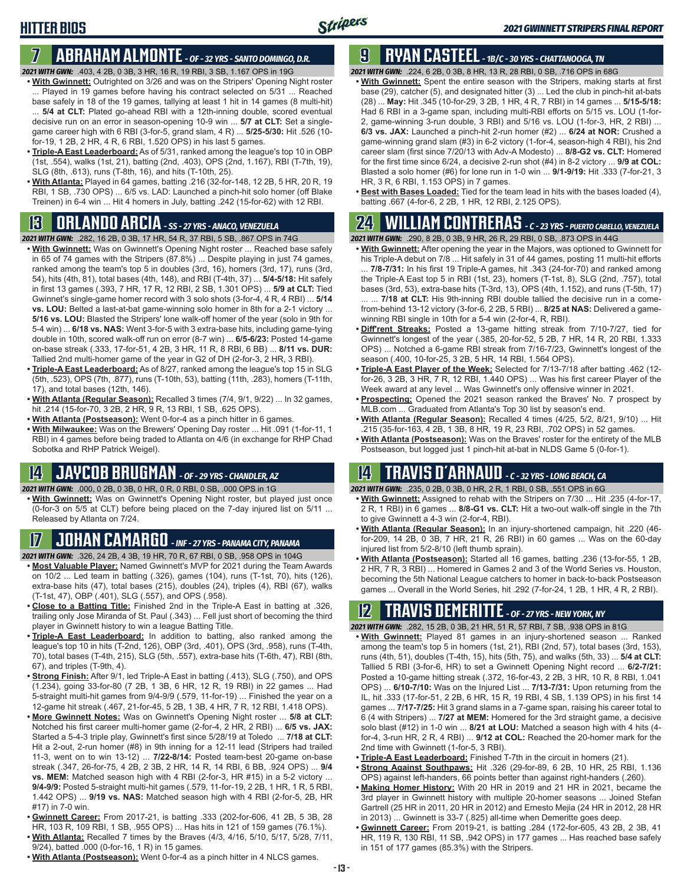## HITTER BIOS

## 7 ABRAHAM ALMONTE - OF - 32 YRS - SANTO DOMINGO, D.R.

*2021 WITH GWN:* .403, 4 2B, 0 3B, 3 HR, 16 R, 19 RBI, 3 SB, 1.167 OPS in 19G

- **With Gwinnett:** Outrighted on 3/26 and was on the Stripers' Opening Night roster ... Played in 19 games before having his contract selected on 5/31 ... Reached base safely in 18 of the 19 games, tallying at least 1 hit in 14 games (8 multi-hit) ... **5/4 at CLT:** Plated go-ahead RBI with a 12th-inning double, scored eventual decisive run on an error in season-opening 10-9 win ... **5/7 at CLT:** Set a single-game career high with 6 RBI (3-for-5, grand slam, 4 R) ... **5/25-5/30:** Hit .526 (10-for-19, 1 2B, 2 HR, 4 R, 6 RBI, 1.520 OPS) in his last 5 games.
- **Triple-A East Leaderboard:** As of 5/31, ranked among the league's top 10 in OBP (1st, .554), walks (1st, 21), batting (2nd, .403), OPS (2nd, 1.167), RBI (T-7th, 19), SLG (8th, .613), runs (T-8th, 16), and hits (T-10th, 25).
- **With Atlanta:** Played in 64 games, batting .216 (32-for-148, 12 2B, 5 HR, 20 R, 19 RBI, 1 SB, .730 OPS) ... 6/5 vs. LAD: Launched a pinch-hit solo homer (off Blake Treinen) in 6-4 win ... Hit 4 homers in July, batting .242 (15-for-62) with 12 RBI.

## 13 ORLANDO ARCIA - SS - 27 YRS - ANACO, VENEZUELA

*2021 WITH GWN:* .282, 16 2B, 0 3B, 17 HR, 54 R, 37 RBI, 5 SB, .867 OPS in 74G

- **With Gwinnett:** Was on Gwinnett's Opening Night roster ... Reached base safely in 65 of 74 games with the Stripers (87.8%) ... Despite playing in just 74 games, ranked among the team's top 5 in doubles (3rd, 16), homers (3rd, 17), runs (3rd, 54), hits (4th, 81), total bases (4th, 148), and RBI (T-4th, 37) ... **5/4-5/18:** Hit safely in first 13 games (.393, 7 HR, 17 R, 12 RBI, 2 SB, 1.301 OPS) ... **5/9 at CLT:** Tied Gwinnett's single-game homer record with 3 solo shots (3-for-4, 4 R, 4 RBI) ... **5/14 vs. LOU:** Belted a last-at-bat game-winning solo homer in 8th for a 2-1 victory ... **5/16 vs. LOU:** Blasted the Stripers' lone walk-off homer of the year (solo in 9th for 5-4 win) ... **6/18 vs. NAS:** Went 3-for-5 with 3 extra-base hits, including game-tying double in 10th, scored walk-off run on error (8-7 win) ... **6/5-6/23:** Posted 14-game on-base streak (.333, 17-for-51, 4 2B, 3 HR, 11 R, 8 RBI, 6 BB) ... **8/11 vs. DUR:** Tallied 2nd multi-homer game of the year in G2 of DH (2-for-3, 2 HR, 3 RBI).
- **Triple-A East Leaderboard:** As of 8/27, ranked among the league's top 15 in SLG (5th, .523), OPS (7th, .877), runs (T-10th, 53), batting (11th, .283), homers (T-11th, 17), and total bases (12th, 146).
- **With Atlanta (Regular Season):** Recalled 3 times (7/4, 9/1, 9/22) ... In 32 games, hit .214 (15-for-70, 3 2B, 2 HR, 9 R, 13 RBI, 1 SB, .625 OPS).
- **With Atlanta (Postseason):** Went 0-for-4 as a pinch hitter in 6 games.
- **With Milwaukee:** Was on the Brewers' Opening Day roster ... Hit .091 (1-for-11, 1 RBI) in 4 games before being traded to Atlanta on 4/6 (in exchange for RHP Chad Sobotka and RHP Patrick Weigel).

## 14 JAYCOB BRUGMAN - OF - 29 YRS - CHANDLER, AZ

*2021 WITH GWN:* .000, 0 2B, 0 3B, 0 HR, 0 R, 0 RBI, 0 SB, .000 OPS in 1G

- **With Gwinnett:** Was on Gwinnett's Opening Night roster, but played just once (0-for-3 on 5/5 at CLT) before being placed on the 7-day injured list on 5/11 ... Released by Atlanta on 7/24.

## 17 JOHAN CAMARGO - INF - 27 YRS - PANAMA CITY, PANAMA

*2021 WITH GWN:* .326, 24 2B, 4 3B, 19 HR, 70 R, 67 RBI, 0 SB, .958 OPS in 104G

- **Most Valuable Player:** Named Gwinnett's MVP for 2021 during the Team Awards on 10/2 ... Led team in batting (.326), games (104), runs (T-1st, 70), hits (126), extra-base hits (47), total bases (215), doubles (24), triples (4), RBI (67), walks (T-1st, 47), OBP (.401), SLG (.557), and OPS (.958).
- **Close to a Batting Title:** Finished 2nd in the Triple-A East in batting at .326, trailing only Jose Miranda of St. Paul (.343) ... Fell just short of becoming the third player in Gwinnett history to win a league Batting Title.
- **Triple-A East Leaderboard:** In addition to batting, also ranked among the league's top 10 in hits (T-2nd, 126), OBP (3rd, .401), OPS (3rd, .958), runs (T-4th, 70), total bases (T-4th, 215), SLG (5th, .557), extra-base hits (T-6th, 47), RBI (8th, 67), and triples (T-9th, 4).
- **Strong Finish:** After 9/1, led Triple-A East in batting (.413), SLG (.750), and OPS (1.234), going 33-for-80 (7 2B, 1 3B, 6 HR, 12 R, 19 RBI) in 22 games ... Had 5-straight multi-hit games from 9/4-9/9 (.579, 11-for-19) ... Finished the year on a 12-game hit streak (.467, 21-for-45, 5 2B, 1 3B, 4 HR, 7 R, 12 RBI, 1.418 OPS).
- **More Gwinnett Notes:** Was on Gwinnett's Opening Night roster ... **5/8 at CLT:** Notched his first career multi-homer game (2-for-4, 2 HR, 2 RBI) ... **6/5 vs. JAX:** Started a 5-4-3 triple play, Gwinnett's first since 5/28/19 at Toledo ... **7/18 at CLT:** Hit a 2-out, 2-run homer (#8) in 9th inning for a 12-11 lead (Stripers had trailed 11-3, went on to win 13-12) ... **7/22-8/14:** Posted team-best 20-game on-base streak (.347, 26-for-75, 4 2B, 2 3B, 2 HR, 14 R, 14 RBI, 6 BB, .924 OPS) ... **9/4 vs. MEM:** Matched season high with 4 RBI (2-for-3, HR #15) in a 5-2 victory ... **9/4-9/9:** Posted 5-straight multi-hit games (.579, 11-for-19, 2 2B, 1 HR, 1 R, 5 RBI, 1.442 OPS) ... **9/19 vs. NAS:** Matched season high with 4 RBI (2-for-5, 2B, HR #17) in 7-0 win.
- **Gwinnett Career:** From 2017-21, is batting .333 (202-for-606, 41 2B, 5 3B, 28 HR, 103 R, 109 RBI, 1 SB, .955 OPS) ... Has hits in 121 of 159 games (76.1%).
- **With Atlanta:** Recalled 7 times by the Braves (4/3, 4/16, 5/10, 5/17, 5/28, 7/11, 9/24), batted .000 (0-for-16, 1 R) in 15 games.
- **With Atlanta (Postseason):** Went 0-for-4 as a pinch hitter in 4 NLCS games.

## 9 RYAN CASTEEL - 1B/C - 30 YRS - CHATTANOOGA, TN

*2021 WITH GWN:* .224, 6 2B, 0 3B, 8 HR, 13 R, 28 RBI, 0 SB, .716 OPS in 68G

- **With Gwinnett:** Spent the entire season with the Stripers, making starts at first base (29), catcher (5), and designated hitter (3) ... Led the club in pinch-hit at-bats (28) ... **May:** Hit .345 (10-for-29, 3 2B, 1 HR, 4 R, 7 RBI) in 14 games ... **5/15-5/18:** Had 6 RBI in a 3-game span, including multi-RBI efforts on 5/15 vs. LOU (1-for-2, game-winning 3-run double, 3 RBI) and 5/16 vs. LOU (1-for-3, HR, 2 RBI) ... **6/3 vs. JAX:** Launched a pinch-hit 2-run homer (#2) ... **6/24 at NOR:** Crushed a game-winning grand slam (#3) in 6-2 victory (1-for-4, season-high 4 RBI), his 2nd career slam (first since 7/20/13 with Adv-A Modesto) ... **8/8-G2 vs. CLT:** Homered for the first time since 6/24, a decisive 2-run shot (#4) in 8-2 victory ... **9/9 at COL:** Blasted a solo homer (#6) for lone run in 1-0 win ... **9/1-9/19:** Hit .333 (7-for-21, 3 HR, 3 R, 6 RBI, 1.153 OPS) in 7 games.
- **Best with Bases Loaded:** Tied for the team lead in hits with the bases loaded (4), batting .667 (4-for-6, 2 2B, 1 HR, 12 RBI, 2.125 OPS).

## 24 WILLIAM CONTRERAS - C - 23 YRS - PUERTO CABELLO, VENEZUELA

*2021 WITH GWN:* .290, 8 2B, 0 3B, 9 HR, 26 R, 29 RBI, 0 SB, .873 OPS in 44G

- **With Gwinnett:** After opening the year in the Majors, was optioned to Gwinnett for his Triple-A debut on 7/8 ... Hit safely in 31 of 44 games, posting 11 multi-hit efforts ... **7/8-7/31:** In his first 19 Triple-A games, hit .343 (24-for-70) and ranked among the Triple-A East top 5 in RBI (1st, 23), homers (T-1st, 8), SLG (2nd, .757), total bases (3rd, 53), extra-base hits (T-3rd, 13), OPS (4th, 1.152), and runs (T-5th, 17) ... ... **7/18 at CLT:** His 9th-inning RBI double tallied the decisive run in a come-from-behind 13-12 victory (3-for-6, 2 2B, 5 RBI) ... **8/25 at NAS:** Delivered a game-winning RBI single in 10th for a 5-4 win (2-for-4, R, RBI).
- **Diff'rent Streaks:** Posted a 13-game hitting streak from 7/10-7/27, tied for Gwinnett's longest of the year (.385, 20-for-52, 5 2B, 7 HR, 14 R, 20 RBI, 1.333 OPS) ... Notched a 6-game RBI streak from 7/16-7/23, Gwinnett's longest of the season (.400, 10-for-25, 3 2B, 5 HR, 14 RBI, 1.564 OPS).
- **Triple-A East Player of the Week:** Selected for 7/13-7/18 after batting .462 (12-for-26, 3 2B, 3 HR, 7 R, 12 RBI, 1.440 OPS) ... Was his first career Player of the Week award at any level ... Was Gwinnett's only offensive winner in 2021.
- **Prospecting:** Opened the 2021 season ranked the Braves' No. 7 prospect by MLB.com ... Graduated from Atlanta's Top 30 list by season's end.
- **With Atlanta (Regular Season):** Recalled 4 times (4/25, 5/2, 8/21, 9/10) ... Hit .215 (35-for-163, 4 2B, 1 3B, 8 HR, 19 R, 23 RBI, .702 OPS) in 52 games.
- **With Atlanta (Postseason):** Was on the Braves' roster for the entirety of the MLB Postseason, but logged just 1 pinch-hit at-bat in NLDS Game 5 (0-for-1).

## 14 TRAVIS D'ARNAUD - C - 32 YRS - LONG BEACH, CA

*2021 WITH GWN:* .235, 0 2B, 0 3B, 0 HR, 2 R, 1 RBI, 0 SB, .551 OPS in 6G

- **With Gwinnett:** Assigned to rehab with the Stripers on 7/30 ... Hit .235 (4-for-17, 2 R, 1 RBI) in 6 games ... **8/8-G1 vs. CLT:** Hit a two-out walk-off single in the 7th to give Gwinnett a 4-3 win (2-for-4, RBI).
- **With Atlanta (Regular Season):** In an injury-shortened campaign, hit .220 (46-for-209, 14 2B, 0 3B, 7 HR, 21 R, 26 RBI) in 60 games ... Was on the 60-day injured list from 5/2-8/10 (left thumb sprain).
- **With Atlanta (Postseason):** Started all 16 games, batting .236 (13-for-55, 1 2B, 2 HR, 7 R, 3 RBI) ... Homered in Games 2 and 3 of the World Series vs. Houston, becoming the 5th National League catchers to homer in back-to-back Postseason games ... Overall in the World Series, hit .292 (7-for-24, 1 2B, 1 HR, 4 R, 2 RBI).

## 12 TRAVIS DEMERITTE - OF - 27 YRS - NEW YORK, NY

*2021 WITH GWN:* .282, 15 2B, 0 3B, 21 HR, 51 R, 57 RBI, 7 SB, .938 OPS in 81G

- **With Gwinnett:** Played 81 games in an injury-shortened season ... Ranked among the team's top 5 in homers (1st, 21), RBI (2nd, 57), total bases (3rd, 153), runs (4th, 51), doubles (T-4th, 15), hits (5th, 75), and walks (5th, 33) ... **5/4 at CLT:** Tallied 5 RBI (3-for-6, HR) to set a Gwinnett Opening Night record ... **6/2-7/21:** Posted a 10-game hitting streak (.372, 16-for-43, 2 2B, 3 HR, 10 R, 8 RBI, 1.041 OPS) ... **6/10-7/10:** Was on the Injured List ... **7/13-7/31:** Upon returning from the IL, hit .333 (17-for-51, 2 2B, 6 HR, 15 R, 19 RBI, 4 SB, 1.139 OPS) in his first 14 games ... **7/17-7/25:** Hit 3 grand slams in a 7-game span, raising his total career to 6 (4 with Stripers) ... **7/27 at MEM:** Homered for the 3rd straight game, a decisive solo blast (#12) in 1-0 win ... **8/21 at LOU:** Matched a season high with 4 hits (4-for-4, 3-run HR, 2 R, 4 RBI) ... **9/12 at COL:** Reached the 20-homer mark for the 2nd time with Gwinnett (1-for-5, 3 RBI).
- **Triple-A East Leaderboard:** Finished T-7th in the circuit in homers (21).
- **Strong Against Southpaws:** Hit .326 (29-for-89, 6 2B, 10 HR, 25 RBI, 1.136 OPS) against left-handers, 66 points better than against right-handers (.260).
- **Making Homer History:** With 20 HR in 2019 and 21 HR in 2021, became the 3rd player in Gwinnett history with multiple 20-homer seasons ... Joined Stefan Gartrell (25 HR in 2011, 20 HR in 2012) and Ernesto Mejia (24 HR in 2012, 28 HR in 2013) ... Gwinnett is 33-7 (.825) all-time when Demeritte goes deep.
- **Gwinnett Career:** From 2019-21, is batting .284 (172-for-605, 43 2B, 2 3B, 41 HR, 119 R, 130 RBI, 11 SB, .942 OPS) in 177 games ... Has reached base safely in 151 of 177 games (85.3%) with the Stripers.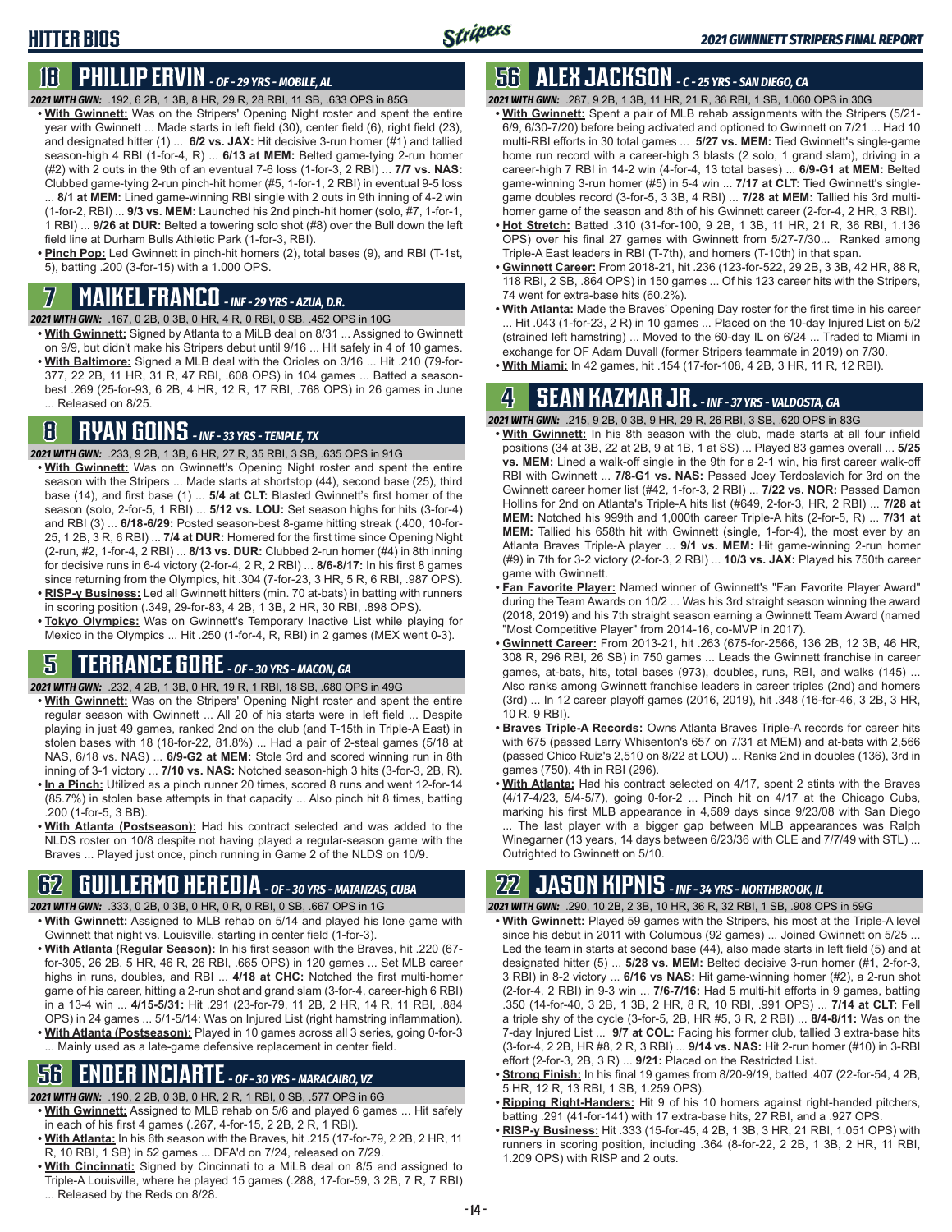# HITTER BIOS

## 18 PHILLIP ERVIN - OF - 29 YRS - MOBILE, AL

***2021 WITH GWN:*** .192, 6 2B, 1 3B, 8 HR, 29 R, 28 RBI, 11 SB, .633 OPS in 85G

- **With Gwinnett:** Was on the Stripers' Opening Night roster and spent the entire year with Gwinnett ... Made starts in left field (30), center field (6), right field (23), and designated hitter (1) ... **6/2 vs. JAX:** Hit decisive 3-run homer (#1) and tallied season-high 4 RBI (1-for-4, R) ... **6/13 at MEM:** Belted game-tying 2-run homer (#2) with 2 outs in the 9th of an eventual 7-6 loss (1-for-3, 2 RBI) ... **7/7 vs. NAS:** Clubbed game-tying 2-run pinch-hit homer (#5, 1-for-1, 2 RBI) in eventual 9-5 loss ... **8/1 at MEM:** Lined game-winning RBI single with 2 outs in 9th inning of 4-2 win (1-for-2, RBI) ... **9/3 vs. MEM:** Launched his 2nd pinch-hit homer (solo, #7, 1-for-1, 1 RBI) ... **9/26 at DUR:** Belted a towering solo shot (#8) over the Bull down the left field line at Durham Bulls Athletic Park (1-for-3, RBI).
- **Pinch Pop:** Led Gwinnett in pinch-hit homers (2), total bases (9), and RBI (T-1st, 5), batting .200 (3-for-15) with a 1.000 OPS.

## 7 MAIKEL FRANCO - INF - 29 YRS - AZUA, D.R.

***2021 WITH GWN:*** .167, 0 2B, 0 3B, 0 HR, 4 R, 0 RBI, 0 SB, .452 OPS in 10G

- **With Gwinnett:** Signed by Atlanta to a MiLB deal on 8/31 ... Assigned to Gwinnett on 9/1, but didn't make his Stripers debut until 9/16 ... Hit safely in 4 of 10 games.
- **With Baltimore:** Signed a MLB deal with the Orioles on 3/16 ... Hit .210 (79-for-377, 22 2B, 11 HR, 31 R, 47 RBI, .608 OPS) in 104 games ... Batted a season-best .269 (25-for-93, 6 2B, 4 HR, 12 R, 17 RBI, .768 OPS) in 26 games in June ... Released on 8/25.

## 8 RYAN GOINS - INF - 33 YRS - TEMPLE, TX

***2021 WITH GWN:*** .233, 9 2B, 1 3B, 6 HR, 27 R, 35 RBI, 3 SB, .635 OPS in 91G

- **With Gwinnett:** Was on Gwinnett's Opening Night roster and spent the entire season with the Stripers ... Made starts at shortstop (44), second base (25), third base (14), and first base (1) ... **5/4 at CLT:** Blasted Gwinnett's first homer of the season (solo, 2-for-5, 1 RBI) ... **5/12 vs. LOU:** Set season highs for hits (3-for-4) and RBI (3) ... **6/18-6/29:** Posted season-best 8-game hitting streak (.400, 10-for-25, 1 2B, 3 R, 6 RBI) ... **7/4 at DUR:** Homered for the first time since Opening Night (2-run, #2, 1-for-4, 2 RBI) ... **8/13 vs. DUR:** Clubbed 2-run homer (#4) in 8th inning for decisive runs in 6-4 victory (2-for-4, 2 R, 2 RBI) ... **8/6-8/17:** In his first 8 games since returning from the Olympics, hit .304 (7-for-23, 3 R, 5 R, 6 RBI, .987 OPS).
- **RISP-y Business:** Led all Gwinnett hitters (min. 70 at-bats) in batting with runners in scoring position (.349, 29-for-83, 4 2B, 1 3B, 2 HR, 30 RBI, .898 OPS).
- **Tokyo Olympics:** Was on Gwinnett's Temporary Inactive List while playing for Mexico in the Olympics ... Hit .250 (1-for-4, R, RBI) in 2 games (MEX went 0-3).

## 5 TERRANCE GORE - OF - 30 YRS - MACON, GA

***2021 WITH GWN:*** .232, 4 2B, 1 3B, 0 HR, 19 R, 1 RBI, 18 SB, .680 OPS in 49G

- **With Gwinnett:** Was on the Stripers' Opening Night roster and spent the entire regular season with Gwinnett ... All 20 of his starts were in left field ... Despite playing in just 49 games, ranked 2nd on the club (and T-15th in Triple-A East) in stolen bases with 18 (18-for-22, 81.8%) ... Had a pair of 2-steal games (5/18 at NAS, 6/18 vs. NAS) ... **6/9-G2 at MEM:** Stole 3rd and scored winning run in 8th inning of 3-1 victory ... **7/10 vs. NAS:** Notched season-high 3 hits (3-for-3, 2B, R).
- **In a Pinch:** Utilized as a pinch runner 20 times, scored 8 runs and went 12-for-14 (85.7%) in stolen base attempts in that capacity ... Also pinch hit 8 times, batting .200 (1-for-5, 3 BB).
- **With Atlanta (Postseason):** Had his contract selected and was added to the NLDS roster on 10/8 despite not having played a regular-season game with the Braves ... Played just once, pinch running in Game 2 of the NLDS on 10/9.

## 62 GUILLERMO HEREDIA - OF - 30 YRS - MATANZAS, CUBA

***2021 WITH GWN:*** .333, 0 2B, 0 3B, 0 HR, 0 R, 0 RBI, 0 SB, .667 OPS in 1G

- **With Gwinnett:** Assigned to MLB rehab on 5/14 and played his lone game with Gwinnett that night vs. Louisville, starting in center field (1-for-3).
- **With Atlanta (Regular Season):** In his first season with the Braves, hit .220 (67-for-305, 26 2B, 5 HR, 46 R, 26 RBI, .665 OPS) in 120 games ... Set MLB career highs in runs, doubles, and RBI ... **4/18 at CHC:** Notched the first multi-homer game of his career, hitting a 2-run shot and grand slam (3-for-4, career-high 6 RBI) in a 13-4 win ... **4/15-5/31:** Hit .291 (23-for-79, 11 2B, 2 HR, 14 R, 11 RBI, .884 OPS) in 24 games ... 5/1-5/14: Was on Injured List (right hamstring inflammation).
- **With Atlanta (Postseason):** Played in 10 games across all 3 series, going 0-for-3 ... Mainly used as a late-game defensive replacement in center field.

## 56 ENDER INCIARTE - OF - 30 YRS - MARACAIBO, VZ

***2021 WITH GWN:*** .190, 2 2B, 0 3B, 0 HR, 2 R, 1 RBI, 0 SB, .577 OPS in 6G

- **With Gwinnett:** Assigned to MLB rehab on 5/6 and played 6 games ... Hit safely in each of his first 4 games (.267, 4-for-15, 2 2B, 2 R, 1 RBI).
- **With Atlanta:** In his 6th season with the Braves, hit .215 (17-for-79, 2 2B, 2 HR, 11 R, 10 RBI, 1 SB) in 52 games ... DFA'd on 7/24, released on 7/29.
- **With Cincinnati:** Signed by Cincinnati to a MiLB deal on 8/5 and assigned to Triple-A Louisville, where he played 15 games (.288, 17-for-59, 3 2B, 7 R, 7 RBI) ... Released by the Reds on 8/28.

## 56 ALEX JACKSON - C - 25 YRS - SAN DIEGO, CA

***2021 WITH GWN:*** .287, 9 2B, 1 3B, 11 HR, 21 R, 36 RBI, 1 SB, 1.060 OPS in 30G

- **With Gwinnett:** Spent a pair of MLB rehab assignments with the Stripers (5/21-6/9, 6/30-7/20) before being activated and optioned to Gwinnett on 7/21 ... Had 10 multi-RBI efforts in 30 total games ... **5/27 vs. MEM:** Tied Gwinnett's single-game home run record with a career-high 3 blasts (2 solo, 1 grand slam), driving in a career-high 7 RBI in 14-2 win (4-for-4, 13 total bases) ... **6/9-G1 at MEM:** Belted game-winning 3-run homer (#5) in 5-4 win ... **7/17 at CLT:** Tied Gwinnett's single-game doubles record (3-for-5, 3 3B, 4 RBI) ... **7/28 at MEM:** Tallied his 3rd multi-homer game of the season and 8th of his Gwinnett career (2-for-4, 2 HR, 3 RBI).
- **Hot Stretch:** Batted .310 (31-for-100, 9 2B, 1 3B, 11 HR, 21 R, 36 RBI, 1.136 OPS) over his final 27 games with Gwinnett from 5/27-7/30... Ranked among Triple-A East leaders in RBI (T-7th), and homers (T-10th) in that span.
- **Gwinnett Career:** From 2018-21, hit .236 (123-for-522, 29 2B, 3 3B, 42 HR, 88 R, 118 RBI, 2 SB, .864 OPS) in 150 games ... Of his 123 career hits with the Stripers, 74 went for extra-base hits (60.2%).
- **With Atlanta:** Made the Braves' Opening Day roster for the first time in his career ... Hit .043 (1-for-23, 2 R) in 10 games ... Placed on the 10-day Injured List on 5/2 (strained left hamstring) ... Moved to the 60-day IL on 6/24 ... Traded to Miami in exchange for OF Adam Duvall (former Stripers teammate in 2019) on 7/30.
- **With Miami:** In 42 games, hit .154 (17-for-108, 4 2B, 3 HR, 11 R, 12 RBI).

## 4 SEAN KAZMAR JR. - INF - 37 YRS - VALDOSTA, GA

***2021 WITH GWN:*** .215, 9 2B, 0 3B, 9 HR, 29 R, 26 RBI, 3 SB, .620 OPS in 83G

- **With Gwinnett:** In his 8th season with the club, made starts at all four infield positions (34 at 3B, 22 at 2B, 9 at 1B, 1 at SS) ... Played 83 games overall ... **5/25 vs. MEM:** Lined a walk-off single in the 9th for a 2-1 win, his first career walk-off RBI with Gwinnett ... **7/8-G1 vs. NAS:** Passed Joey Terdoslavich for 3rd on the Gwinnett career homer list (#42, 1-for-3, 2 RBI) ... **7/22 vs. NOR:** Passed Damon Hollins for 2nd on Atlanta's Triple-A hits list (#649, 2-for-3, HR, 2 RBI) ... **7/28 at MEM:** Notched his 999th and 1,000th career Triple-A hits (2-for-5, R) ... **7/31 at MEM:** Tallied his 658th hit with Gwinnett (single, 1-for-4), the most ever by an Atlanta Braves Triple-A player ... **9/1 vs. MEM:** Hit game-winning 2-run homer (#9) in 7th for 3-2 victory (2-for-3, 2 RBI) ... **10/3 vs. JAX:** Played his 750th career game with Gwinnett.
- **Fan Favorite Player:** Named winner of Gwinnett's "Fan Favorite Player Award" during the Team Awards on 10/2 ... Was his 3rd straight season winning the award (2018, 2019) and his 7th straight season earning a Gwinnett Team Award (named "Most Competitive Player" from 2014-16, co-MVP in 2017).
- **Gwinnett Career:** From 2013-21, hit .263 (675-for-2566, 136 2B, 12 3B, 46 HR, 308 R, 296 RBI, 26 SB) in 750 games ... Leads the Gwinnett franchise in career games, at-bats, hits, total bases (973), doubles, runs, RBI, and walks (145) ... Also ranks among Gwinnett franchise leaders in career triples (2nd) and homers (3rd) ... In 12 career playoff games (2016, 2019), hit .348 (16-for-46, 3 2B, 3 HR, 10 R, 9 RBI).
- **Braves Triple-A Records:** Owns Atlanta Braves Triple-A records for career hits with 675 (passed Larry Whisenton's 657 on 7/31 at MEM) and at-bats with 2,566 (passed Chico Ruiz's 2,510 on 8/22 at LOU) ... Ranks 2nd in doubles (136), 3rd in games (750), 4th in RBI (296).
- **With Atlanta:** Had his contract selected on 4/17, spent 2 stints with the Braves (4/17-4/23, 5/4-5/7), going 0-for-2 ... Pinch hit on 4/17 at the Chicago Cubs, marking his first MLB appearance in 4,589 days since 9/23/08 with San Diego ... The last player with a bigger gap between MLB appearances was Ralph Winegarner (13 years, 14 days between 6/23/36 with CLE and 7/7/49 with STL) ... Outrighted to Gwinnett on 5/10.

## 22 JASON KIPNIS - INF - 34 YRS - NORTHBROOK, IL

***2021 WITH GWN:*** .290, 10 2B, 2 3B, 10 HR, 36 R, 32 RBI, 1 SB, .908 OPS in 59G

- **With Gwinnett:** Played 59 games with the Stripers, his most at the Triple-A level since his debut in 2011 with Columbus (92 games) ... Joined Gwinnett on 5/25 ... Led the team in starts at second base (44), also made starts in left field (5) and at designated hitter (5) ... **5/28 vs. MEM:** Belted decisive 3-run homer (#1, 2-for-3, 3 RBI) in 8-2 victory ... **6/16 vs NAS:** Hit game-winning homer (#2), a 2-run shot (2-for-4, 2 RBI) in 9-3 win ... **7/6-7/16:** Had 5 multi-hit efforts in 9 games, batting .350 (14-for-40, 3 2B, 1 3B, 2 HR, 8 R, 10 RBI, .991 OPS) ... **7/14 at CLT:** Fell a triple shy of the cycle (3-for-5, 2B, HR #5, 3 R, 2 RBI) ... **8/4-8/11:** Was on the 7-day Injured List ... **9/7 at COL:** Facing his former club, tallied 3 extra-base hits (3-for-4, 2 2B, HR #8, 2 R, 3 RBI) ... **9/14 vs. NAS:** Hit 2-run homer (#10) in 3-RBI effort (2-for-3, 2B, 3 R) ... **9/21:** Placed on the Restricted List.
- **Strong Finish:** In his final 19 games from 8/20-9/19, batted .407 (22-for-54, 4 2B, 5 HR, 12 R, 13 RBI, 1 SB, 1.259 OPS).
- **Ripping Right-Handers:** Hit 9 of his 10 homers against right-handed pitchers, batting .291 (41-for-141) with 17 extra-base hits, 27 RBI, and a .927 OPS.
- **RISP-y Business:** Hit .333 (15-for-45, 4 2B, 1 3B, 3 HR, 21 RBI, 1.051 OPS) with runners in scoring position, including .364 (8-for-22, 2 2B, 1 3B, 2 HR, 11 RBI, 1.209 OPS) with RISP and 2 outs.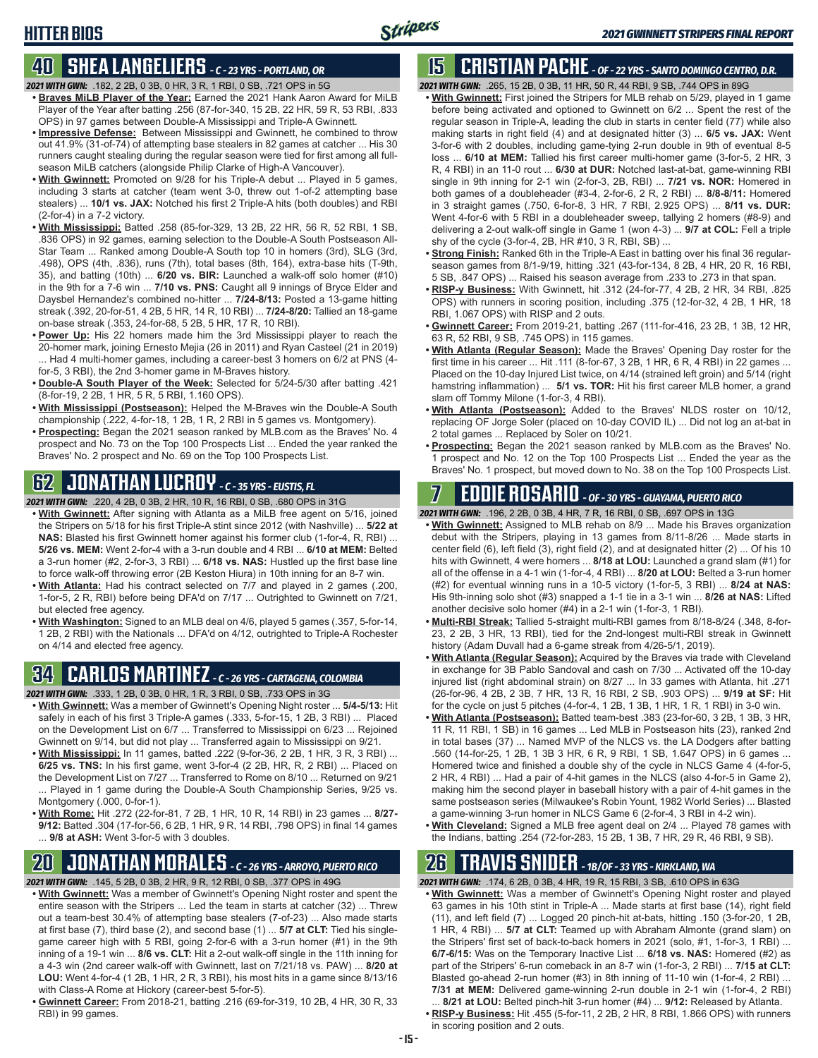## HITTER BIOS

## 40 SHEA LANGELIERS - C - 23 YRS - PORTLAND, OR

**2021 WITH GWN:** .182, 2 2B, 0 3B, 0 HR, 3 R, 1 RBI, 0 SB, .721 OPS in 5G

- **Braves MiLB Player of the Year:** Earned the 2021 Hank Aaron Award for MiLB Player of the Year after batting .256 (87-for-340, 15 2B, 22 HR, 59 R, 53 RBI, .833 OPS) in 97 games between Double-A Mississippi and Triple-A Gwinnett.
- **Impressive Defense:** Between Mississippi and Gwinnett, he combined to throw out 41.9% (31-of-74) of attempting base stealers in 82 games at catcher ... His 30 runners caught stealing during the regular season were tied for first among all full-season MiLB catchers (alongside Philip Clarke of High-A Vancouver).
- **With Gwinnett:** Promoted on 9/28 for his Triple-A debut ... Played in 5 games, including 3 starts at catcher (team went 3-0, threw out 1-of-2 attempting base stealers) ... **10/1 vs. JAX:** Notched his first 2 Triple-A hits (both doubles) and RBI (2-for-4) in a 7-2 victory.
- **With Mississippi:** Batted .258 (85-for-329, 13 2B, 22 HR, 56 R, 52 RBI, 1 SB, .836 OPS) in 92 games, earning selection to the Double-A South Postseason All-Star Team ... Ranked among Double-A South top 10 in homers (3rd), SLG (3rd, .498), OPS (4th, .836), runs (7th), total bases (8th, 164), extra-base hits (T-9th, 35), and batting (10th) ... **6/20 vs. BIR:** Launched a walk-off solo homer (#10) in the 9th for a 7-6 win ... **7/10 vs. PNS:** Caught all 9 innings of Bryce Elder and Daysbel Hernandez's combined no-hitter ... **7/24-8/13:** Posted a 13-game hitting streak (.392, 20-for-51, 4 2B, 5 HR, 14 R, 10 RBI) ... **7/24-8/20:** Tallied an 18-game on-base streak (.353, 24-for-68, 5 2B, 5 HR, 17 R, 10 RBI).
- **Power Up:** His 22 homers made him the 3rd Mississippi player to reach the 20-homer mark, joining Ernesto Mejia (26 in 2011) and Ryan Casteel (21 in 2019) ... Had 4 multi-homer games, including a career-best 3 homers on 6/2 at PNS (4-for-5, 3 RBI), the 2nd 3-homer game in M-Braves history.
- **Double-A South Player of the Week:** Selected for 5/24-5/30 after batting .421 (8-for-19, 2 2B, 1 HR, 5 R, 5 RBI, 1.160 OPS).
- **With Mississippi (Postseason):** Helped the M-Braves win the Double-A South championship (.222, 4-for-18, 1 2B, 1 R, 2 RBI in 5 games vs. Montgomery).
- **Prospecting:** Began the 2021 season ranked by MLB.com as the Braves' No. 4 prospect and No. 73 on the Top 100 Prospects List ... Ended the year ranked the Braves' No. 2 prospect and No. 69 on the Top 100 Prospects List.

## 62 JONATHAN LUCROY - C - 35 YRS - EUSTIS, FL

**2021 WITH GWN:** .220, 4 2B, 0 3B, 2 HR, 10 R, 16 RBI, 0 SB, .680 OPS in 31G

- **With Gwinnett:** After signing with Atlanta as a MiLB free agent on 5/16, joined the Stripers on 5/18 for his first Triple-A stint since 2012 (with Nashville) ... **5/22 at NAS:** Blasted his first Gwinnett homer against his former club (1-for-4, R, RBI) ... **5/26 vs. MEM:** Went 2-for-4 with a 3-run double and 4 RBI ... **6/10 at MEM:** Belted a 3-run homer (#2, 2-for-3, 3 RBI) ... **6/18 vs. NAS:** Hustled up the first base line to force walk-off throwing error (2B Keston Hiura) in 10th inning for an 8-7 win.
- **With Atlanta:** Had his contract selected on 7/7 and played in 2 games (.200, 1-for-5, 2 R, RBI) before being DFA'd on 7/17 ... Outrighted to Gwinnett on 7/21, but elected free agency.
- **With Washington:** Signed to an MLB deal on 4/6, played 5 games (.357, 5-for-14, 1 2B, 2 RBI) with the Nationals ... DFA'd on 4/12, outrighted to Triple-A Rochester on 4/14 and elected free agency.

## 34 CARLOS MARTINEZ - C - 26 YRS - CARTAGENA, COLOMBIA

**2021 WITH GWN:** .333, 1 2B, 0 3B, 0 HR, 1 R, 3 RBI, 0 SB, .733 OPS in 3G

- **With Gwinnett:** Was a member of Gwinnett's Opening Night roster ... **5/4-5/13:** Hit safely in each of his first 3 Triple-A games (.333, 5-for-15, 1 2B, 3 RBI) ... Placed on the Development List on 6/7 ... Transferred to Mississippi on 6/23 ... Rejoined Gwinnett on 9/14, but did not play ... Transferred again to Mississippi on 9/21.
- **With Mississippi:** In 11 games, batted .222 (9-for-36, 2 2B, 1 HR, 3 R, 3 RBI) ... **6/25 vs. TNS:** In his first game, went 3-for-4 (2 2B, HR, R, 2 RBI) ... Placed on the Development List on 7/27 ... Transferred to Rome on 8/10 ... Returned on 9/21 ... Played in 1 game during the Double-A South Championship Series, 9/25 vs. Montgomery (.000, 0-for-1).
- **With Rome:** Hit .272 (22-for-81, 7 2B, 1 HR, 10 R, 14 RBI) in 23 games ... **8/27-9/12:** Batted .304 (17-for-56, 6 2B, 1 HR, 9 R, 14 RBI, .798 OPS) in final 14 games ... **9/8 at ASH:** Went 3-for-5 with 3 doubles.

## 20 JONATHAN MORALES - C - 26 YRS - ARROYO, PUERTO RICO

**2021 WITH GWN:** .145, 5 2B, 0 3B, 2 HR, 9 R, 12 RBI, 0 SB, .377 OPS in 49G

- **With Gwinnett:** Was a member of Gwinnett's Opening Night roster and spent the entire season with the Stripers ... Led the team in starts at catcher (32) ... Threw out a team-best 30.4% of attempting base stealers (7-of-23) ... Also made starts at first base (7), third base (2), and second base (1) ... **5/7 at CLT:** Tied his single-game career high with 5 RBI, going 2-for-6 with a 3-run homer (#1) in the 9th inning of a 19-1 win ... **8/6 vs. CLT:** Hit a 2-out walk-off single in the 11th inning for a 4-3 win (2nd career walk-off with Gwinnett, last on 7/21/18 vs. PAW) ... **8/20 at LOU:** Went 4-for-4 (1 2B, 1 HR, 2 R, 3 RBI), his most hits in a game since 8/13/16 with Class-A Rome at Hickory (career-best 5-for-5).
- **Gwinnett Career:** From 2018-21, batting .216 (69-for-319, 10 2B, 4 HR, 30 R, 33 RBI) in 99 games.

## 15 CRISTIAN PACHE - OF - 22 YRS - SANTO DOMINGO CENTRO, D.R.

**2021 WITH GWN:** .265, 15 2B, 0 3B, 11 HR, 50 R, 44 RBI, 9 SB, .744 OPS in 89G

- **With Gwinnett:** First joined the Stripers for MLB rehab on 5/29, played in 1 game before being activated and optioned to Gwinnett on 6/2 ... Spent the rest of the regular season in Triple-A, leading the club in starts in center field (77) while also making starts in right field (4) and at designated hitter (3) ... **6/5 vs. JAX:** Went 3-for-6 with 2 doubles, including game-tying 2-run double in 9th of eventual 8-5 loss ... **6/10 at MEM:** Tallied his first career multi-homer game (3-for-5, 2 HR, 3 R, 4 RBI) in an 11-0 rout ... **6/30 at DUR:** Notched last-at-bat, game-winning RBI single in 9th inning for 2-1 win (2-for-3, 2B, RBI) ... **7/21 vs. NOR:** Homered in both games of a doubleheader (#3-4, 2-for-6, 2 R, 2 RBI) ... **8/8-8/11:** Homered in 3 straight games (.750, 6-for-8, 3 HR, 7 RBI, 2.925 OPS) ... **8/11 vs. DUR:** Went 4-for-6 with 5 RBI in a doubleheader sweep, tallying 2 homers (#8-9) and delivering a 2-out walk-off single in Game 1 (won 4-3) ... **9/7 at COL:** Fell a triple shy of the cycle (3-for-4, 2B, HR #10, 3 R, RBI, SB) ...
- **Strong Finish:** Ranked 6th in the Triple-A East in batting over his final 36 regular-season games from 8/1-9/19, hitting .321 (43-for-134, 8 2B, 4 HR, 20 R, 16 RBI, 5 SB, .847 OPS) ... Raised his season average from .233 to .273 in that span.
- **RISP-y Business:** With Gwinnett, hit .312 (24-for-77, 4 2B, 2 HR, 34 RBI, .825 OPS) with runners in scoring position, including .375 (12-for-32, 4 2B, 1 HR, 18 RBI, 1.067 OPS) with RISP and 2 outs.
- **Gwinnett Career:** From 2019-21, batting .267 (111-for-416, 23 2B, 1 3B, 12 HR, 63 R, 52 RBI, 9 SB, .745 OPS) in 115 games.
- **With Atlanta (Regular Season):** Made the Braves' Opening Day roster for the first time in his career ... Hit .111 (8-for-67, 3 2B, 1 HR, 6 R, 4 RBI) in 22 games ... Placed on the 10-day Injured List twice, on 4/14 (strained left groin) and 5/14 (right hamstring inflammation) ... **5/1 vs. TOR:** Hit his first career MLB homer, a grand slam off Tommy Milone (1-for-3, 4 RBI).
- **With Atlanta (Postseason):** Added to the Braves' NLDS roster on 10/12, replacing OF Jorge Soler (placed on 10-day COVID IL) ... Did not log an at-bat in 2 total games ... Replaced by Soler on 10/21.
- **Prospecting:** Began the 2021 season ranked by MLB.com as the Braves' No. 1 prospect and No. 12 on the Top 100 Prospects List ... Ended the year as the Braves' No. 1 prospect, but moved down to No. 38 on the Top 100 Prospects List.

## 7 EDDIE ROSARIO - OF - 30 YRS - GUAYAMA, PUERTO RICO

**2021 WITH GWN:** .196, 2 2B, 0 3B, 4 HR, 7 R, 16 RBI, 0 SB, .697 OPS in 13G

- **With Gwinnett:** Assigned to MLB rehab on 8/9 ... Made his Braves organization debut with the Stripers, playing in 13 games from 8/11-8/26 ... Made starts in center field (6), left field (3), right field (2), and at designated hitter (2) ... Of his 10 hits with Gwinnett, 4 were homers ... **8/18 at LOU:** Launched a grand slam (#1) for all of the offense in a 4-1 win (1-for-4, 4 RBI) ... **8/20 at LOU:** Belted a 3-run homer (#2) for eventual winning runs in a 10-5 victory (1-for-5, 3 RBI) ... **8/24 at NAS:** His 9th-inning solo shot (#3) snapped a 1-1 tie in a 3-1 win ... **8/26 at NAS:** Lifted another decisive solo homer (#4) in a 2-1 win (1-for-3, 1 RBI).
- **Multi-RBI Streak:** Tallied 5-straight multi-RBI games from 8/18-8/24 (.348, 8-for-23, 2 2B, 3 HR, 13 RBI), tied for the 2nd-longest multi-RBI streak in Gwinnett history (Adam Duvall had a 6-game streak from 4/26-5/1, 2019).
- **With Atlanta (Regular Season):** Acquired by the Braves via trade with Cleveland in exchange for 3B Pablo Sandoval and cash on 7/30 ... Activated off the 10-day injured list (right abdominal strain) on 8/27 ... In 33 games with Atlanta, hit .271 (26-for-96, 4 2B, 2 3B, 7 HR, 13 R, 16 RBI, 2 SB, .903 OPS) ... **9/19 at SF:** Hit for the cycle on just 5 pitches (4-for-4, 1 2B, 1 3B, 1 HR, 1 R, 1 RBI) in 3-0 win.
- **With Atlanta (Postseason):** Batted team-best .383 (23-for-60, 3 2B, 1 3B, 3 HR, 11 R, 11 RBI, 1 SB) in 16 games ... Led MLB in Postseason hits (23), ranked 2nd in total bases (37) ... Named MVP of the NLCS vs. the LA Dodgers after batting .560 (14-for-25, 1 2B, 1 3B 3 HR, 6 R, 9 RBI, 1 SB, 1.647 OPS) in 6 games ... Homered twice and finished a double shy of the cycle in NLCS Game 4 (4-for-5, 2 HR, 4 RBI) ... Had a pair of 4-hit games in the NLCS (also 4-for-5 in Game 2), making him the second player in baseball history with a pair of 4-hit games in the same postseason series (Milwaukee's Robin Yount, 1982 World Series) ... Blasted a game-winning 3-run homer in NLCS Game 6 (2-for-4, 3 RBI in 4-2 win).
- **With Cleveland:** Signed a MLB free agent deal on 2/4 ... Played 78 games with the Indians, batting .254 (72-for-283, 15 2B, 1 3B, 7 HR, 29 R, 46 RBI, 9 SB).

## 26 TRAVIS SNIDER - 1B/OF - 33 YRS - KIRKLAND, WA

**2021 WITH GWN:** .174, 6 2B, 0 3B, 4 HR, 19 R, 15 RBI, 3 SB, .610 OPS in 63G

- **With Gwinnett:** Was a member of Gwinnett's Opening Night roster and played 63 games in his 10th stint in Triple-A ... Made starts at first base (14), right field (11), and left field (7) ... Logged 20 pinch-hit at-bats, hitting .150 (3-for-20, 1 2B, 1 HR, 4 RBI) ... **5/7 at CLT:** Teamed up with Abraham Almonte (grand slam) on the Stripers' first set of back-to-back homers in 2021 (solo, #1, 1-for-3, 1 RBI) ... **6/7-6/15:** Was on the Temporary Inactive List ... **6/18 vs. NAS:** Homered (#2) as part of the Stripers' 6-run comeback in an 8-7 win (1-for-3, 2 RBI) ... **7/15 at CLT:** Blasted go-ahead 2-run homer (#3) in 8th inning of 11-10 win (1-for-4, 2 RBI) ... **7/31 at MEM:** Delivered game-winning 2-run double in 2-1 win (1-for-4, 2 RBI) ... **8/21 at LOU:** Belted pinch-hit 3-run homer (#4) ... **9/12:** Released by Atlanta.
- **RISP-y Business:** Hit .455 (5-for-11, 2 2B, 2 HR, 8 RBI, 1.866 OPS) with runners in scoring position and 2 outs.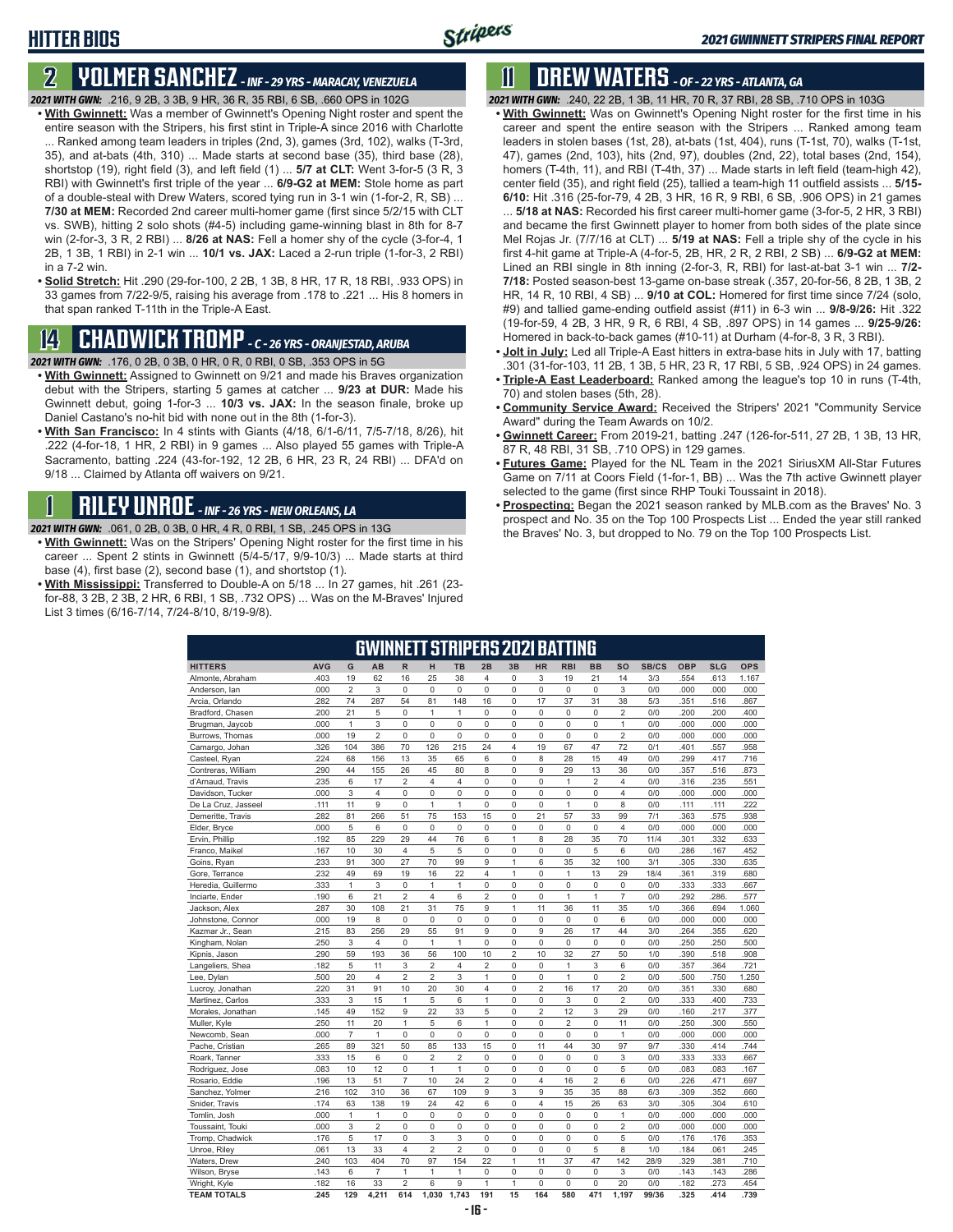## 2 YOLMER SANCHEZ - INF - 29 YRS - MARACAY, VENEZUELA

**2021 WITH GWN:** .216, 9 2B, 3 3B, 9 HR, 36 R, 35 RBI, 6 SB, .660 OPS in 102G

- **With Gwinnett:** Was a member of Gwinnett's Opening Night roster and spent the entire season with the Stripers, his first stint in Triple-A since 2016 with Charlotte ... Ranked among team leaders in triples (2nd, 3), games (3rd, 102), walks (T-3rd, 35), and at-bats (4th, 310) ... Made starts at second base (35), third base (28), shortstop (19), right field (3), and left field (1) ... **5/7 at CLT:** Went 3-for-5 (3 R, 3 RBI) with Gwinnett's first triple of the year ... **6/9-G2 at MEM:** Stole home as part of a double-steal with Drew Waters, scored tying run in 3-1 win (1-for-2, R, SB) ... **7/30 at MEM:** Recorded 2nd career multi-homer game (first since 5/2/15 with CLT vs. SWB), hitting 2 solo shots (#4-5) including game-winning blast in 8th for 8-7 win (2-for-2, 3 R, 2 RBI) ... **8/26 at NAS:** Fell a homer shy of the cycle (3-for-4, 1 2B, 1 3B, 1 RBI) in 2-1 win ... **10/1 vs. JAX:** Laced a 2-run triple (1-for-3, 2 RBI) in a 7-2 win.
- **Solid Stretch:** Hit .290 (29-for-100, 2 2B, 1 3B, 8 HR, 17 R, 18 RBI, .933 OPS) in 33 games from 7/22-9/5, raising his average from .178 to .221 ... His 8 homers in that span ranked T-11th in the Triple-A East.

## 14 CHADWICK TROMP - C - 26 YRS - ORANJESTAD, ARUBA

**2021 WITH GWN:** .176, 0 2B, 0 3B, 0 HR, 0 R, 0 RBI, 0 SB, .353 OPS in 5G

- **With Gwinnett:** Assigned to Gwinnett on 9/21 and made his Braves organization debut with the Stripers, starting 5 games at catcher ... **9/23 at DUR:** Made his Gwinnett debut, going 1-for-3 ... **10/3 vs. JAX:** In the season finale, broke up Daniel Castano's no-hit bid with none out in the 8th (1-for-3).
- **With San Francisco:** In 4 stints with Giants (4/18, 6/1-6/11, 7/5-7/18, 8/26), hit .222 (4-for-18, 1 HR, 2 RBI) in 9 games ... Also played 55 games with Triple-A Sacramento, batting .224 (43-for-192, 12 2B, 6 HR, 23 R, 24 RBI) ... DFA'd on 9/18 ... Claimed by Atlanta off waivers on 9/21.

## 1 RILEY UNROE - INF - 26 YRS - NEW ORLEANS, LA

**2021 WITH GWN:** .061, 0 2B, 0 3B, 0 HR, 4 R, 0 RBI, 1 SB, .245 OPS in 13G

- **With Gwinnett:** Was on the Stripers' Opening Night roster for the first time in his career ... Spent 2 stints in Gwinnett (5/4-5/17, 9/9-10/3) ... Made starts at third base (4), first base (2), second base (1), and shortstop (1).
- **With Mississippi:** Transferred to Double-A on 5/18 ... In 27 games, hit .261 (23-for-88, 3 2B, 2 3B, 2 HR, 6 RBI, 1 SB, .732 OPS) ... Was on the M-Braves' Injured List 3 times (6/16-7/14, 7/24-8/10, 8/19-9/8).

## 11 DREW WATERS - OF - 22 YRS - ATLANTA, GA

**2021 WITH GWN:** .240, 22 2B, 1 3B, 11 HR, 70 R, 37 RBI, 28 SB, .710 OPS in 103G

- **With Gwinnett:** Was on Gwinnett's Opening Night roster for the first time in his career and spent the entire season with the Stripers ... Ranked among team leaders in stolen bases (1st, 28), at-bats (1st, 404), runs (T-1st, 70), walks (T-1st, 47), games (2nd, 103), hits (2nd, 97), doubles (2nd, 22), total bases (2nd, 154), homers (T-4th, 11), and RBI (T-4th, 37) ... Made starts in left field (team-high 42), center field (35), and right field (25), tallied a team-high 11 outfield assists ... **5/15-6/10:** Hit .316 (25-for-79, 4 2B, 3 HR, 16 R, 9 RBI, 6 SB, .906 OPS) in 21 games ... **5/18 at NAS:** Recorded his first career multi-homer game (3-for-5, 2 HR, 3 RBI) and became the first Gwinnett player to homer from both sides of the plate since Mel Rojas Jr. (7/7/16 at CLT) ... **5/19 at NAS:** Fell a triple shy of the cycle in his first 4-hit game at Triple-A (4-for-5, 2B, HR, 2 R, 2 RBI, 2 SB) ... **6/9-G2 at MEM:** Lined an RBI single in 8th inning (2-for-3, R, RBI) for last-at-bat 3-1 win ... **7/2-7/18:** Posted season-best 13-game on-base streak (.357, 20-for-56, 8 2B, 1 3B, 2 HR, 14 R, 10 RBI, 4 SB) ... **9/10 at COL:** Homered for first time since 7/24 (solo, #9) and tallied game-ending outfield assist (#11) in 6-3 win ... **9/8-9/26:** Hit .322 (19-for-59, 4 2B, 3 HR, 9 R, 6 RBI, 4 SB, .897 OPS) in 14 games ... **9/25-9/26:** Homered in back-to-back games (#10-11) at Durham (4-for-8, 3 R, 3 RBI).
- **Jolt in July:** Led all Triple-A East hitters in extra-base hits in July with 17, batting .301 (31-for-103, 11 2B, 1 3B, 5 HR, 23 R, 17 RBI, 5 SB, .924 OPS) in 24 games.
- **Triple-A East Leaderboard:** Ranked among the league's top 10 in runs (T-4th, 70) and stolen bases (5th, 28).
- **Community Service Award:** Received the Stripers' 2021 "Community Service Award" during the Team Awards on 10/2.
- **Gwinnett Career:** From 2019-21, batting .247 (126-for-511, 27 2B, 1 3B, 13 HR, 87 R, 48 RBI, 31 SB, .710 OPS) in 129 games.
- **Futures Game:** Played for the NL Team in the 2021 SiriusXM All-Star Futures Game on 7/11 at Coors Field (1-for-1, BB) ... Was the 7th active Gwinnett player selected to the game (first since RHP Touki Toussaint in 2018).
- **Prospecting:** Began the 2021 season ranked by MLB.com as the Braves' No. 3 prospect and No. 35 on the Top 100 Prospects List ... Ended the year still ranked the Braves' No. 3, but dropped to No. 79 on the Top 100 Prospects List.

## GWINNETT STRIPERS 2021 BATTING

| HITTERS | AVG | G | AB | R | H | TB | 2B | 3B | HR | RBI | BB | SO | SB/CS | OBP | SLG | OPS |
|---|---|---|---|---|---|---|---|---|---|---|---|---|---|---|---|---|
| Almonte, Abraham | .403 | 19 | 62 | 16 | 25 | 38 | 4 | 0 | 3 | 19 | 21 | 14 | 3/3 | .554 | .613 | 1.167 |
| Anderson, Ian | .000 | 2 | 3 | 0 | 0 | 0 | 0 | 0 | 0 | 0 | 0 | 3 | 0/0 | .000 | .000 | .000 |
| Arcia, Orlando | .282 | 74 | 287 | 54 | 81 | 148 | 16 | 0 | 17 | 37 | 31 | 38 | 5/3 | .351 | .516 | .867 |
| Bradford, Chasen | .200 | 21 | 5 | 0 | 1 | 1 | 0 | 0 | 0 | 0 | 0 | 2 | 0/0 | .200 | .200 | .400 |
| Brugman, Jaycob | .000 | 1 | 3 | 0 | 0 | 0 | 0 | 0 | 0 | 0 | 0 | 1 | 0/0 | .000 | .000 | .000 |
| Burrows, Thomas | .000 | 19 | 2 | 0 | 0 | 0 | 0 | 0 | 0 | 0 | 0 | 2 | 0/0 | .000 | .000 | .000 |
| Camargo, Johan | .326 | 104 | 386 | 70 | 126 | 215 | 24 | 4 | 19 | 67 | 47 | 72 | 0/1 | .401 | .557 | .958 |
| Casteel, Ryan | .224 | 68 | 156 | 13 | 35 | 65 | 6 | 0 | 8 | 28 | 15 | 49 | 0/0 | .299 | .417 | .716 |
| Contreras, William | .290 | 44 | 155 | 26 | 45 | 80 | 8 | 0 | 9 | 29 | 13 | 36 | 0/0 | .357 | .516 | .873 |
| d'Arnaud, Travis | .235 | 6 | 17 | 2 | 4 | 4 | 0 | 0 | 0 | 1 | 2 | 4 | 0/0 | .316 | .235 | .551 |
| Davidson, Tucker | .000 | 3 | 4 | 0 | 0 | 0 | 0 | 0 | 0 | 0 | 0 | 4 | 0/0 | .000 | .000 | .000 |
| De La Cruz, Jasseel | .111 | 11 | 9 | 0 | 1 | 1 | 0 | 0 | 0 | 1 | 0 | 8 | 0/0 | .111 | .111 | .222 |
| Demeritte, Travis | .282 | 81 | 266 | 51 | 75 | 153 | 15 | 0 | 21 | 57 | 33 | 99 | 7/1 | .363 | .575 | .938 |
| Elder, Bryce | .000 | 5 | 6 | 0 | 0 | 0 | 0 | 0 | 0 | 0 | 0 | 4 | 0/0 | .000 | .000 | .000 |
| Ervin, Phillip | .192 | 85 | 229 | 29 | 44 | 76 | 6 | 1 | 8 | 28 | 35 | 70 | 11/4 | .301 | .332 | .633 |
| Franco, Maikel | .167 | 10 | 30 | 4 | 5 | 5 | 0 | 0 | 0 | 0 | 5 | 6 | 0/0 | .286 | .167 | .452 |
| Goins, Ryan | .233 | 91 | 300 | 27 | 70 | 99 | 9 | 1 | 6 | 35 | 32 | 100 | 3/1 | .305 | .330 | .635 |
| Gore, Terrance | .232 | 49 | 69 | 19 | 16 | 22 | 4 | 1 | 0 | 1 | 13 | 29 | 18/4 | .361 | .319 | .680 |
| Heredia, Guillermo | .333 | 1 | 3 | 0 | 1 | 1 | 0 | 0 | 0 | 0 | 0 | 0 | 0/0 | .333 | .333 | .667 |
| Inciarte, Ender | .190 | 6 | 21 | 2 | 4 | 6 | 2 | 0 | 0 | 1 | 1 | 7 | 0/0 | .292 | .286 | .577 |
| Jackson, Alex | .287 | 30 | 108 | 21 | 31 | 75 | 9 | 1 | 11 | 36 | 11 | 35 | 1/0 | .366 | .694 | 1.060 |
| Johnstone, Connor | .000 | 19 | 8 | 0 | 0 | 0 | 0 | 0 | 0 | 0 | 0 | 6 | 0/0 | .000 | .000 | .000 |
| Kazmar Jr., Sean | .215 | 83 | 256 | 29 | 55 | 91 | 9 | 0 | 9 | 26 | 17 | 44 | 3/0 | .264 | .355 | .620 |
| Kingham, Nolan | .250 | 3 | 4 | 0 | 1 | 1 | 0 | 0 | 0 | 0 | 0 | 0 | 0/0 | .250 | .250 | .500 |
| Kipnis, Jason | .290 | 59 | 193 | 36 | 56 | 100 | 10 | 2 | 10 | 32 | 27 | 50 | 1/0 | .390 | .518 | .908 |
| Langeliers, Shea | .182 | 5 | 11 | 3 | 2 | 4 | 2 | 0 | 0 | 1 | 3 | 6 | 0/0 | .357 | .364 | .721 |
| Lee, Dylan | .500 | 20 | 4 | 2 | 2 | 3 | 1 | 0 | 0 | 1 | 0 | 2 | 0/0 | .500 | .750 | 1.250 |
| Lucroy, Jonathan | .220 | 31 | 91 | 10 | 20 | 30 | 4 | 0 | 2 | 16 | 17 | 20 | 0/0 | .351 | .330 | .680 |
| Martinez, Carlos | .333 | 3 | 15 | 1 | 5 | 6 | 1 | 0 | 0 | 3 | 0 | 2 | 0/0 | .333 | .400 | .733 |
| Morales, Jonathan | .145 | 49 | 152 | 9 | 22 | 33 | 5 | 0 | 2 | 12 | 3 | 29 | 0/0 | .160 | .217 | .377 |
| Muller, Kyle | .250 | 11 | 20 | 1 | 5 | 6 | 1 | 0 | 0 | 2 | 0 | 11 | 0/0 | .250 | .300 | .550 |
| Newcomb, Sean | .000 | 7 | 1 | 0 | 0 | 0 | 0 | 0 | 0 | 0 | 0 | 1 | 0/0 | .000 | .000 | .000 |
| Pache, Cristian | .265 | 89 | 321 | 50 | 85 | 133 | 15 | 0 | 11 | 44 | 30 | 97 | 9/7 | .330 | .414 | .744 |
| Roark, Tanner | .333 | 15 | 6 | 0 | 2 | 2 | 0 | 0 | 0 | 0 | 0 | 3 | 0/0 | .333 | .333 | .667 |
| Rodriguez, Jose | .083 | 10 | 12 | 0 | 1 | 1 | 0 | 0 | 0 | 0 | 0 | 5 | 0/0 | .083 | .083 | .167 |
| Rosario, Eddie | .196 | 13 | 51 | 7 | 10 | 24 | 2 | 0 | 4 | 16 | 2 | 6 | 0/0 | .226 | .471 | .697 |
| Sanchez, Yolmer | .216 | 102 | 310 | 36 | 67 | 109 | 9 | 3 | 9 | 35 | 35 | 88 | 6/3 | .309 | .352 | .660 |
| Snider, Travis | .174 | 63 | 138 | 19 | 24 | 42 | 6 | 0 | 4 | 15 | 26 | 63 | 3/0 | .305 | .304 | .610 |
| Tomlin, Josh | .000 | 1 | 1 | 0 | 0 | 0 | 0 | 0 | 0 | 0 | 0 | 1 | 0/0 | .000 | .000 | .000 |
| Toussaint, Touki | .000 | 3 | 2 | 0 | 0 | 0 | 0 | 0 | 0 | 0 | 0 | 2 | 0/0 | .000 | .000 | .000 |
| Tromp, Chadwick | .176 | 5 | 17 | 0 | 3 | 3 | 0 | 0 | 0 | 0 | 0 | 5 | 0/0 | .176 | .176 | .353 |
| Unroe, Riley | .061 | 13 | 33 | 4 | 2 | 2 | 0 | 0 | 0 | 0 | 5 | 8 | 1/0 | .184 | .061 | .245 |
| Waters, Drew | .240 | 103 | 404 | 70 | 97 | 154 | 22 | 1 | 11 | 37 | 47 | 142 | 28/9 | .329 | .381 | .710 |
| Wilson, Bryse | .143 | 6 | 7 | 1 | 1 | 1 | 0 | 0 | 0 | 0 | 0 | 3 | 0/0 | .143 | .143 | .286 |
| Wright, Kyle | .182 | 16 | 33 | 2 | 6 | 9 | 1 | 1 | 0 | 0 | 0 | 20 | 0/0 | .182 | .273 | .454 |
| **TEAM TOTALS** | **.245** | **129** | **4,211** | **614** | **1,030** | **1,743** | **191** | **15** | **164** | **580** | **471** | **1,197** | **99/36** | **.325** | **.414** | **.739** |